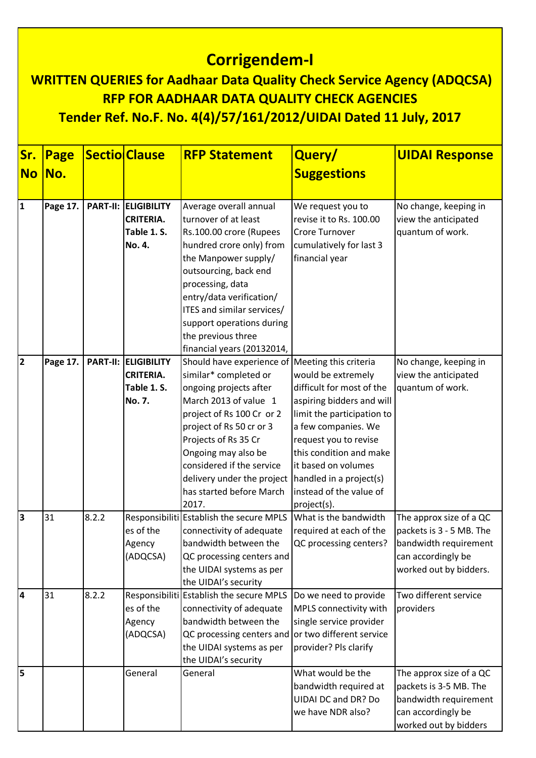# Corrigendem-I

## WRITTEN QUERIES for Aadhaar Data Quality Check Service Agency (ADQCSA)

## RFP FOR AADHAAR DATA QUALITY CHECK AGENCIES

## Tender Ref. No.F. No. 4(4)/57/161/2012/UIDAI Dated 11 July, 2017

| Sr. No | Page No. | Sectio | Clause | RFP Statement | Query/ Suggestions | UIDAI Response |
|---|---|---|---|---|---|---|
| 1 | Page 17. | PART-II: | ELIGIBILITY CRITERIA. Table 1. S. No. 4. | Average overall annual turnover of at least Rs.100.00 crore (Rupees hundred crore only) from the Manpower supply/ outsourcing, back end processing, data entry/data verification/ ITES and similar services/ support operations during the previous three financial years (20132014, | We request you to revise it to Rs. 100.00 Crore Turnover cumulatively for last 3 financial year | No change, keeping in view the anticipated quantum of work. |
| 2 | Page 17. | PART-II: | ELIGIBILITY CRITERIA. Table 1. S. No. 7. | Should have experience of similar* completed or ongoing projects after March 2013 of value 1 project of Rs 100 Cr or 2 project of Rs 50 cr or 3 Projects of Rs 35 Cr Ongoing may also be considered if the service delivery under the project has started before March 2017. | Meeting this criteria would be extremely difficult for most of the aspiring bidders and will limit the participation to a few companies. We request you to revise this condition and make it based on volumes handled in a project(s) instead of the value of project(s). | No change, keeping in view the anticipated quantum of work. |
| 3 | 31 | 8.2.2 | Responsibilities of the Agency (ADQCSA) | Establish the secure MPLS connectivity of adequate bandwidth between the QC processing centers and the UIDAI systems as per the UIDAI's security | What is the bandwidth required at each of the QC processing centers? | The approx size of a QC packets is 3 - 5 MB. The bandwidth requirement can accordingly be worked out by bidders. |
| 4 | 31 | 8.2.2 | Responsibilities of the Agency (ADQCSA) | Establish the secure MPLS connectivity of adequate bandwidth between the QC processing centers and the UIDAI systems as per the UIDAI's security | Do we need to provide MPLS connectivity with single service provider or two different service provider? Pls clarify | Two different service providers |
| 5 | | | General | General | What would be the bandwidth required at UIDAI DC and DR? Do we have NDR also? | The approx size of a QC packets is 3-5 MB. The bandwidth requirement can accordingly be worked out by bidders |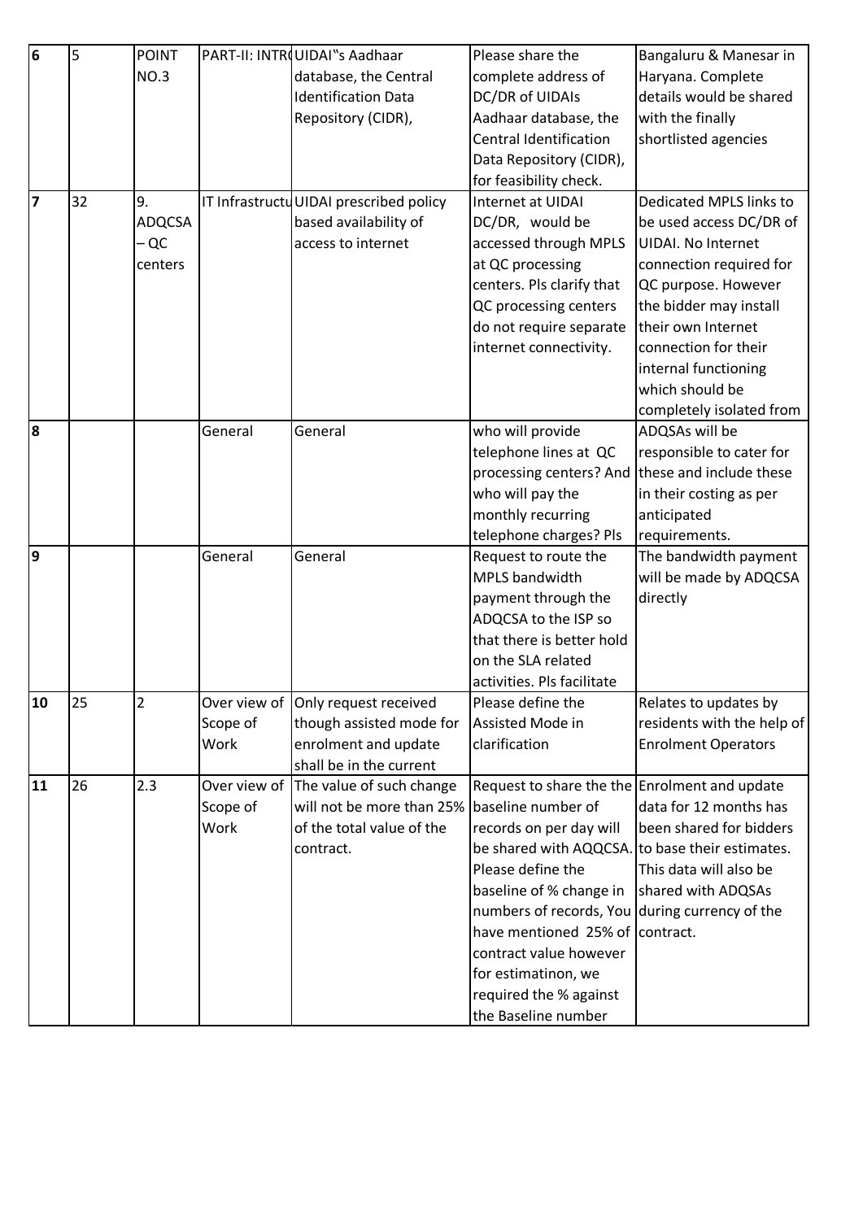| 6 | 5 | POINT NO.3 | PART-II: INTR( | UIDAI"s Aadhaar database, the Central Identification Data Repository (CIDR), | Please share the complete address of DC/DR of UIDAIs Aadhaar database, the Central Identification Data Repository (CIDR), for feasibility check. | Bangaluru & Manesar in Haryana. Complete details would be shared with the finally shortlisted agencies |
|---|---|---|---|---|---|---|
| 7 | 32 | 9. ADQCSA – QC centers | IT Infrastructu | UIDAI prescribed policy based availability of access to internet | Internet at UIDAI DC/DR, would be accessed through MPLS at QC processing centers. Pls clarify that QC processing centers do not require separate internet connectivity. | Dedicated MPLS links to be used access DC/DR of UIDAI. No Internet connection required for QC purpose. However the bidder may install their own Internet connection for their internal functioning which should be completely isolated from |
| 8 | | | General | General | who will provide telephone lines at QC processing centers? And who will pay the monthly recurring telephone charges? Pls | ADQSAs will be responsible to cater for these and include these in their costing as per anticipated requirements. |
| 9 | | | General | General | Request to route the MPLS bandwidth payment through the ADQCSA to the ISP so that there is better hold on the SLA related activities. Pls facilitate | The bandwidth payment will be made by ADQCSA directly |
| 10 | 25 | 2 | Over view of Scope of Work | Only request received though assisted mode for enrolment and update shall be in the current | Please define the Assisted Mode in clarification | Relates to updates by residents with the help of Enrolment Operators |
| 11 | 26 | 2.3 | Over view of Scope of Work | The value of such change will not be more than 25% of the total value of the contract. | Request to share the the baseline number of records on per day will be shared with AQQCSA. Please define the baseline of % change in numbers of records, You have mentioned 25% of contract value however for estimatinon, we required the % against the Baseline number | Enrolment and update data for 12 months has been shared for bidders to base their estimates. This data will also be shared with ADQSAs during currency of the contract. |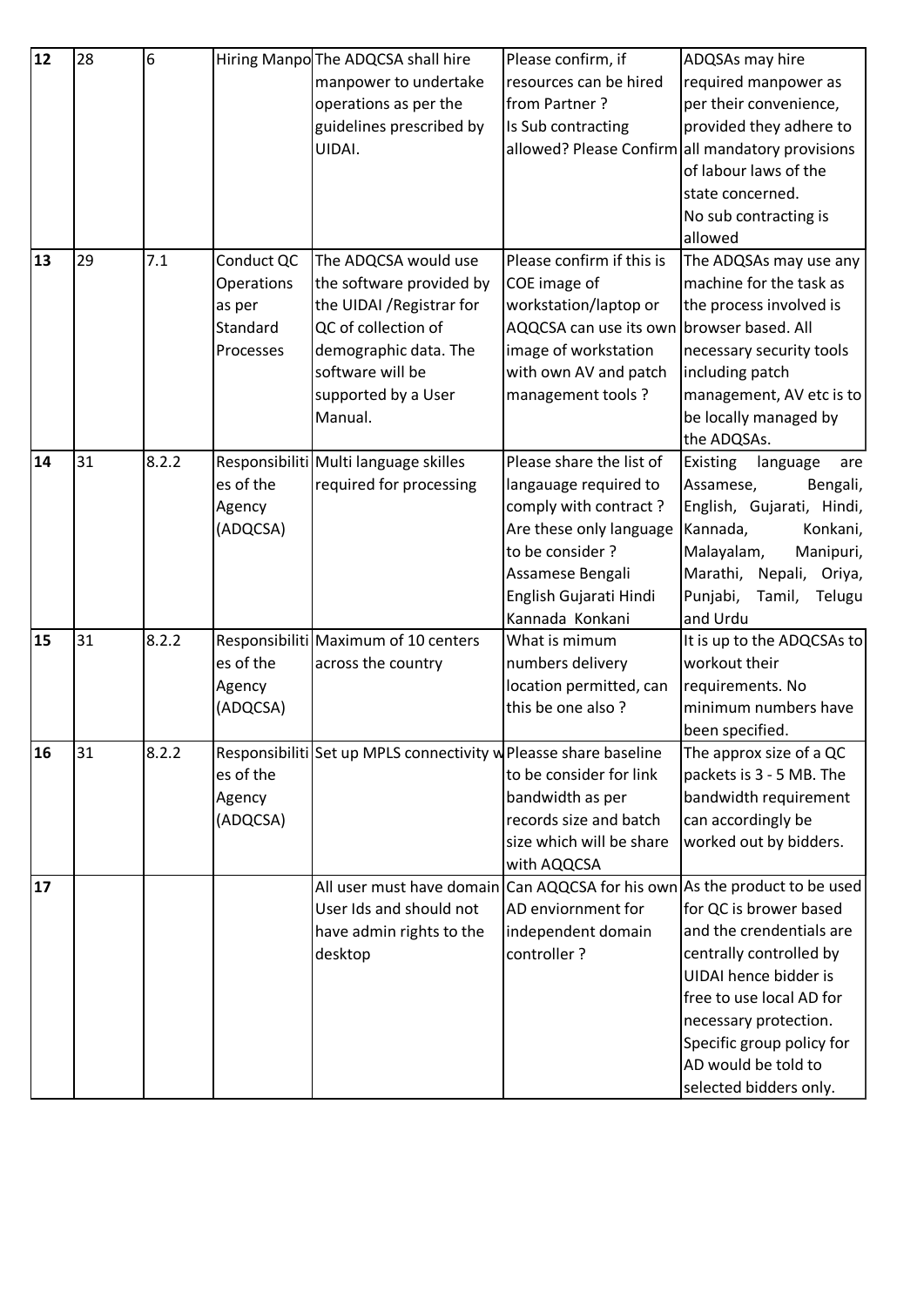| 12 | 28 | 6 | Hiring Manpo | The ADQCSA shall hire manpower to undertake operations as per the guidelines prescribed by UIDAI. | Please confirm, if resources can be hired from Partner ? Is Sub contracting allowed? Please Confirm | ADQSAs may hire required manpower as per their convenience, provided they adhere to all mandatory provisions of labour laws of the state concerned. No sub contracting is allowed |
|---|---|---|---|---|---|---|
| 13 | 29 | 7.1 | Conduct QC Operations as per Standard Processes | The ADQCSA would use the software provided by the UIDAI /Registrar for QC of collection of demographic data. The software will be supported by a User Manual. | Please confirm if this is COE image of workstation/laptop or AQQCSA can use its own image of workstation with own AV and patch management tools ? | The ADQSAs may use any machine for the task as the process involved is browser based. All necessary security tools including patch management, AV etc is to be locally managed by the ADQSAs. |
| 14 | 31 | 8.2.2 | Responsibilities of the Agency (ADQCSA) | Multi language skilles required for processing | Please share the list of langauage required to comply with contract ? Are these only language to be consider ? Assamese Bengali English Gujarati Hindi Kannada Konkani | Existing language are Assamese, Bengali, English, Gujarati, Hindi, Kannada, Konkani, Malayalam, Manipuri, Marathi, Nepali, Oriya, Punjabi, Tamil, Telugu and Urdu |
| 15 | 31 | 8.2.2 | Responsibilities of the Agency (ADQCSA) | Maximum of 10 centers across the country | What is mimum numbers delivery location permitted, can this be one also ? | It is up to the ADQCSAs to workout their requirements. No minimum numbers have been specified. |
| 16 | 31 | 8.2.2 | Responsibilities of the Agency (ADQCSA) | Set up MPLS connectivity w | Pleasse share baseline to be consider for link bandwidth as per records size and batch size which will be share with AQQCSA | The approx size of a QC packets is 3 - 5 MB. The bandwidth requirement can accordingly be worked out by bidders. |
| 17 | | | | All user must have domain User Ids and should not have admin rights to the desktop | Can AQQCSA for his own AD enviornment for independent domain controller ? | As the product to be used for QC is brower based and the crendentials are centrally controlled by UIDAI hence bidder is free to use local AD for necessary protection. Specific group policy for AD would be told to selected bidders only. |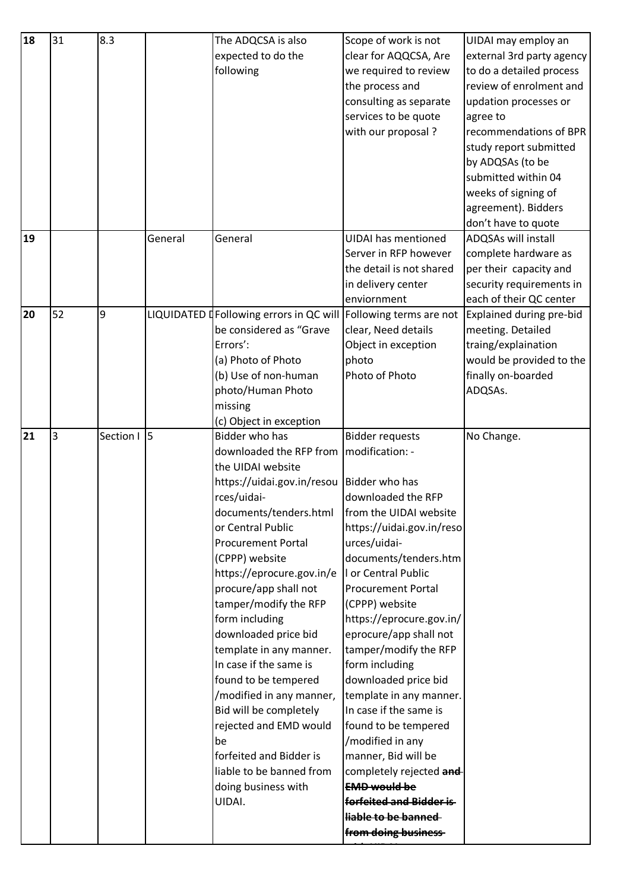| 18 | 31 | 8.3 | | The ADQCSA is also expected to do the following | Scope of work is not clear for AQQCSA, Are we required to review the process and consulting as separate services to be quote with our proposal ? | UIDAI may employ an external 3rd party agency to do a detailed process review of enrolment and updation processes or agree to recommendations of BPR study report submitted by ADQSAs (to be submitted within 04 weeks of signing of agreement). Bidders don't have to quote |
|---|---|---|---|---|---|---|
| 19 | | | General | General | UIDAI has mentioned Server in RFP however the detail is not shared in delivery center enviornment | ADQSAs will install complete hardware as per their capacity and security requirements in each of their QC center |
| 20 | 52 | 9 | LIQUIDATED D | Following errors in QC will be considered as "Grave Errors':<br>(a) Photo of Photo<br>(b) Use of non-human photo/Human Photo missing<br>(c) Object in exception | Following terms are not clear, Need details<br>Object in exception photo<br>Photo of Photo | Explained during pre-bid meeting. Detailed traing/explaination would be provided to the finally on-boarded ADQSAs. |
| 21 | 3 | Section I | 5 | Bidder who has downloaded the RFP from the UIDAI website https://uidai.gov.in/resources/uidai-documents/tenders.html or Central Public Procurement Portal (CPPP) website https://eprocure.gov.in/eprocure/app shall not tamper/modify the RFP form including downloaded price bid template in any manner. In case if the same is found to be tempered /modified in any manner, Bid will be completely rejected and EMD would be forfeited and Bidder is liable to be banned from doing business with UIDAI. | Bidder requests modification: -<br><br>Bidder who has downloaded the RFP from the UIDAI website https://uidai.gov.in/resources/uidai-documents/tenders.html or Central Public Procurement Portal (CPPP) website https://eprocure.gov.in/eprocure/app shall not tamper/modify the RFP form including downloaded price bid template in any manner. In case if the same is found to be tempered /modified in any manner, Bid will be completely rejected ~~and EMD would be forfeited and Bidder is liable to be banned from doing business~~ | No Change. |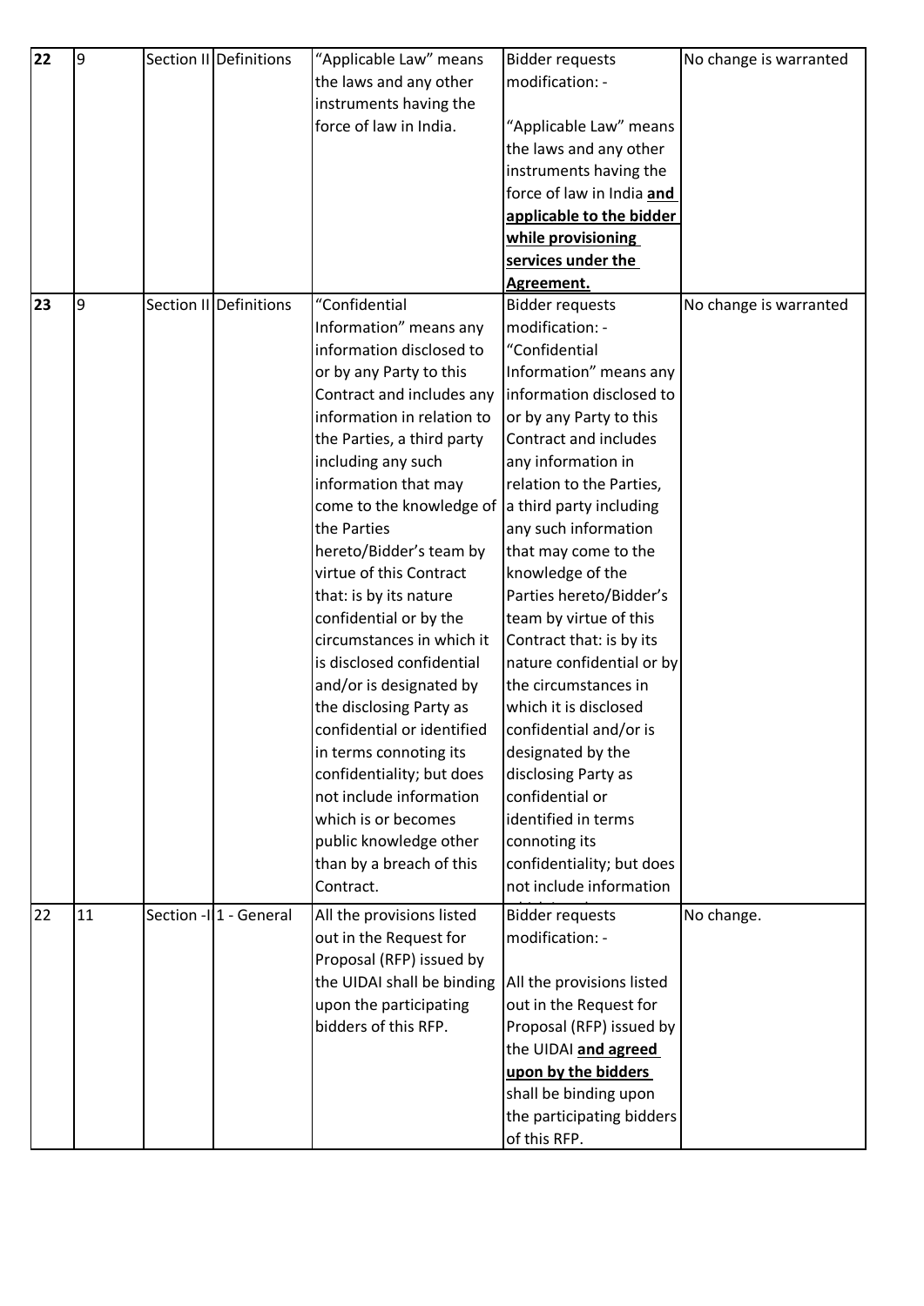| 22 | 9 | Section II | Definitions | "Applicable Law" means the laws and any other instruments having the force of law in India. | Bidder requests modification: -<br><br>"Applicable Law" means the laws and any other instruments having the force of law in India **and applicable to the bidder while provisioning services under the Agreement.** | No change is warranted |
|---|---|---|---|---|---|---|
| 23 | 9 | Section II | Definitions | "Confidential Information" means any information disclosed to or by any Party to this Contract and includes any information in relation to the Parties, a third party including any such information that may come to the knowledge of the Parties hereto/Bidder's team by virtue of this Contract that: is by its nature confidential or by the circumstances in which it is disclosed confidential and/or is designated by the disclosing Party as confidential or identified in terms connoting its confidentiality; but does not include information which is or becomes public knowledge other than by a breach of this Contract. | Bidder requests modification: -<br>"Confidential Information" means any information disclosed to or by any Party to this Contract and includes any information in relation to the Parties, a third party including any such information that may come to the knowledge of the Parties hereto/Bidder's team by virtue of this Contract that: is by its nature confidential or by the circumstances in which it is disclosed confidential and/or is designated by the disclosing Party as confidential or identified in terms connoting its confidentiality; but does not include information | No change is warranted |
| 22 | 11 | Section -I | 1 - General | All the provisions listed out in the Request for Proposal (RFP) issued by the UIDAI shall be binding upon the participating bidders of this RFP. | Bidder requests modification: -<br><br>All the provisions listed out in the Request for Proposal (RFP) issued by the UIDAI **and agreed upon by the bidders** shall be binding upon the participating bidders of this RFP. | No change. |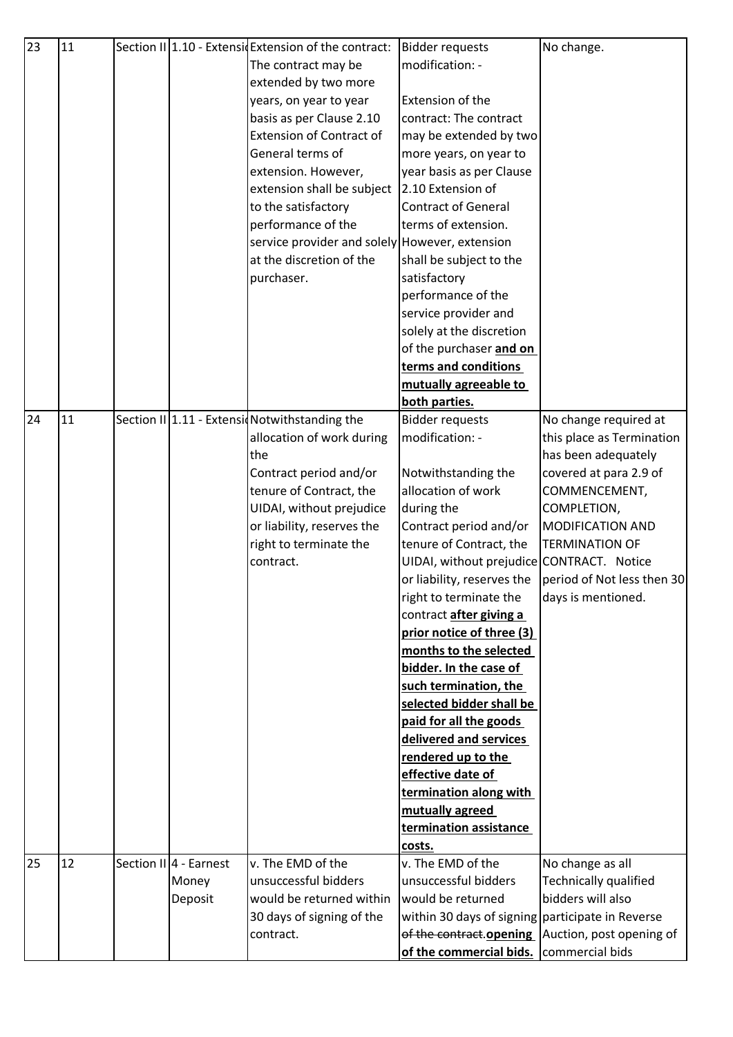| 23 | 11 | Section II | 1.10 - Extensi | Extension of the contract: The contract may be extended by two more years, on year to year basis as per Clause 2.10 Extension of Contract of General terms of extension. However, extension shall be subject to the satisfactory performance of the service provider and solely at the discretion of the purchaser. | Bidder requests modification: - Extension of the contract: The contract may be extended by two more years, on year to year basis as per Clause 2.10 Extension of Contract of General terms of extension. However, extension shall be subject to the satisfactory performance of the service provider and solely at the discretion of the purchaser **and on terms and conditions mutually agreeable to both parties.** | No change. |
|---|---|---|---|---|---|---|
| 24 | 11 | Section II | 1.11 - Extensi | Notwithstanding the allocation of work during the Contract period and/or tenure of Contract, the UIDAI, without prejudice or liability, reserves the right to terminate the contract. | Bidder requests modification: - Notwithstanding the allocation of work during the Contract period and/or tenure of Contract, the UIDAI, without prejudice or liability, reserves the right to terminate the contract **after giving a prior notice of three (3) months to the selected bidder. In the case of such termination, the selected bidder shall be paid for all the goods delivered and services rendered up to the effective date of termination along with mutually agreed termination assistance costs.** | No change required at this place as Termination has been adequately covered at para 2.9 of COMMENCEMENT, COMPLETION, MODIFICATION AND TERMINATION OF CONTRACT. Notice period of Not less then 30 days is mentioned. |
| 25 | 12 | Section II | 4 - Earnest Money Deposit | v. The EMD of the unsuccessful bidders would be returned within 30 days of signing of the contract. | v. The EMD of the unsuccessful bidders would be returned within 30 days of signing ~~of the contract.~~**opening of the commercial bids.** | No change as all Technically qualified bidders will also participate in Reverse Auction, post opening of commercial bids |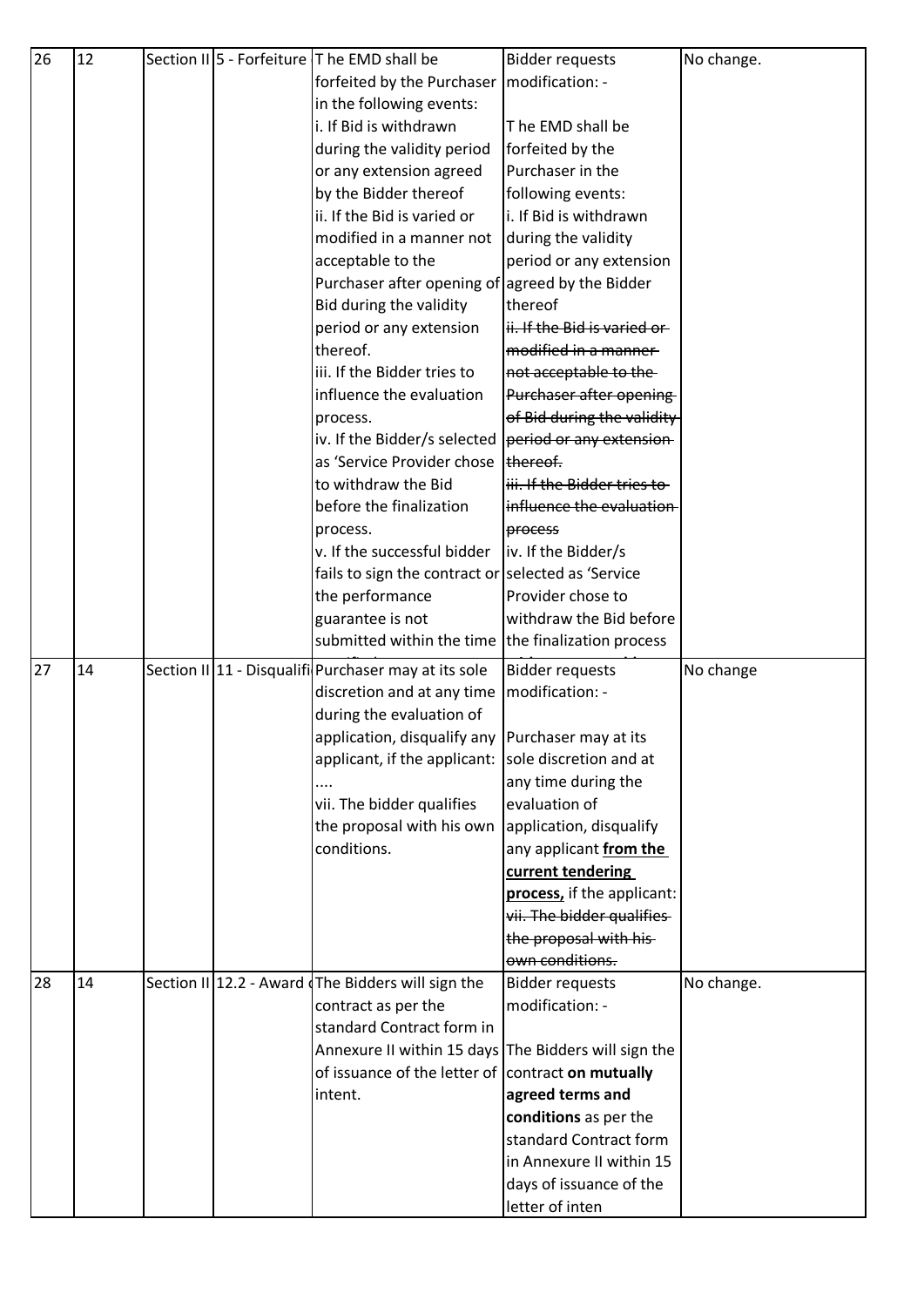| 26 | 12 | Section II | 5 - Forfeiture | T he EMD shall be forfeited by the Purchaser in the following events:<br>i. If Bid is withdrawn during the validity period or any extension agreed by the Bidder thereof<br>ii. If the Bid is varied or modified in a manner not acceptable to the Purchaser after opening of Bid during the validity period or any extension thereof.<br>iii. If the Bidder tries to influence the evaluation process.<br>iv. If the Bidder/s selected as 'Service Provider chose to withdraw the Bid before the finalization process.<br>v. If the successful bidder fails to sign the contract or the performance guarantee is not submitted within the time | Bidder requests modification: -<br><br>T he EMD shall be forfeited by the Purchaser in the following events:<br>i. If Bid is withdrawn during the validity period or any extension agreed by the Bidder thereof<br>~~ii. If the Bid is varied or modified in a manner not acceptable to the Purchaser after opening of Bid during the validity period or any extension thereof.~~<br>~~iii. If the Bidder tries to influence the evaluation process~~<br>iv. If the Bidder/s selected as 'Service Provider chose to withdraw the Bid before the finalization process | No change. |
|---|---|---|---|---|---|---|
| 27 | 14 | Section II | 11 - Disqualifi | Purchaser may at its sole discretion and at any time during the evaluation of application, disqualify any applicant, if the applicant:<br>....<br>vii. The bidder qualifies the proposal with his own conditions. | Bidder requests modification: -<br><br>Purchaser may at its sole discretion and at any time during the evaluation of application, disqualify any applicant **from the current tendering process,** if the applicant:<br>~~vii. The bidder qualifies the proposal with his own conditions.~~ | No change |
| 28 | 14 | Section II | 12.2 - Award | The Bidders will sign the contract as per the standard Contract form in Annexure II within 15 days of issuance of the letter of intent. | Bidder requests modification: -<br><br>The Bidders will sign the contract **on mutually agreed terms and conditions** as per the standard Contract form in Annexure II within 15 days of issuance of the letter of inten | No change. |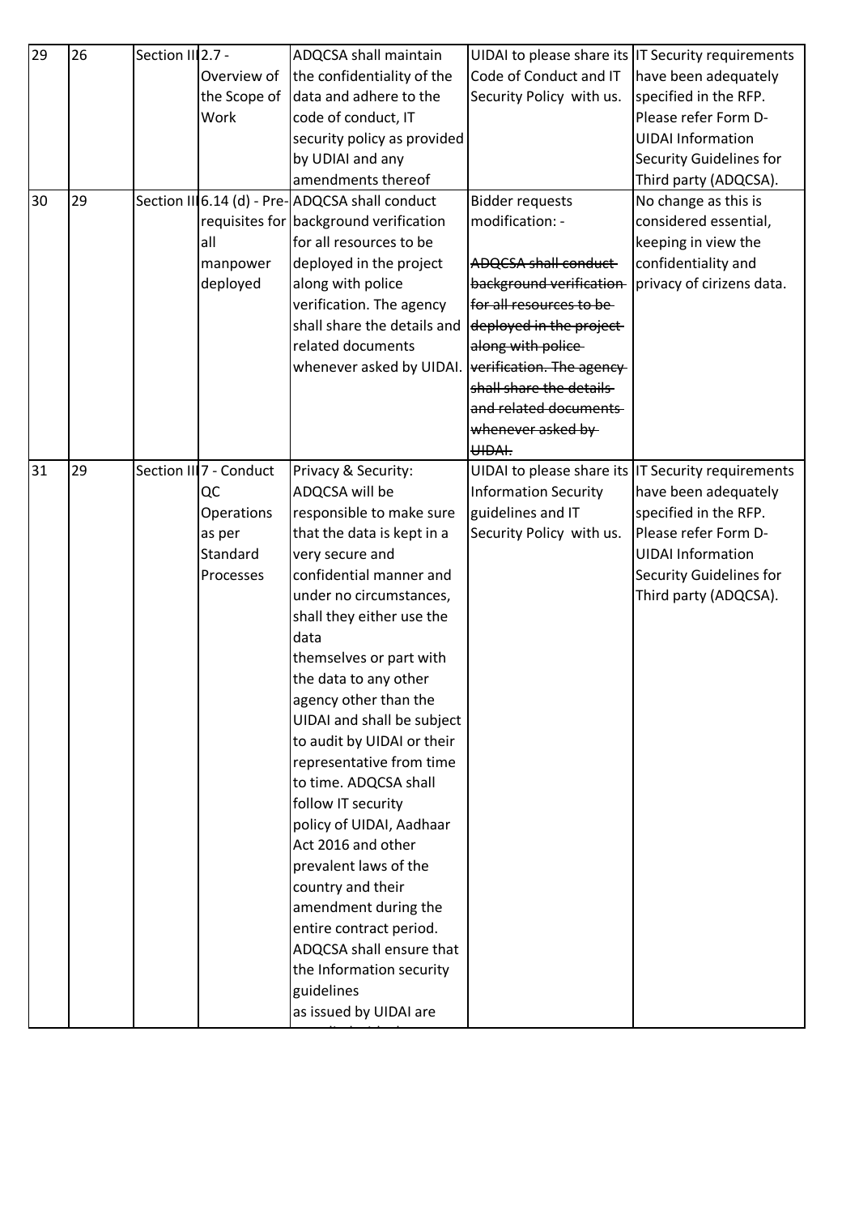| 29 | 26 | Section III | 2.7 - Overview of the Scope of Work | ADQCSA shall maintain the confidentiality of the data and adhere to the code of conduct, IT security policy as provided by UDIAI and any amendments thereof | UIDAI to please share its Code of Conduct and IT Security Policy with us. | IT Security requirements have been adequately specified in the RFP. Please refer Form D-UIDAI Information Security Guidelines for Third party (ADQCSA). |
|---|---|---|---|---|---|---|
| 30 | 29 | Section III | 6.14 (d) - Pre-requisites for all manpower deployed | ADQCSA shall conduct background verification for all resources to be deployed in the project along with police verification. The agency shall share the details and related documents whenever asked by UIDAI. | Bidder requests modification: - ~~ADQCSA shall conduct background verification for all resources to be deployed in the project along with police verification. The agency shall share the details and related documents whenever asked by UIDAI.~~ | No change as this is considered essential, keeping in view the confidentiality and privacy of cirizens data. |
| 31 | 29 | Section III | 7 - Conduct QC Operations as per Standard Processes | Privacy & Security: ADQCSA will be responsible to make sure that the data is kept in a very secure and confidential manner and under no circumstances, shall they either use the data themselves or part with the data to any other agency other than the UIDAI and shall be subject to audit by UIDAI or their representative from time to time. ADQCSA shall follow IT security policy of UIDAI, Aadhaar Act 2016 and other prevalent laws of the country and their amendment during the entire contract period. ADQCSA shall ensure that the Information security guidelines as issued by UIDAI are | UIDAI to please share its Information Security guidelines and IT Security Policy with us. | IT Security requirements have been adequately specified in the RFP. Please refer Form D-UIDAI Information Security Guidelines for Third party (ADQCSA). |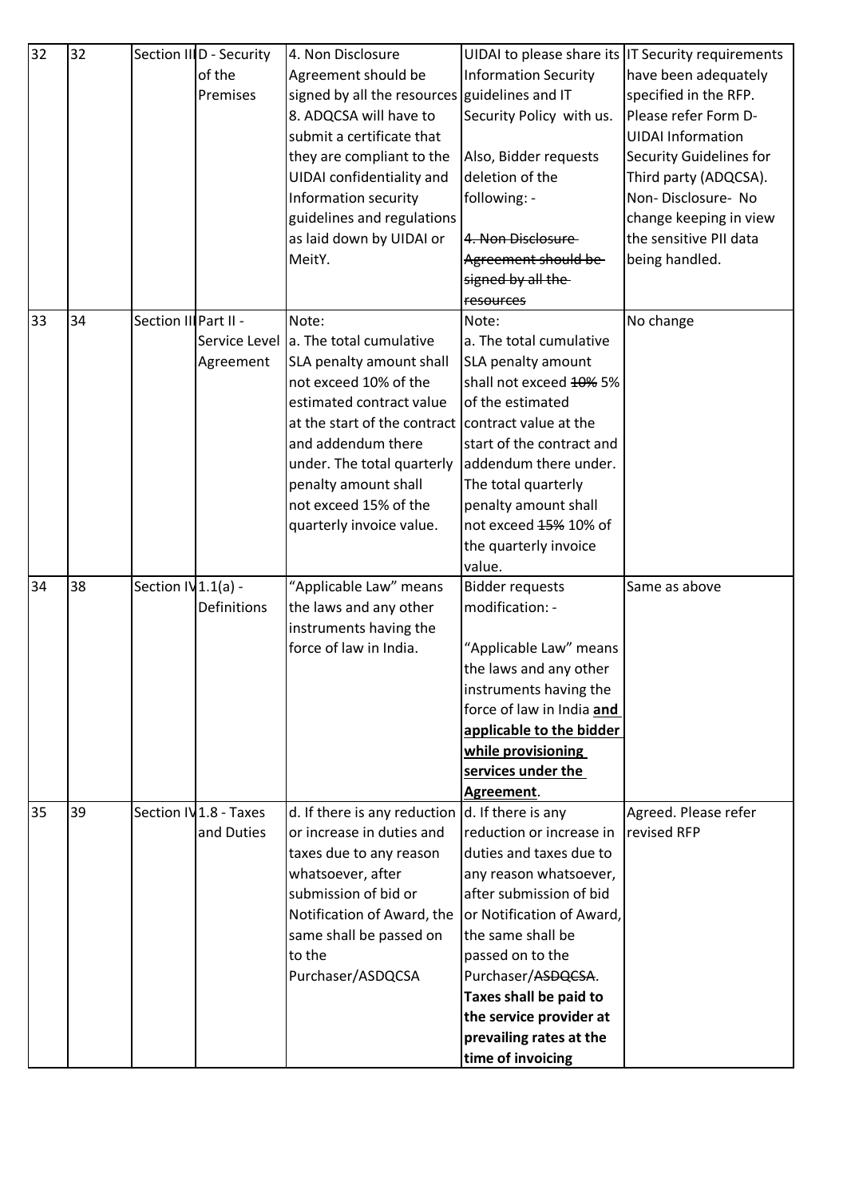| 32 | 32 | Section III | D - Security of the Premises | 4. Non Disclosure Agreement should be signed by all the resources 8. ADQCSA will have to submit a certificate that they are compliant to the UIDAI confidentiality and Information security guidelines and regulations as laid down by UIDAI or MeitY. | UIDAI to please share its Information Security guidelines and IT Security Policy with us.<br><br>Also, Bidder requests deletion of the following: -<br><br>~~4. Non Disclosure Agreement should be signed by all the resources~~ | IT Security requirements have been adequately specified in the RFP. Please refer Form D-UIDAI Information Security Guidelines for Third party (ADQCSA). Non- Disclosure- No change keeping in view the sensitive PII data being handled. |
|---|---|---|---|---|---|---|
| 33 | 34 | Section III | Part II - Service Level Agreement | Note:<br>a. The total cumulative SLA penalty amount shall not exceed 10% of the estimated contract value at the start of the contract and addendum there under. The total quarterly penalty amount shall not exceed 15% of the quarterly invoice value. | Note:<br>a. The total cumulative SLA penalty amount shall not exceed ~~10%~~ 5% of the estimated contract value at the start of the contract and addendum there under. The total quarterly penalty amount shall not exceed ~~15%~~ 10% of the quarterly invoice value. | No change |
| 34 | 38 | Section IV | 1.1(a) - Definitions | "Applicable Law" means the laws and any other instruments having the force of law in India. | Bidder requests modification: -<br><br>"Applicable Law" means the laws and any other instruments having the force of law in India **and applicable to the bidder while provisioning services under the Agreement**. | Same as above |
| 35 | 39 | Section IV | 1.8 - Taxes and Duties | d. If there is any reduction or increase in duties and taxes due to any reason whatsoever, after submission of bid or Notification of Award, the same shall be passed on to the Purchaser/ASDQCSA | d. If there is any reduction or increase in duties and taxes due to any reason whatsoever, after submission of bid or Notification of Award, the same shall be passed on to the Purchaser/~~ASDQCSA~~. **Taxes shall be paid to the service provider at prevailing rates at the time of invoicing** | Agreed. Please refer revised RFP |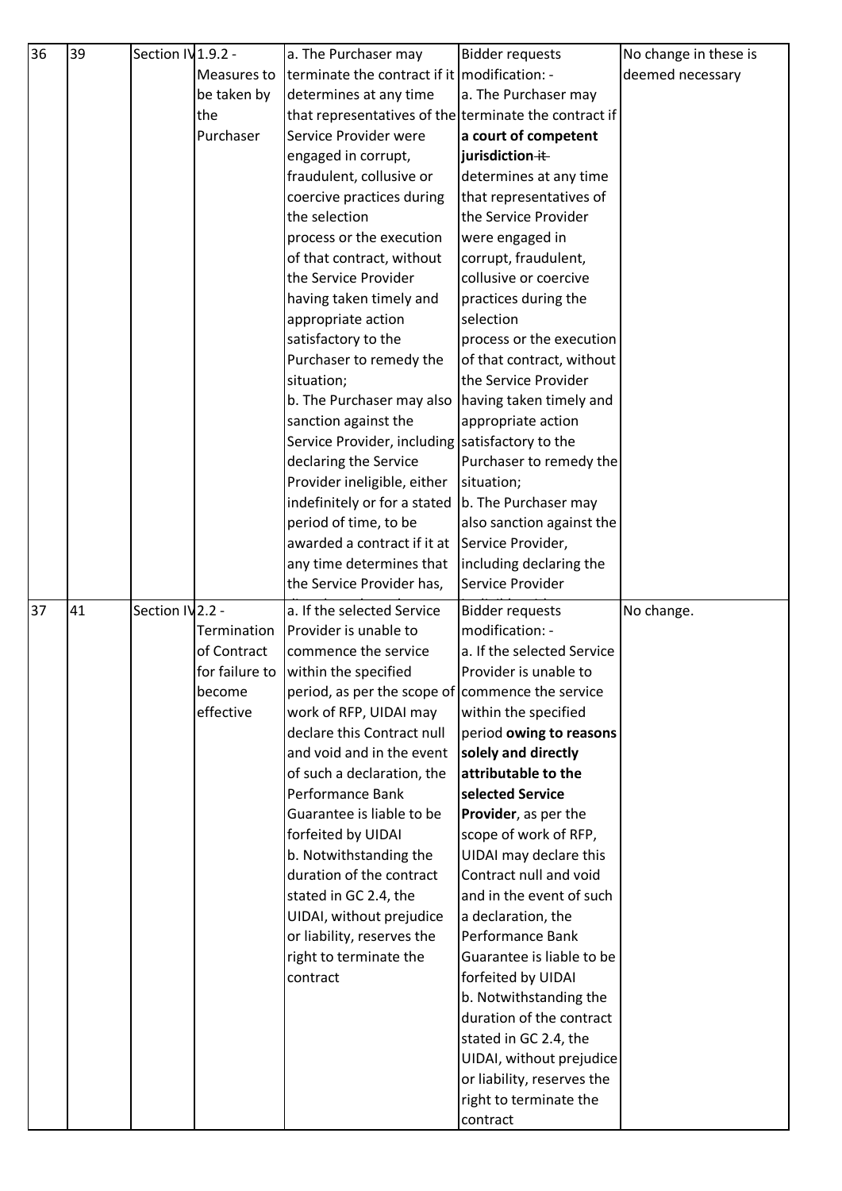| 36 | 39 | Section IV | 1.9.2 - Measures to be taken by the Purchaser | a. The Purchaser may terminate the contract if it determines at any time that representatives of the Service Provider were engaged in corrupt, fraudulent, collusive or coercive practices during the selection process or the execution of that contract, without the Service Provider having taken timely and appropriate action satisfactory to the Purchaser to remedy the situation; b. The Purchaser may also sanction against the Service Provider, including declaring the Service Provider ineligible, either indefinitely or for a stated period of time, to be awarded a contract if it at any time determines that the Service Provider has, | Bidder requests modification: - a. The Purchaser may terminate the contract if **a court of competent jurisdiction** ~~it~~ determines at any time that representatives of the Service Provider were engaged in corrupt, fraudulent, collusive or coercive practices during the selection process or the execution of that contract, without the Service Provider having taken timely and appropriate action satisfactory to the Purchaser to remedy the situation; b. The Purchaser may also sanction against the Service Provider, including declaring the Service Provider | No change in these is deemed necessary |
|---|---|---|---|---|---|---|
| 37 | 41 | Section IV | 2.2 - Termination of Contract for failure to become effective | a. If the selected Service Provider is unable to commence the service within the specified period, as per the scope of work of RFP, UIDAI may declare this Contract null and void and in the event of such a declaration, the Performance Bank Guarantee is liable to be forfeited by UIDAI b. Notwithstanding the duration of the contract stated in GC 2.4, the UIDAI, without prejudice or liability, reserves the right to terminate the contract | Bidder requests modification: - a. If the selected Service Provider is unable to commence the service within the specified period **owing to reasons solely and directly attributable to the selected Service Provider**, as per the scope of work of RFP, UIDAI may declare this Contract null and void and in the event of such a declaration, the Performance Bank Guarantee is liable to be forfeited by UIDAI b. Notwithstanding the duration of the contract stated in GC 2.4, the UIDAI, without prejudice or liability, reserves the right to terminate the contract | No change. |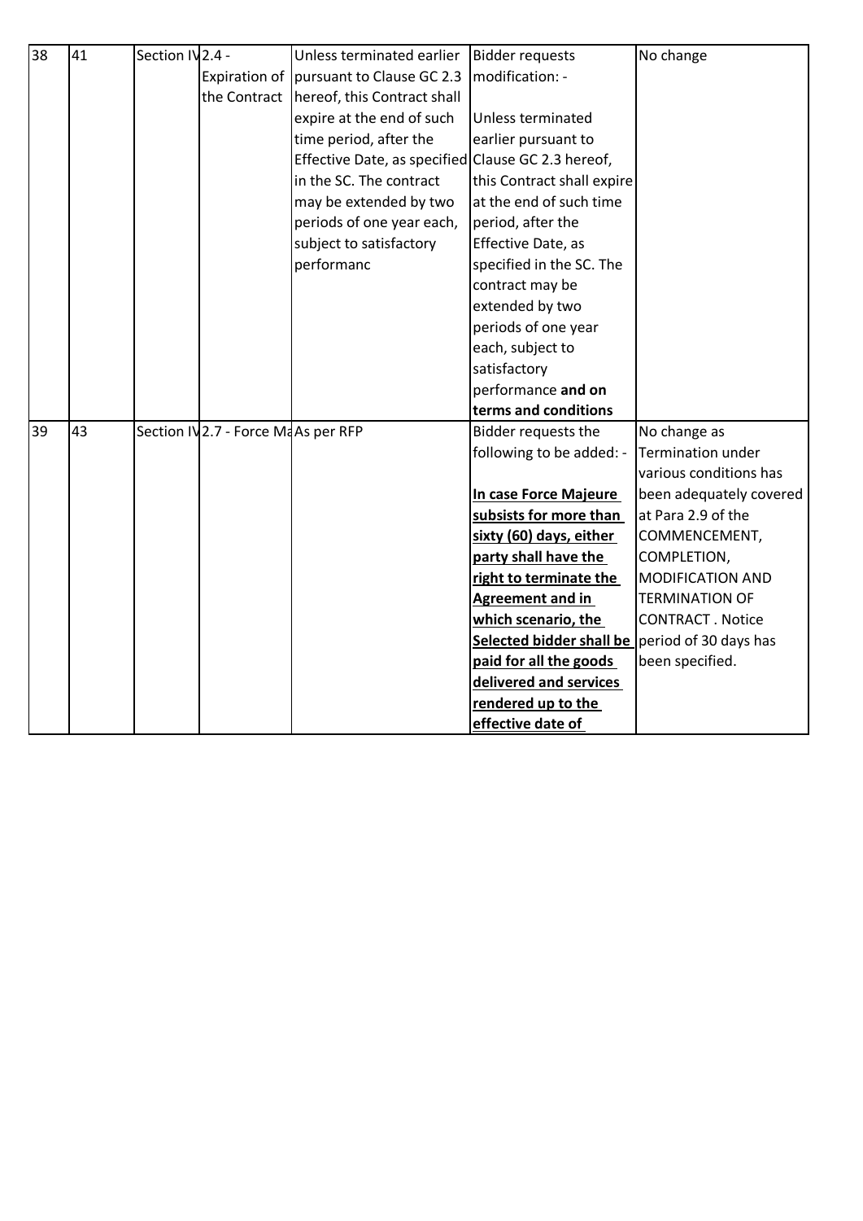| 38 | 41 | Section IV | 2.4 - Expiration of the Contract | Unless terminated earlier pursuant to Clause GC 2.3 hereof, this Contract shall expire at the end of such time period, after the Effective Date, as specified in the SC. The contract may be extended by two periods of one year each, subject to satisfactory performanc | Bidder requests modification: -<br><br>Unless terminated earlier pursuant to Clause GC 2.3 hereof, this Contract shall expire at the end of such time period, after the Effective Date, as specified in the SC. The contract may be extended by two periods of one year each, subject to satisfactory performance **and on terms and conditions** | No change |
|---|---|---|---|---|---|---|
| 39 | 43 | Section IV | 2.7 - Force Ma | As per RFP | Bidder requests the following to be added: -<br><br>**In case Force Majeure subsists for more than sixty (60) days, either party shall have the right to terminate the Agreement and in which scenario, the Selected bidder shall be paid for all the goods delivered and services rendered up to the effective date of** | No change as Termination under various conditions has been adequately covered at Para 2.9 of the COMMENCEMENT, COMPLETION, MODIFICATION AND TERMINATION OF CONTRACT . Notice period of 30 days has been specified. |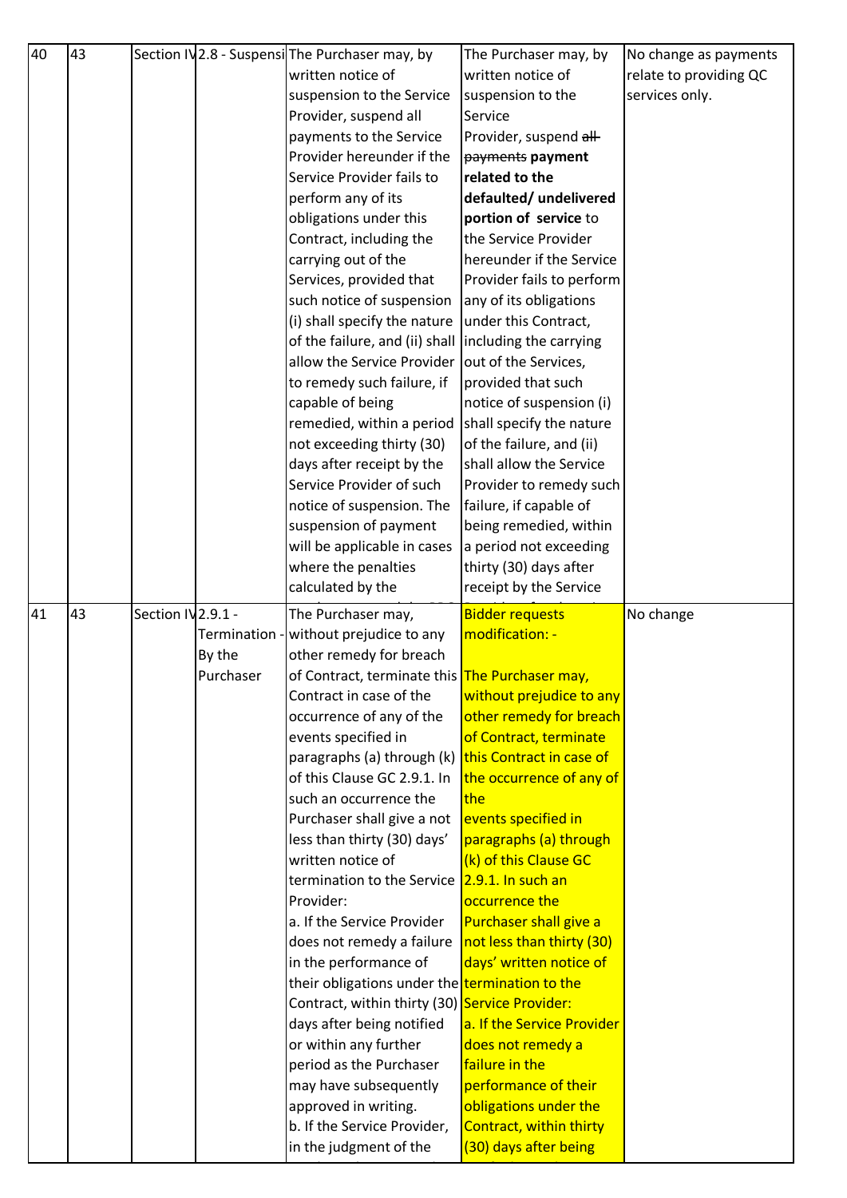| 40 | 43 | Section IV | 2.8 - Suspensi | The Purchaser may, by written notice of suspension to the Service Provider, suspend all payments to the Service Provider hereunder if the Service Provider fails to perform any of its obligations under this Contract, including the carrying out of the Services, provided that such notice of suspension (i) shall specify the nature of the failure, and (ii) shall allow the Service Provider to remedy such failure, if capable of being remedied, within a period not exceeding thirty (30) days after receipt by the Service Provider of such notice of suspension. The suspension of payment will be applicable in cases where the penalties calculated by the | The Purchaser may, by written notice of suspension to the Service Provider, suspend ~~all payments~~ **payment related to the defaulted/ undelivered portion of service** to the Service Provider hereunder if the Service Provider fails to perform any of its obligations under this Contract, including the carrying out of the Services, provided that such notice of suspension (i) shall specify the nature of the failure, and (ii) shall allow the Service Provider to remedy such failure, if capable of being remedied, within a period not exceeding thirty (30) days after receipt by the Service | No change as payments relate to providing QC services only. |
|---|---|---|---|---|---|---|
| 41 | 43 | Section IV | 2.9.1 - Termination - By the Purchaser | The Purchaser may, without prejudice to any other remedy for breach of Contract, terminate this Contract in case of the occurrence of any of the events specified in paragraphs (a) through (k) of this Clause GC 2.9.1. In such an occurrence the Purchaser shall give a not less than thirty (30) days' written notice of termination to the Service Provider:<br>a. If the Service Provider does not remedy a failure in the performance of their obligations under the Contract, within thirty (30) days after being notified or within any further period as the Purchaser may have subsequently approved in writing.<br>b. If the Service Provider, in the judgment of the | Bidder requests modification: -<br><br>The Purchaser may, without prejudice to any other remedy for breach of Contract, terminate this Contract in case of the occurrence of any of the events specified in paragraphs (a) through (k) of this Clause GC 2.9.1. In such an occurrence the Purchaser shall give a not less than thirty (30) days' written notice of termination to the Service Provider:<br>a. If the Service Provider does not remedy a failure in the performance of their obligations under the Contract, within thirty (30) days after being | No change |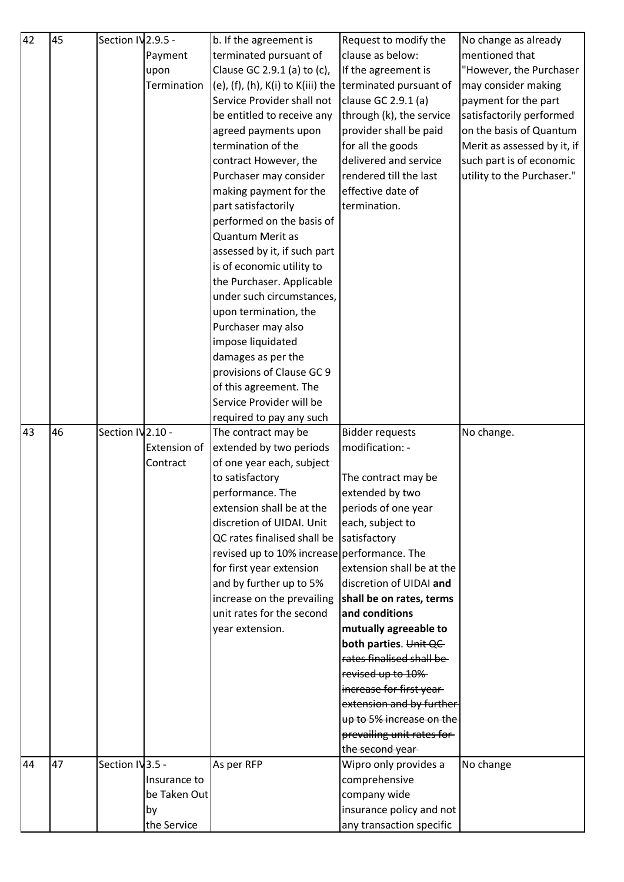| 42 | 45 | Section IV | 2.9.5 - Payment upon Termination | b. If the agreement is terminated pursuant of Clause GC 2.9.1 (a) to (c), (e), (f), (h), K(i) to K(iii) the Service Provider shall not be entitled to receive any agreed payments upon termination of the contract However, the Purchaser may consider making payment for the part satisfactorily performed on the basis of Quantum Merit as assessed by it, if such part is of economic utility to the Purchaser. Applicable under such circumstances, upon termination, the Purchaser may also impose liquidated damages as per the provisions of Clause GC 9 of this agreement. The Service Provider will be required to pay any such | Request to modify the clause as below: If the agreement is terminated pursuant of clause GC 2.9.1 (a) through (k), the service provider shall be paid for all the goods delivered and service rendered till the last effective date of termination. | No change as already mentioned that "However, the Purchaser may consider making payment for the part satisfactorily performed on the basis of Quantum Merit as assessed by it, if such part is of economic utility to the Purchaser." |
|---|---|---|---|---|---|---|
| 43 | 46 | Section IV | 2.10 - Extension of Contract | The contract may be extended by two periods of one year each, subject to satisfactory performance. The extension shall be at the discretion of UIDAI. Unit QC rates finalised shall be revised up to 10% increase for first year extension and by further up to 5% increase on the prevailing unit rates for the second year extension. | Bidder requests modification: - The contract may be extended by two periods of one year each, subject to satisfactory performance. The extension shall be at the discretion of UIDAI **and shall be on rates, terms and conditions mutually agreeable to both parties**. ~~Unit QC rates finalised shall be revised up to 10% increase for first year extension and by further up to 5% increase on the prevailing unit rates for the second year~~ | No change. |
| 44 | 47 | Section IV | 3.5 - Insurance to be Taken Out by the Service | As per RFP | Wipro only provides a comprehensive company wide insurance policy and not any transaction specific | No change |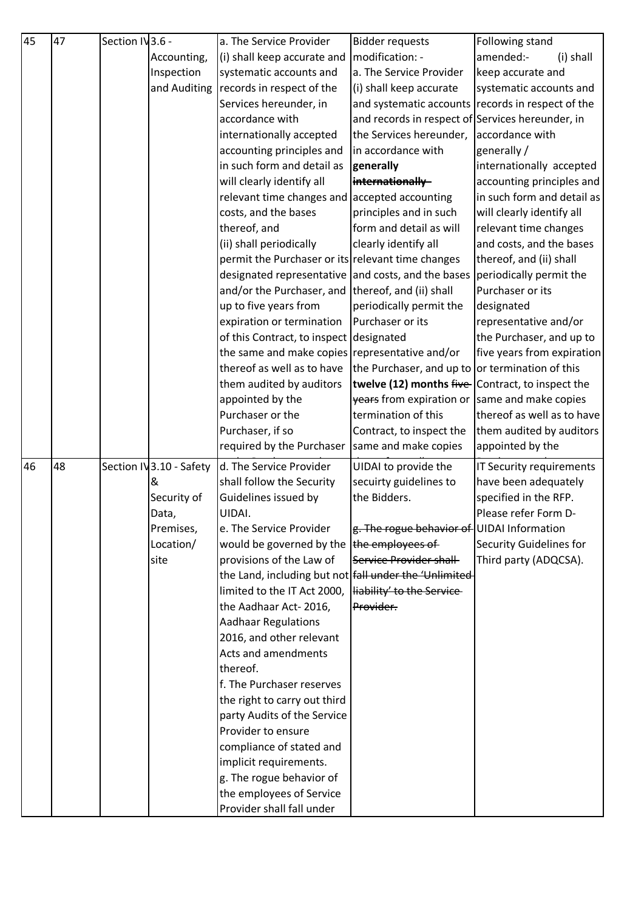| 45 | 47 | Section IV | 3.6 - Accounting, Inspection and Auditing | a. The Service Provider (i) shall keep accurate and systematic accounts and records in respect of the Services hereunder, in accordance with internationally accepted accounting principles and in such form and detail as will clearly identify all relevant time changes and costs, and the bases thereof, and (ii) shall periodically permit the Purchaser or its designated representative and/or the Purchaser, and up to five years from expiration or termination of this Contract, to inspect the same and make copies thereof as well as to have them audited by auditors appointed by the Purchaser or the Purchaser, if so required by the Purchaser | Bidder requests modification: - a. The Service Provider (i) shall keep accurate and systematic accounts and records in respect of the Services hereunder, in accordance with **generally** ~~**internationally**~~ accepted accounting principles and in such form and detail as will clearly identify all relevant time changes and costs, and the bases thereof, and (ii) shall periodically permit the Purchaser or its designated representative and/or the Purchaser, and up to **twelve (12) months** ~~five years~~ from expiration or termination of this Contract, to inspect the same and make copies | Following stand amended:- (i) shall keep accurate and systematic accounts and records in respect of the Services hereunder, in accordance with generally / internationally accepted accounting principles and in such form and detail as will clearly identify all relevant time changes and costs, and the bases thereof, and (ii) shall periodically permit the Purchaser or its designated representative and/or the Purchaser, and up to five years from expiration or termination of this Contract, to inspect the same and make copies thereof as well as to have them audited by auditors appointed by the |
|---|---|---|---|---|---|---|
| 46 | 48 | Section IV | 3.10 - Safety & Security of Data, Premises, Location/ site | d. The Service Provider shall follow the Security Guidelines issued by UIDAI.<br>e. The Service Provider would be governed by the provisions of the Law of the Land, including but not limited to the IT Act 2000, the Aadhaar Act- 2016, Aadhaar Regulations 2016, and other relevant Acts and amendments thereof.<br>f. The Purchaser reserves the right to carry out third party Audits of the Service Provider to ensure compliance of stated and implicit requirements.<br>g. The rogue behavior of the employees of Service Provider shall fall under | UIDAI to provide the secuirty guidelines to the Bidders.<br><br>~~g. The rogue behavior of the employees of Service Provider shall fall under the 'Unlimited liability' to the Service Provider.~~ | IT Security requirements have been adequately specified in the RFP. Please refer Form D- UIDAI Information Security Guidelines for Third party (ADQCSA). |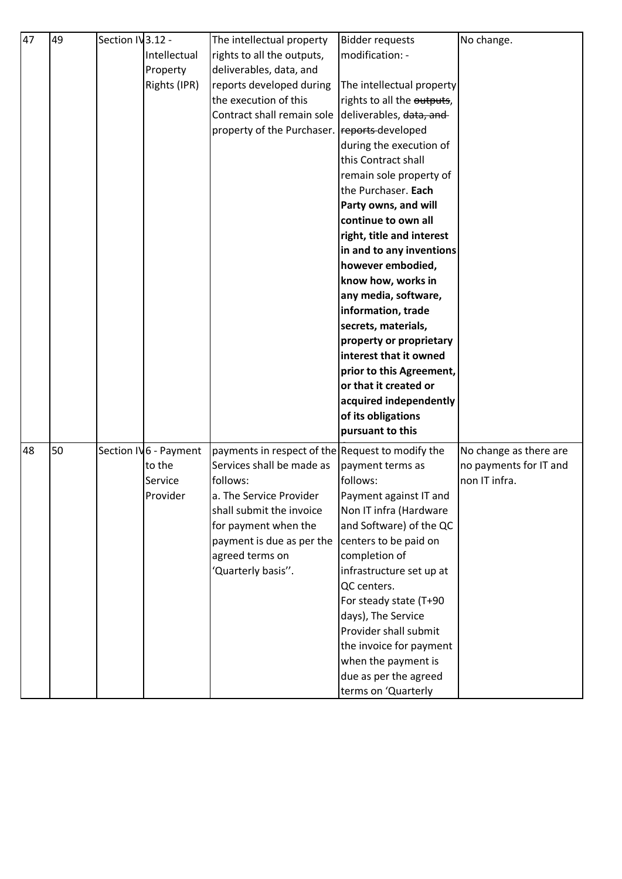| 47 | 49 | Section IV | 3.12 - Intellectual Property Rights (IPR) | The intellectual property rights to all the outputs, deliverables, data, and reports developed during the execution of this Contract shall remain sole property of the Purchaser. | Bidder requests modification: - <br><br>The intellectual property rights to all the ~~outputs~~, deliverables, ~~data, and reports~~ developed during the execution of this Contract shall remain sole property of the Purchaser. **Each Party owns, and will continue to own all right, title and interest in and to any inventions however embodied, know how, works in any media, software, information, trade secrets, materials, property or proprietary interest that it owned prior to this Agreement, or that it created or acquired independently of its obligations pursuant to this** | No change. |
|---|---|---|---|---|---|---|
| 48 | 50 | Section IV | 6 - Payment to the Service Provider | payments in respect of the Services shall be made as follows:<br>a. The Service Provider shall submit the invoice for payment when the payment is due as per the agreed terms on 'Quarterly basis''. | Request to modify the payment terms as follows:<br>Payment against IT and Non IT infra (Hardware and Software) of the QC centers to be paid on completion of infrastructure set up at QC centers.<br>For steady state (T+90 days), The Service Provider shall submit the invoice for payment when the payment is due as per the agreed terms on 'Quarterly | No change as there are no payments for IT and non IT infra. |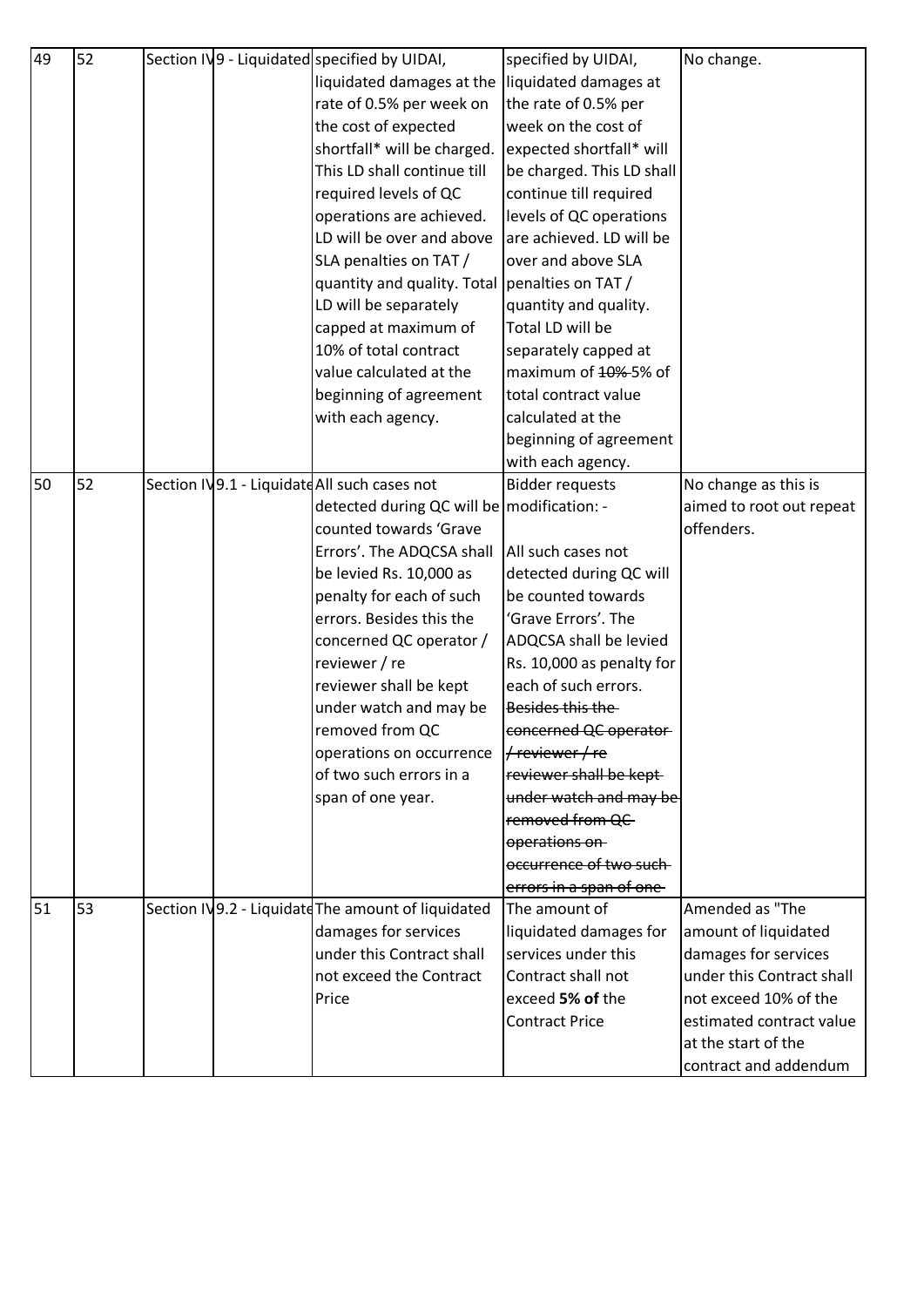| 49 | 52 | | Section IV | 9 - Liquidated | specified by UIDAI, liquidated damages at the rate of 0.5% per week on the cost of expected shortfall* will be charged. This LD shall continue till required levels of QC operations are achieved. LD will be over and above SLA penalties on TAT / quantity and quality. Total LD will be separately capped at maximum of 10% of total contract value calculated at the beginning of agreement with each agency. | specified by UIDAI, liquidated damages at the rate of 0.5% per week on the cost of expected shortfall* will be charged. This LD shall continue till required levels of QC operations are achieved. LD will be over and above SLA penalties on TAT / quantity and quality. Total LD will be separately capped at maximum of ~~10%~~ 5% of total contract value calculated at the beginning of agreement with each agency. | No change. |
|---|---|---|---|---|---|---|---|
| 50 | 52 | | Section IV | 9.1 - Liquidated | All such cases not detected during QC will be counted towards 'Grave Errors'. The ADQCSA shall be levied Rs. 10,000 as penalty for each of such errors. Besides this the concerned QC operator / reviewer / re reviewer shall be kept under watch and may be removed from QC operations on occurrence of two such errors in a span of one year. | Bidder requests modification: - All such cases not detected during QC will be counted towards 'Grave Errors'. The ADQCSA shall be levied Rs. 10,000 as penalty for each of such errors. ~~Besides this the concerned QC operator / reviewer / re reviewer shall be kept under watch and may be removed from QC operations on occurrence of two such errors in a span of one~~ | No change as this is aimed to root out repeat offenders. |
| 51 | 53 | | Section IV | 9.2 - Liquidated | The amount of liquidated damages for services under this Contract shall not exceed the Contract Price | The amount of liquidated damages for services under this Contract shall not exceed **5% of** the Contract Price | Amended as "The amount of liquidated damages for services under this Contract shall not exceed 10% of the estimated contract value at the start of the contract and addendum |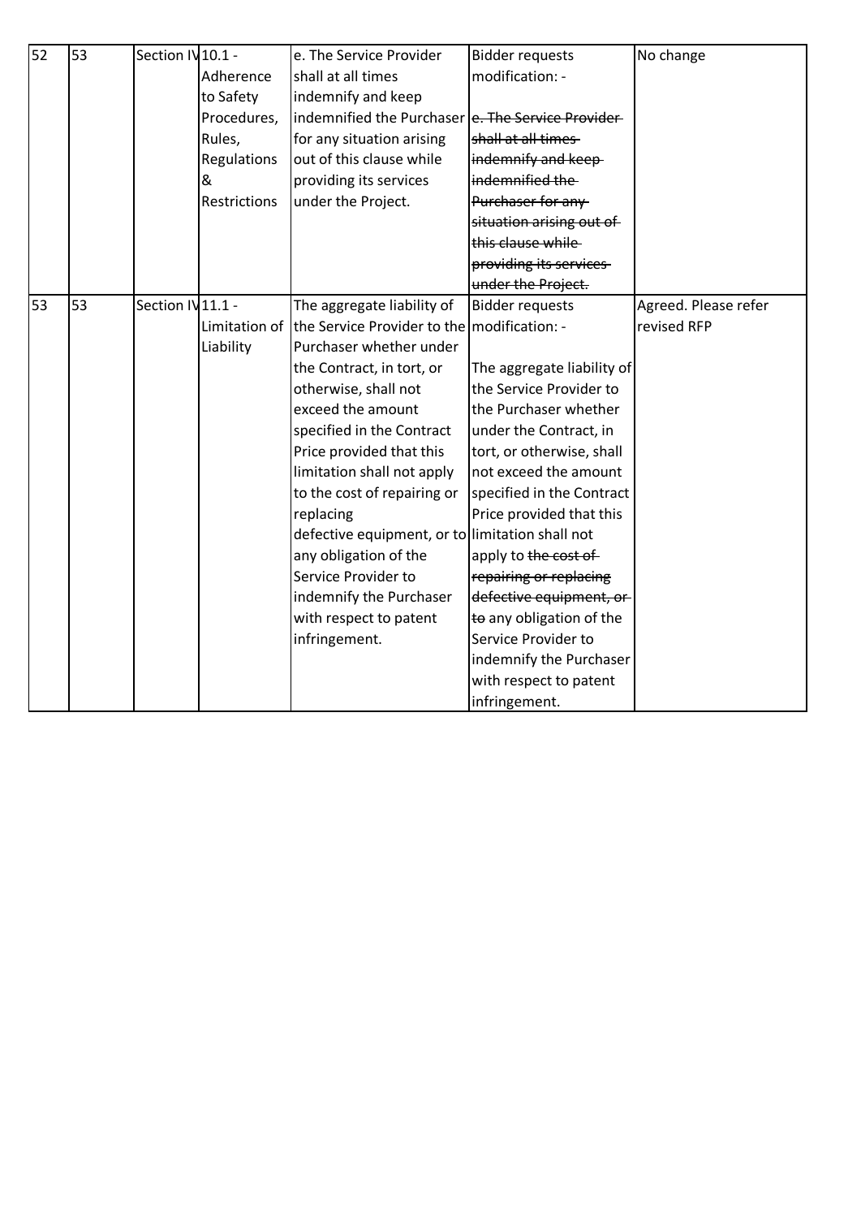| 52 | 53 | Section IV | 10.1 - Adherence to Safety Procedures, Rules, Regulations & Restrictions | e. The Service Provider shall at all times indemnify and keep indemnified the Purchaser for any situation arising out of this clause while providing its services under the Project. | Bidder requests modification: - ~~e. The Service Provider shall at all times indemnify and keep indemnified the Purchaser for any situation arising out of this clause while providing its services under the Project.~~ | No change |
|---|---|---|---|---|---|---|
| 53 | 53 | Section IV | 11.1 - Limitation of Liability | The aggregate liability of the Service Provider to the Purchaser whether under the Contract, in tort, or otherwise, shall not exceed the amount specified in the Contract Price provided that this limitation shall not apply to the cost of repairing or replacing defective equipment, or to any obligation of the Service Provider to indemnify the Purchaser with respect to patent infringement. | Bidder requests modification: - The aggregate liability of the Service Provider to the Purchaser whether under the Contract, in tort, or otherwise, shall not exceed the amount specified in the Contract Price provided that this limitation shall not apply to ~~the cost of repairing or replacing defective equipment, or to~~ any obligation of the Service Provider to indemnify the Purchaser with respect to patent infringement. | Agreed. Please refer revised RFP |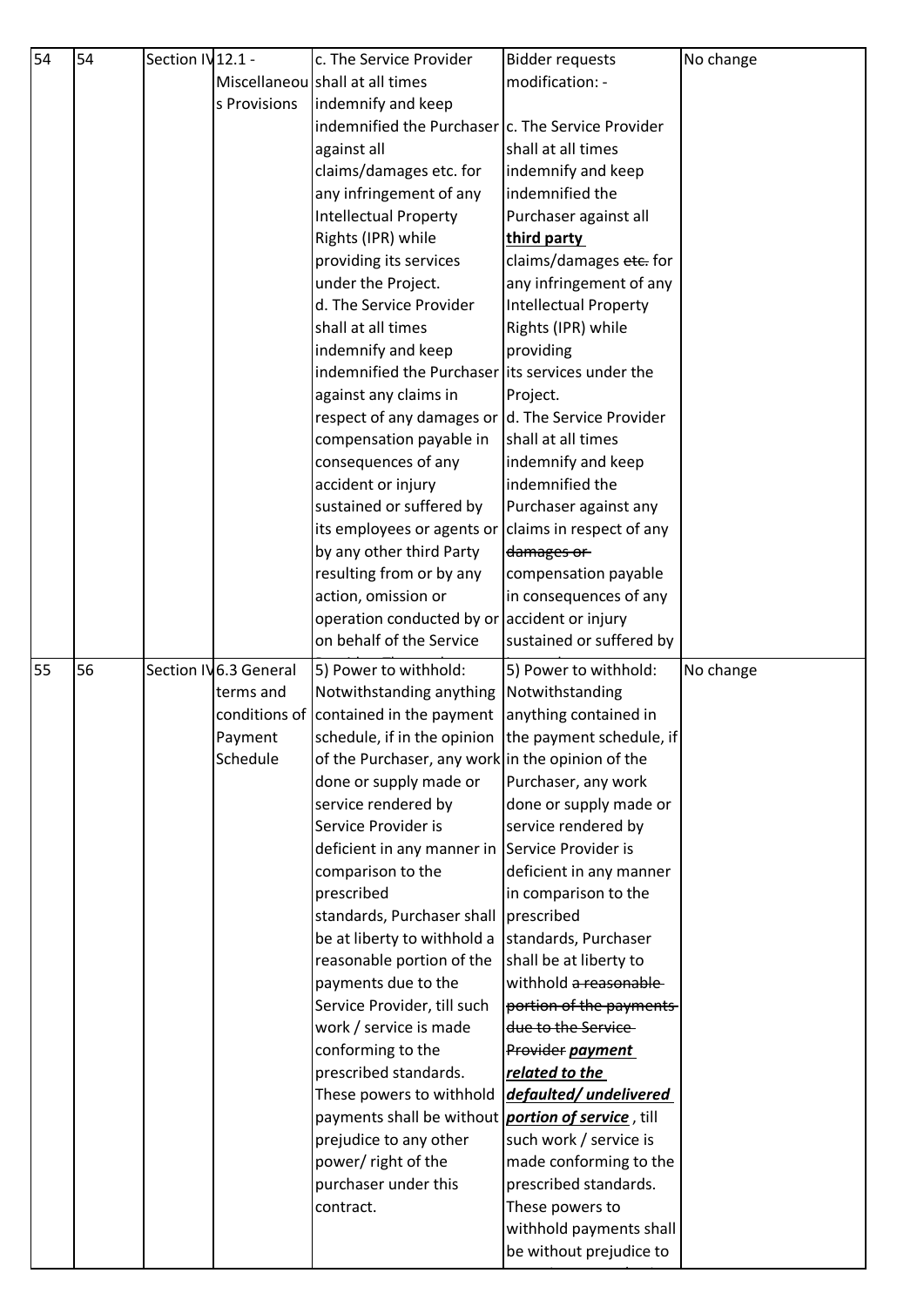| 54 | 54 | Section IV | 12.1 - Miscellaneous Provisions | c. The Service Provider shall at all times indemnify and keep indemnified the Purchaser against all claims/damages etc. for any infringement of any Intellectual Property Rights (IPR) while providing its services under the Project.<br>d. The Service Provider shall at all times indemnify and keep indemnified the Purchaser against any claims in respect of any damages or compensation payable in consequences of any accident or injury sustained or suffered by its employees or agents or by any other third Party resulting from or by any action, omission or operation conducted by or on behalf of the Service | Bidder requests modification: -<br>c. The Service Provider shall at all times indemnify and keep indemnified the Purchaser against all **third party** claims/damages ~~etc.~~ for any infringement of any Intellectual Property Rights (IPR) while providing its services under the Project.<br>d. The Service Provider shall at all times indemnify and keep indemnified the Purchaser against any claims in respect of any ~~damages or~~ compensation payable in consequences of any accident or injury sustained or suffered by | No change |
|---|---|---|---|---|---|---|
| 55 | 56 | Section IV | 6.3 General terms and conditions of Payment Schedule | 5) Power to withhold: Notwithstanding anything contained in the payment schedule, if in the opinion of the Purchaser, any work done or supply made or service rendered by Service Provider is deficient in any manner in comparison to the prescribed standards, Purchaser shall be at liberty to withhold a reasonable portion of the payments due to the Service Provider, till such work / service is made conforming to the prescribed standards. These powers to withhold payments shall be without prejudice to any other power/ right of the purchaser under this contract. | 5) Power to withhold: Notwithstanding anything contained in the payment schedule, if in the opinion of the Purchaser, any work done or supply made or service rendered by Service Provider is deficient in any manner in comparison to the prescribed standards, Purchaser shall be at liberty to withhold ~~a reasonable portion of the payments due to the Service Provider~~ ***payment related to the defaulted/ undelivered portion of service***, till such work / service is made conforming to the prescribed standards. These powers to withhold payments shall be without prejudice to | No change |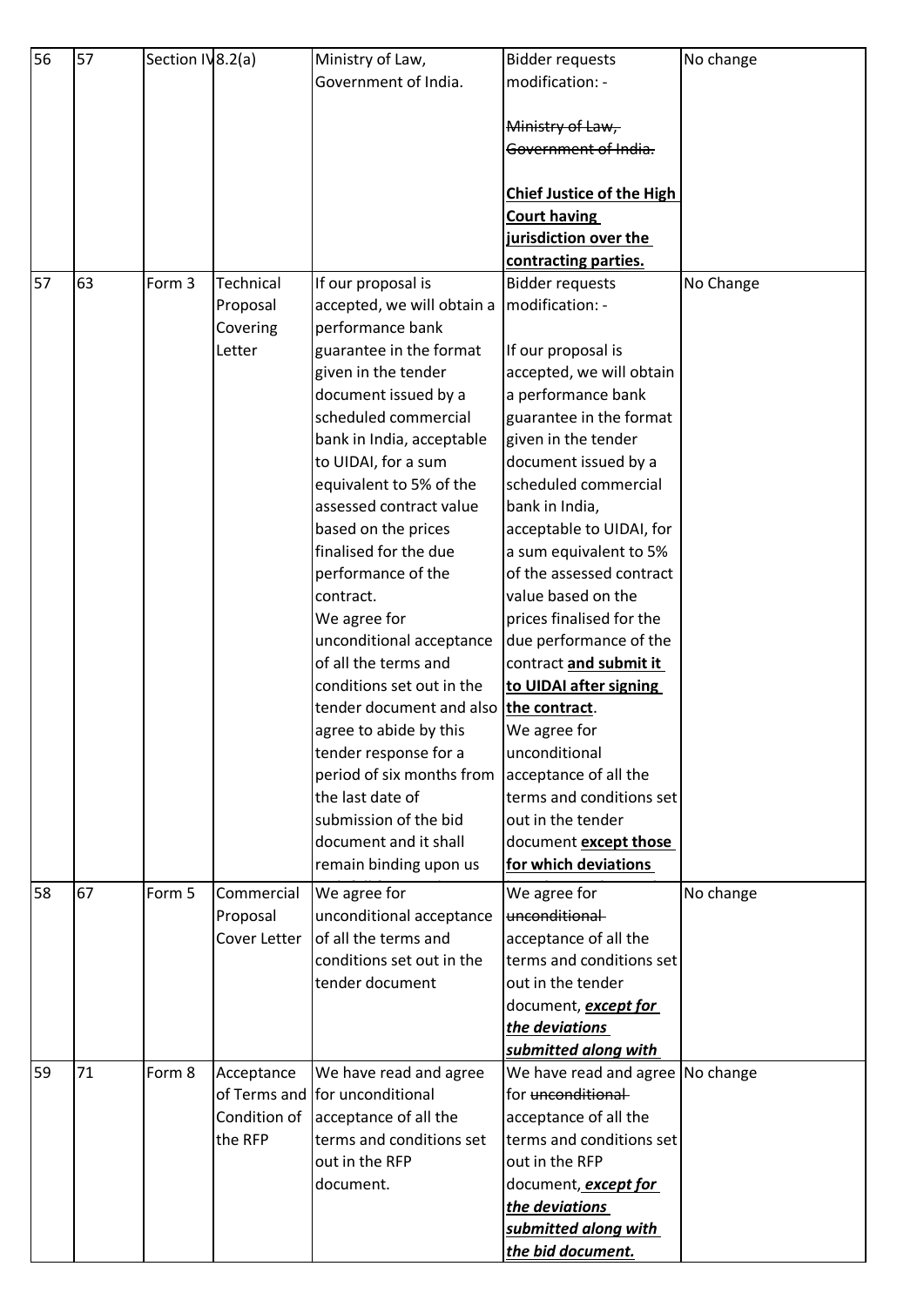| 56 | 57 | Section IV | 8.2(a) | Ministry of Law, Government of India. | Bidder requests modification: - <br><br> ~~Ministry of Law, Government of India.~~ <br><br> **Chief Justice of the High Court having jurisdiction over the contracting parties.** | No change |
|---|---|---|---|---|---|---|
| 57 | 63 | Form 3 | Technical Proposal Covering Letter | If our proposal is accepted, we will obtain a performance bank guarantee in the format given in the tender document issued by a scheduled commercial bank in India, acceptable to UIDAI, for a sum equivalent to 5% of the assessed contract value based on the prices finalised for the due performance of the contract. <br> We agree for unconditional acceptance of all the terms and conditions set out in the tender document and also agree to abide by this tender response for a period of six months from the last date of submission of the bid document and it shall remain binding upon us | Bidder requests modification: - <br><br> If our proposal is accepted, we will obtain a performance bank guarantee in the format given in the tender document issued by a scheduled commercial bank in India, acceptable to UIDAI, for a sum equivalent to 5% of the assessed contract value based on the prices finalised for the due performance of the contract **and submit it to UIDAI after signing the contract**. <br> We agree for unconditional acceptance of all the terms and conditions set out in the tender document **except those for which deviations** | No Change |
| 58 | 67 | Form 5 | Commercial Proposal Cover Letter | We agree for unconditional acceptance of all the terms and conditions set out in the tender document | We agree for ~~unconditional~~ acceptance of all the terms and conditions set out in the tender document, ***except for the deviations submitted along with*** | No change |
| 59 | 71 | Form 8 | Acceptance of Terms and Condition of the RFP | We have read and agree for unconditional acceptance of all the terms and conditions set out in the RFP document. | We have read and agree for ~~unconditional~~ acceptance of all the terms and conditions set out in the RFP document, ***except for the deviations submitted along with the bid document.*** | No change |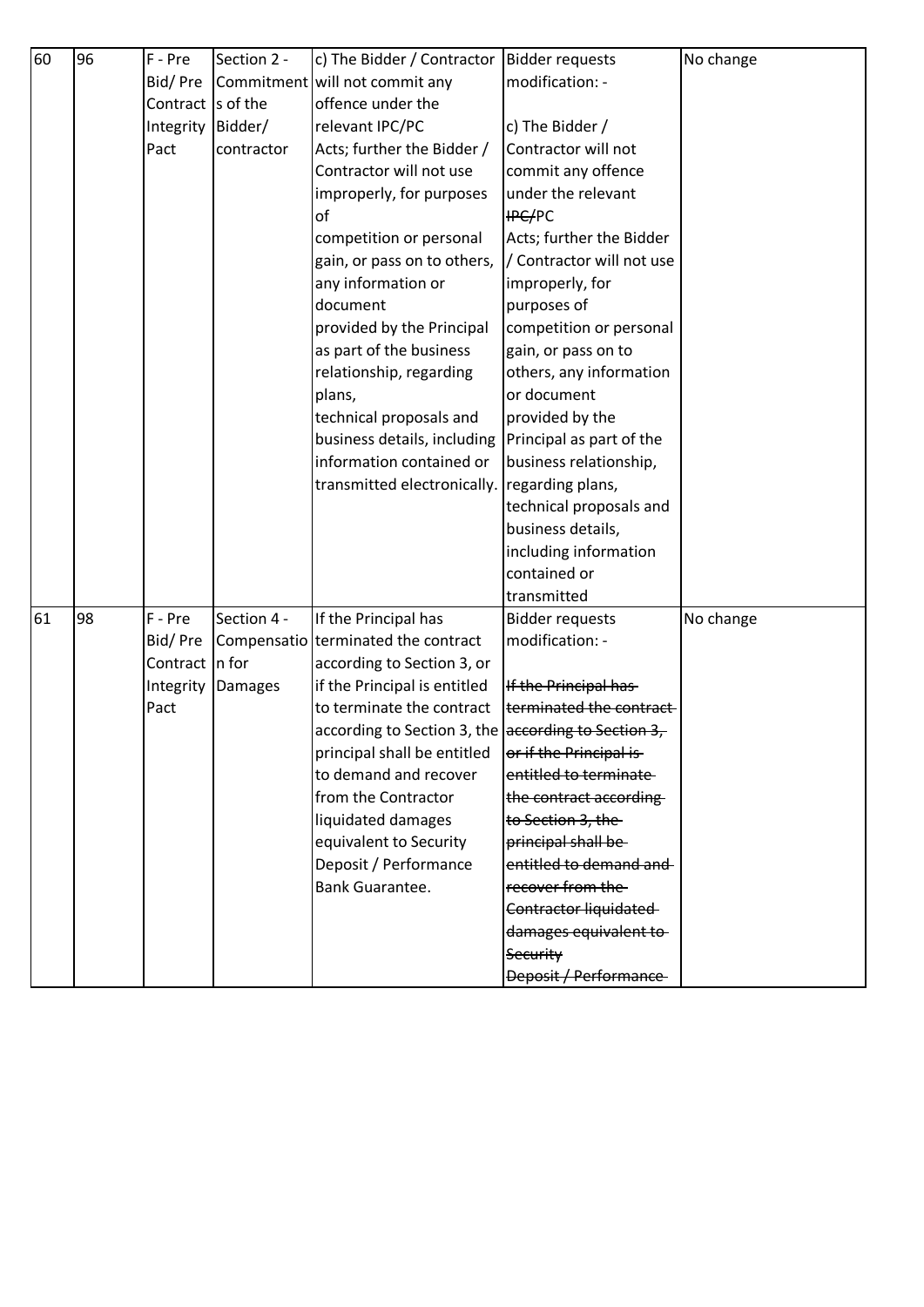| 60 | 96 | F - Pre Bid/ Pre Contract Integrity Pact | Section 2 - Commitments of the Bidder/ contractor | c) The Bidder / Contractor will not commit any offence under the relevant IPC/PC Acts; further the Bidder / Contractor will not use improperly, for purposes of competition or personal gain, or pass on to others, any information or document provided by the Principal as part of the business relationship, regarding plans, technical proposals and business details, including information contained or transmitted electronically. | Bidder requests modification: - <br><br> c) The Bidder / Contractor will not commit any offence under the relevant ~~IPC/~~PC Acts; further the Bidder / Contractor will not use improperly, for purposes of competition or personal gain, or pass on to others, any information or document provided by the Principal as part of the business relationship, regarding plans, technical proposals and business details, including information contained or transmitted | No change |
|---|---|---|---|---|---|---|
| 61 | 98 | F - Pre Bid/ Pre Contract Integrity Pact | Section 4 - Compensation for Damages | If the Principal has terminated the contract according to Section 3, or if the Principal is entitled to terminate the contract according to Section 3, the principal shall be entitled to demand and recover from the Contractor liquidated damages equivalent to Security Deposit / Performance Bank Guarantee. | Bidder requests modification: - <br><br> ~~If the Principal has terminated the contract according to Section 3, or if the Principal is entitled to terminate the contract according to Section 3, the principal shall be entitled to demand and recover from the Contractor liquidated damages equivalent to Security Deposit / Performance~~ | No change |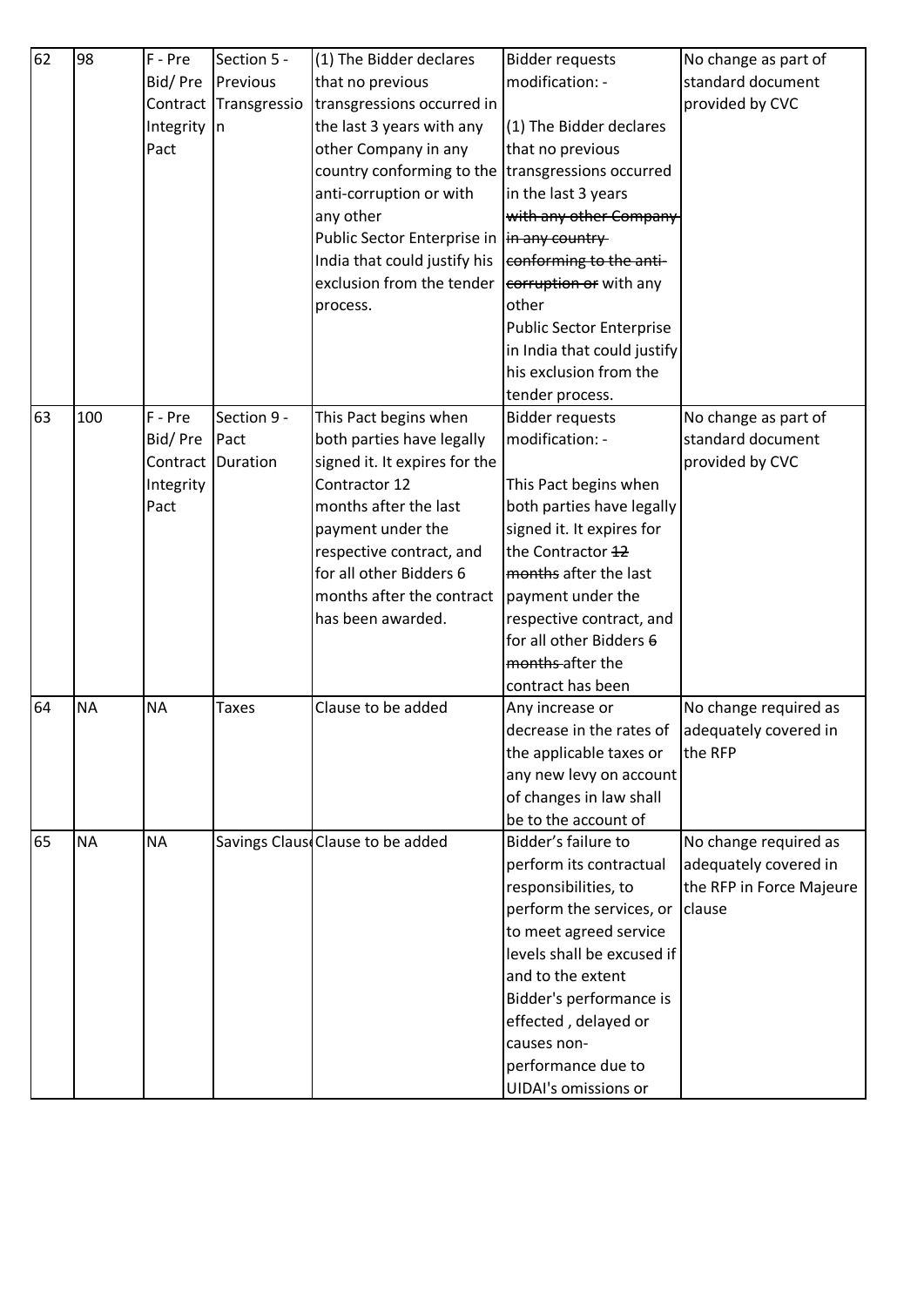| 62 | 98 | F - Pre Bid/ Pre Contract Integrity Pact | Section 5 - Previous Transgression | (1) The Bidder declares that no previous transgressions occurred in the last 3 years with any other Company in any country conforming to the anti-corruption or with any other Public Sector Enterprise in India that could justify his exclusion from the tender process. | Bidder requests modification: - (1) The Bidder declares that no previous transgressions occurred in the last 3 years ~~with any other Company in any country conforming to the anti-corruption or~~ with any other Public Sector Enterprise in India that could justify his exclusion from the tender process. | No change as part of standard document provided by CVC |
|---|---|---|---|---|---|---|
| 63 | 100 | F - Pre Bid/ Pre Contract Integrity Pact | Section 9 - Pact Duration | This Pact begins when both parties have legally signed it. It expires for the Contractor 12 months after the last payment under the respective contract, and for all other Bidders 6 months after the contract has been awarded. | Bidder requests modification: - This Pact begins when both parties have legally signed it. It expires for the Contractor ~~12 months~~ after the last payment under the respective contract, and for all other Bidders ~~6 months~~ after the contract has been | No change as part of standard document provided by CVC |
| 64 | NA | NA | Taxes | Clause to be added | Any increase or decrease in the rates of the applicable taxes or any new levy on account of changes in law shall be to the account of | No change required as adequately covered in the RFP |
| 65 | NA | NA | Savings Claus | Clause to be added | Bidder's failure to perform its contractual responsibilities, to perform the services, or to meet agreed service levels shall be excused if and to the extent Bidder's performance is effected , delayed or causes non-performance due to UIDAI's omissions or | No change required as adequately covered in the RFP in Force Majeure clause |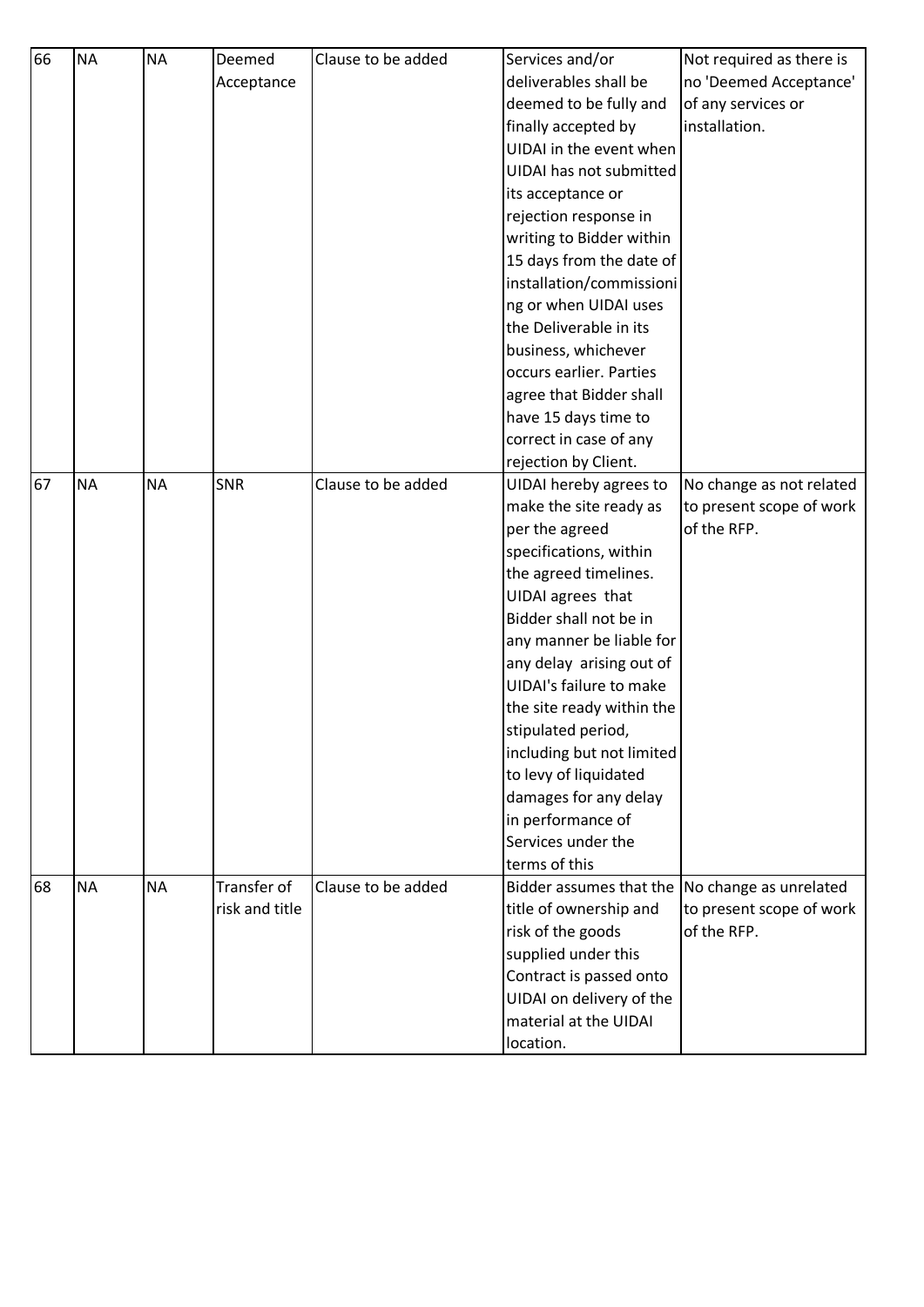| 66 | NA | NA | Deemed Acceptance | Clause to be added | Services and/or deliverables shall be deemed to be fully and finally accepted by UIDAI in the event when UIDAI has not submitted its acceptance or rejection response in writing to Bidder within 15 days from the date of installation/commissioning or when UIDAI uses the Deliverable in its business, whichever occurs earlier. Parties agree that Bidder shall have 15 days time to correct in case of any rejection by Client. | Not required as there is no 'Deemed Acceptance' of any services or installation. |
|---|---|---|---|---|---|---|
| 67 | NA | NA | SNR | Clause to be added | UIDAI hereby agrees to make the site ready as per the agreed specifications, within the agreed timelines. UIDAI agrees that Bidder shall not be in any manner be liable for any delay arising out of UIDAI's failure to make the site ready within the stipulated period, including but not limited to levy of liquidated damages for any delay in performance of Services under the terms of this | No change as not related to present scope of work of the RFP. |
| 68 | NA | NA | Transfer of risk and title | Clause to be added | Bidder assumes that the title of ownership and risk of the goods supplied under this Contract is passed onto UIDAI on delivery of the material at the UIDAI location. | No change as unrelated to present scope of work of the RFP. |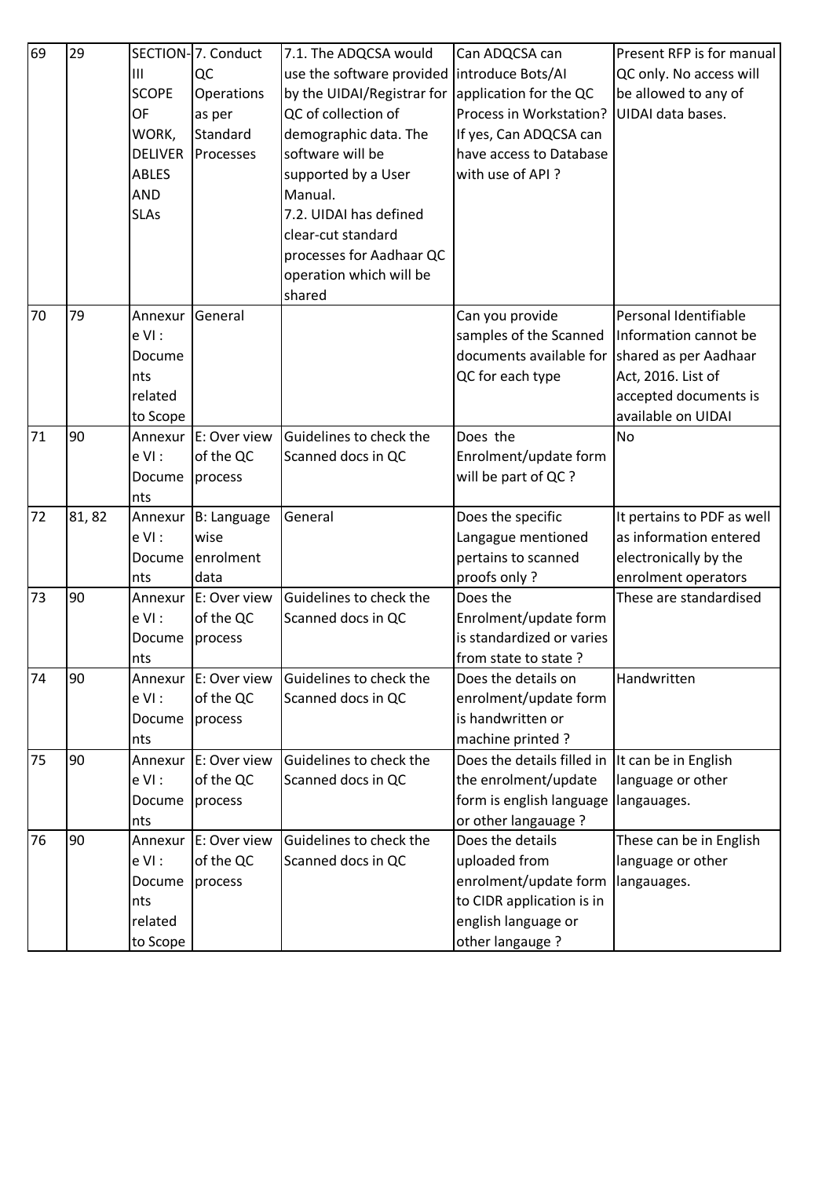| 69 | 29 | SECTION-III SCOPE OF WORK, DELIVERABLES AND SLAs | 7. Conduct QC Operations as per Standard Processes | 7.1. The ADQCSA would use the software provided by the UIDAI/Registrar for QC of collection of demographic data. The software will be supported by a User Manual.<br>7.2. UIDAI has defined clear-cut standard processes for Aadhaar QC operation which will be shared | Can ADQCSA can introduce Bots/AI application for the QC Process in Workstation? If yes, Can ADQCSA can have access to Database with use of API ? | Present RFP is for manual QC only. No access will be allowed to any of UIDAI data bases. |
|---|---|---|---|---|---|---|
| 70 | 79 | Annexure VI : Documents related to Scope | General | | Can you provide samples of the Scanned documents available for QC for each type | Personal Identifiable Information cannot be shared as per Aadhaar Act, 2016. List of accepted documents is available on UIDAI |
| 71 | 90 | Annexure VI : Documents | E: Over view of the QC process | Guidelines to check the Scanned docs in QC | Does the Enrolment/update form will be part of QC ? | No |
| 72 | 81, 82 | Annexure VI : Documents | B: Language wise enrolment data | General | Does the specific Langague mentioned pertains to scanned proofs only ? | It pertains to PDF as well as information entered electronically by the enrolment operators |
| 73 | 90 | Annexure VI : Documents | E: Over view of the QC process | Guidelines to check the Scanned docs in QC | Does the Enrolment/update form is standardized or varies from state to state ? | These are standardised |
| 74 | 90 | Annexure VI : Documents | E: Over view of the QC process | Guidelines to check the Scanned docs in QC | Does the details on enrolment/update form is handwritten or machine printed ? | Handwritten |
| 75 | 90 | Annexure VI : Documents | E: Over view of the QC process | Guidelines to check the Scanned docs in QC | Does the details filled in the enrolment/update form is english language or other langauage ? | It can be in English language or other langauages. |
| 76 | 90 | Annexure VI : Documents related to Scope | E: Over view of the QC process | Guidelines to check the Scanned docs in QC | Does the details uploaded from enrolment/update form to CIDR application is in english language or other langauge ? | These can be in English language or other langauages. |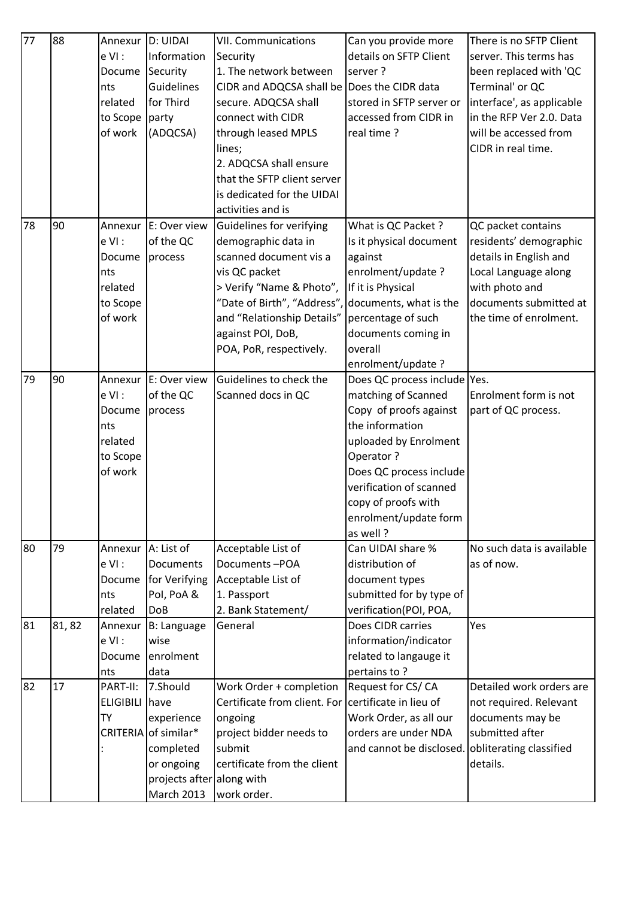| 77 | 88 | Annexure VI : Documents related to Scope of work | D: UIDAI Information Security Guidelines for Third party (ADQCSA) | VII. Communications Security<br>1. The network between CIDR and ADQCSA shall be secure. ADQCSA shall connect with CIDR through leased MPLS lines;<br>2. ADQCSA shall ensure that the SFTP client server is dedicated for the UIDAI activities and is | Can you provide more details on SFTP Client server ?<br>Does the CIDR data stored in SFTP server or accessed from CIDR in real time ? | There is no SFTP Client server. This terms has been replaced with 'QC Terminal' or QC interface', as applicable in the RFP Ver 2.0. Data will be accessed from CIDR in real time. |
|---|---|---|---|---|---|---|
| 78 | 90 | Annexure VI : Documents related to Scope of work | E: Over view of the QC process | Guidelines for verifying demographic data in scanned document vis a vis QC packet<br>> Verify "Name & Photo", "Date of Birth", "Address", and "Relationship Details" against POI, DoB, POA, PoR, respectively. | What is QC Packet ?<br>Is it physical document against enrolment/update ?<br>If it is Physical documents, what is the percentage of such documents coming in overall enrolment/update ? | QC packet contains residents' demographic details in English and Local Language along with photo and documents submitted at the time of enrolment. |
| 79 | 90 | Annexure VI : Documents related to Scope of work | E: Over view of the QC process | Guidelines to check the Scanned docs in QC | Does QC process include matching of Scanned Copy of proofs against the information uploaded by Enrolment Operator ?<br>Does QC process include verification of scanned copy of proofs with enrolment/update form as well ? | Yes.<br>Enrolment form is not part of QC process. |
| 80 | 79 | Annexure VI : Documents related | A: List of Documents for Verifying PoI, PoA & DoB | Acceptable List of Documents –POA<br>Acceptable List of<br>1. Passport<br>2. Bank Statement/ | Can UIDAI share % distribution of document types submitted for by type of verification(POI, POA, | No such data is available as of now. |
| 81 | 81, 82 | Annexure VI : Documents | B: Language wise enrolment data | General | Does CIDR carries information/indicator related to langauge it pertains to ? | Yes |
| 82 | 17 | PART-II: ELIGIBILITY CRITERIA : | 7.Should have experience of similar* completed or ongoing projects after March 2013 | Work Order + completion Certificate from client. For ongoing project bidder needs to submit certificate from the client along with work order. | Request for CS/ CA certificate in lieu of Work Order, as all our orders are under NDA and cannot be disclosed. | Detailed work orders are not required. Relevant documents may be submitted after obliterating classified details. |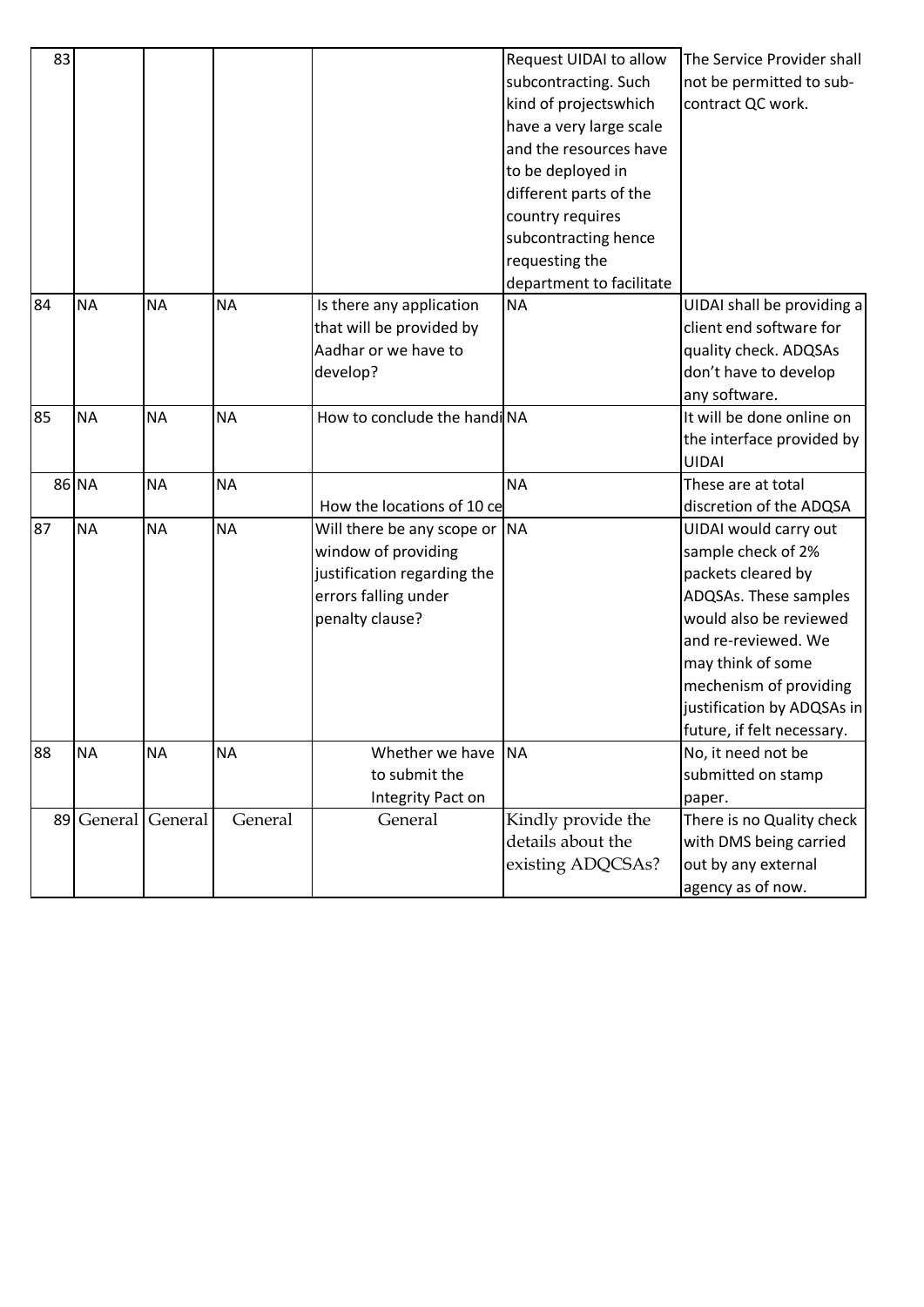| 83 | | | | | Request UIDAI to allow subcontracting. Such kind of projectswhich have a very large scale and the resources have to be deployed in different parts of the country requires subcontracting hence requesting the department to facilitate | The Service Provider shall not be permitted to sub-contract QC work. |
|---|---|---|---|---|---|---|
| 84 | NA | NA | NA | Is there any application that will be provided by Aadhar or we have to develop? | NA | UIDAI shall be providing a client end software for quality check. ADQSAs don't have to develop any software. |
| 85 | NA | NA | NA | How to conclude the handi | NA | It will be done online on the interface provided by UIDAI |
| 86 | NA | NA | NA | How the locations of 10 ce | NA | These are at total discretion of the ADQSA |
| 87 | NA | NA | NA | Will there be any scope or window of providing justification regarding the errors falling under penalty clause? | NA | UIDAI would carry out sample check of 2% packets cleared by ADQSAs. These samples would also be reviewed and re-reviewed. We may think of some mechenism of providing justification by ADQSAs in future, if felt necessary. |
| 88 | NA | NA | NA | Whether we have to submit the Integrity Pact on | NA | No, it need not be submitted on stamp paper. |
| 89 | General | General | General | General | Kindly provide the details about the existing ADQCSAs? | There is no Quality check with DMS being carried out by any external agency as of now. |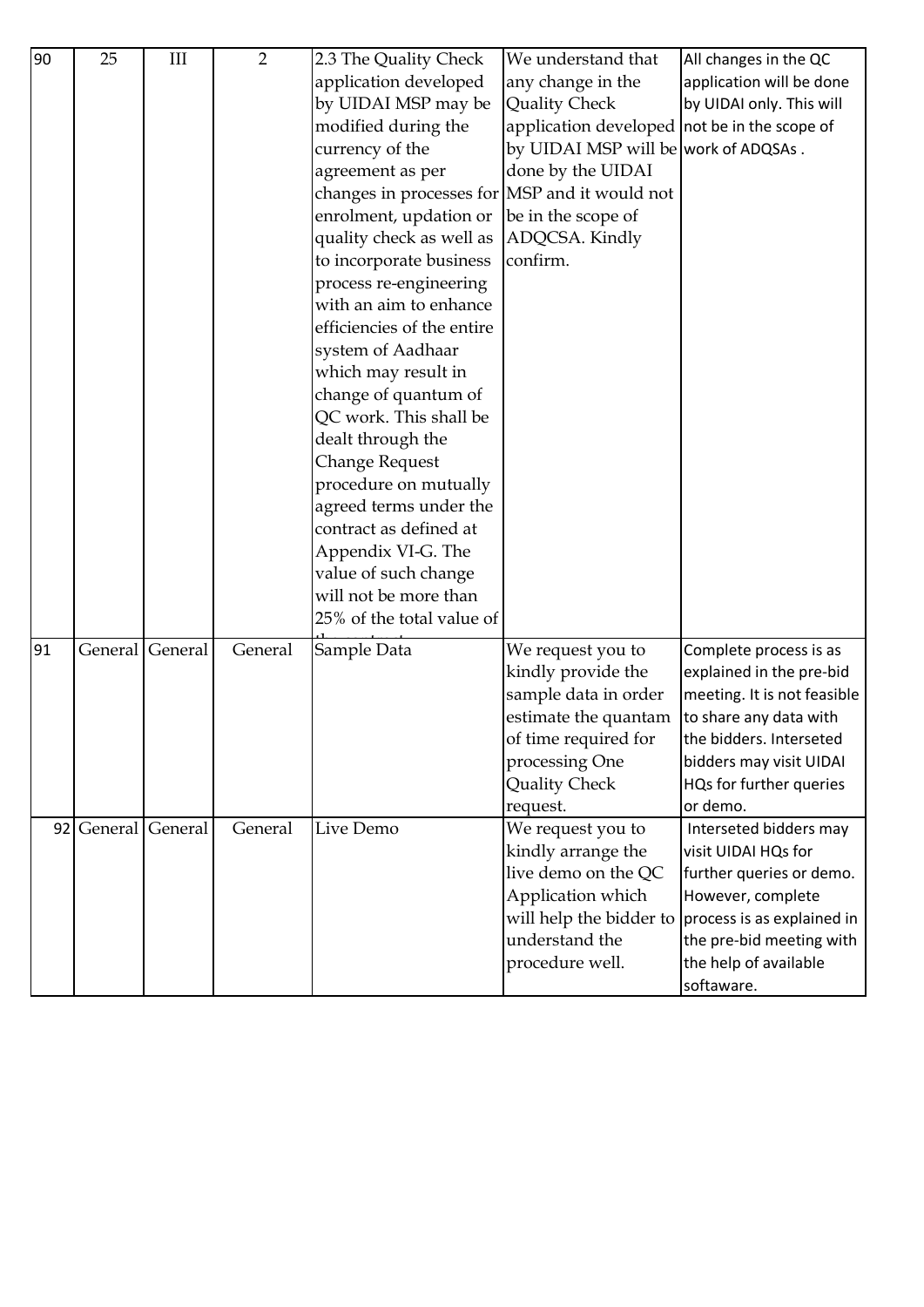| 90 | 25 | III | 2 | 2.3 The Quality Check application developed by UIDAI MSP may be modified during the currency of the agreement as per changes in processes for enrolment, updation or quality check as well as to incorporate business process re-engineering with an aim to enhance efficiencies of the entire system of Aadhaar which may result in change of quantum of QC work. This shall be dealt through the Change Request procedure on mutually agreed terms under the contract as defined at Appendix VI-G. The value of such change will not be more than 25% of the total value of | We understand that any change in the Quality Check application developed by UIDAI MSP will be done by the UIDAI MSP and it would not be in the scope of ADQCSA. Kindly confirm. | All changes in the QC application will be done by UIDAI only. This will not be in the scope of work of ADQSAs . |
|---|---|---|---|---|---|---|
| 91 | General | General | General | Sample Data | We request you to kindly provide the sample data in order estimate the quantam of time required for processing One Quality Check request. | Complete process is as explained in the pre-bid meeting. It is not feasible to share any data with the bidders. Interseted bidders may visit UIDAI HQs for further queries or demo. |
| 92 | General | General | General | Live Demo | We request you to kindly arrange the live demo on the QC Application which will help the bidder to understand the procedure well. | Interseted bidders may visit UIDAI HQs for further queries or demo. However, complete process is as explained in the pre-bid meeting with the help of available softaware. |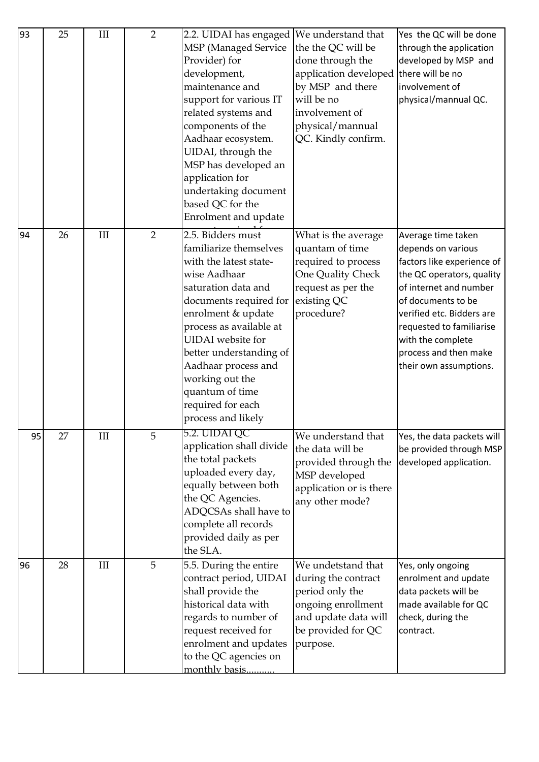| 93 | 25 | III | 2 | 2.2. UIDAI has engaged MSP (Managed Service Provider) for development, maintenance and support for various IT related systems and components of the Aadhaar ecosystem. UIDAI, through the MSP has developed an application for undertaking document based QC for the Enrolment and update | We understand that the the QC will be done through the application developed by MSP and there will be no involvement of physical/mannual QC. Kindly confirm. | Yes the QC will be done through the application developed by MSP and there will be no involvement of physical/mannual QC. |
|---|---|---|---|---|---|---|
| 94 | 26 | III | 2 | 2.5. Bidders must familiarize themselves with the latest state-wise Aadhaar saturation data and documents required for enrolment & update process as available at UIDAI website for better understanding of Aadhaar process and working out the quantum of time required for each process and likely | What is the average quantam of time required to process One Quality Check request as per the existing QC procedure? | Average time taken depends on various factors like experience of the QC operators, quality of internet and number of documents to be verified etc. Bidders are requested to familiarise with the complete process and then make their own assumptions. |
| 95 | 27 | III | 5 | 5.2. UIDAI QC application shall divide the total packets uploaded every day, equally between both the QC Agencies. ADQCSAs shall have to complete all records provided daily as per the SLA. | We understand that the data will be provided through the MSP developed application or is there any other mode? | Yes, the data packets will be provided through MSP developed application. |
| 96 | 28 | III | 5 | 5.5. During the entire contract period, UIDAI shall provide the historical data with regards to number of request received for enrolment and updates to the QC agencies on monthly basis........... | We undetstand that during the contract period only the ongoing enrollment and update data will be provided for QC purpose. | Yes, only ongoing enrolment and update data packets will be made available for QC check, during the contract. |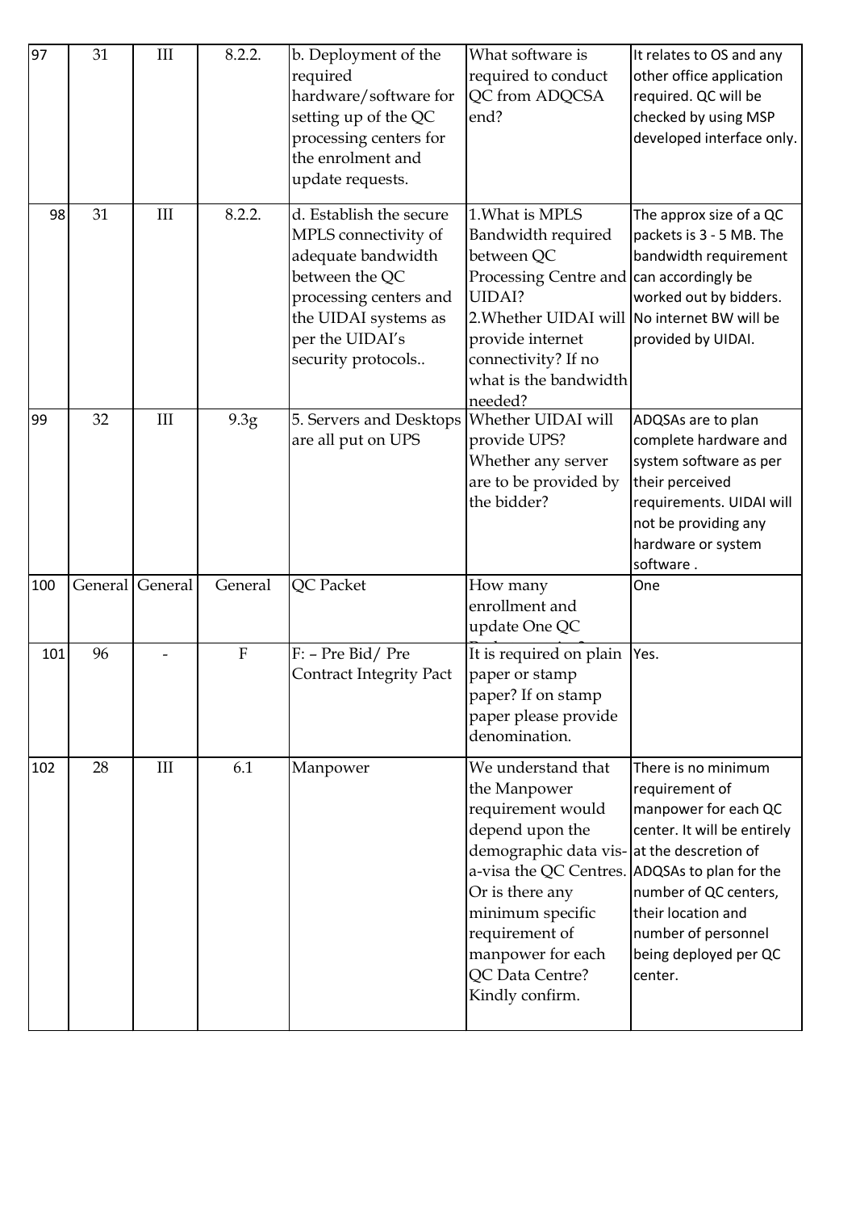| 97 | 31 | III | 8.2.2. | b. Deployment of the required hardware/software for setting up of the QC processing centers for the enrolment and update requests. | What software is required to conduct QC from ADQCSA end? | It relates to OS and any other office application required. QC will be checked by using MSP developed interface only. |
|---|---|---|---|---|---|---|
| 98 | 31 | III | 8.2.2. | d. Establish the secure MPLS connectivity of adequate bandwidth between the QC processing centers and the UIDAI systems as per the UIDAI's security protocols.. | 1.What is MPLS Bandwidth required between QC Processing Centre and UIDAI?<br>2.Whether UIDAI will provide internet connectivity? If no what is the bandwidth needed? | The approx size of a QC packets is 3 - 5 MB. The bandwidth requirement can accordingly be worked out by bidders. No internet BW will be provided by UIDAI. |
| 99 | 32 | III | 9.3g | 5. Servers and Desktops are all put on UPS | Whether UIDAI will provide UPS? Whether any server are to be provided by the bidder? | ADQSAs are to plan complete hardware and system software as per their perceived requirements. UIDAI will not be providing any hardware or system software . |
| 100 | General | General | General | QC Packet | How many enrollment and update One QC Packet contains? | One |
| 101 | 96 | - | F | F: – Pre Bid/ Pre Contract Integrity Pact | It is required on plain paper or stamp paper? If on stamp paper please provide denomination. | Yes. |
| 102 | 28 | III | 6.1 | Manpower | We understand that the Manpower requirement would depend upon the demographic data vis-a-visa the QC Centres. Or is there any minimum specific requirement of manpower for each QC Data Centre? Kindly confirm. | There is no minimum requirement of manpower for each QC center. It will be entirely at the descretion of ADQSAs to plan for the number of QC centers, their location and number of personnel being deployed per QC center. |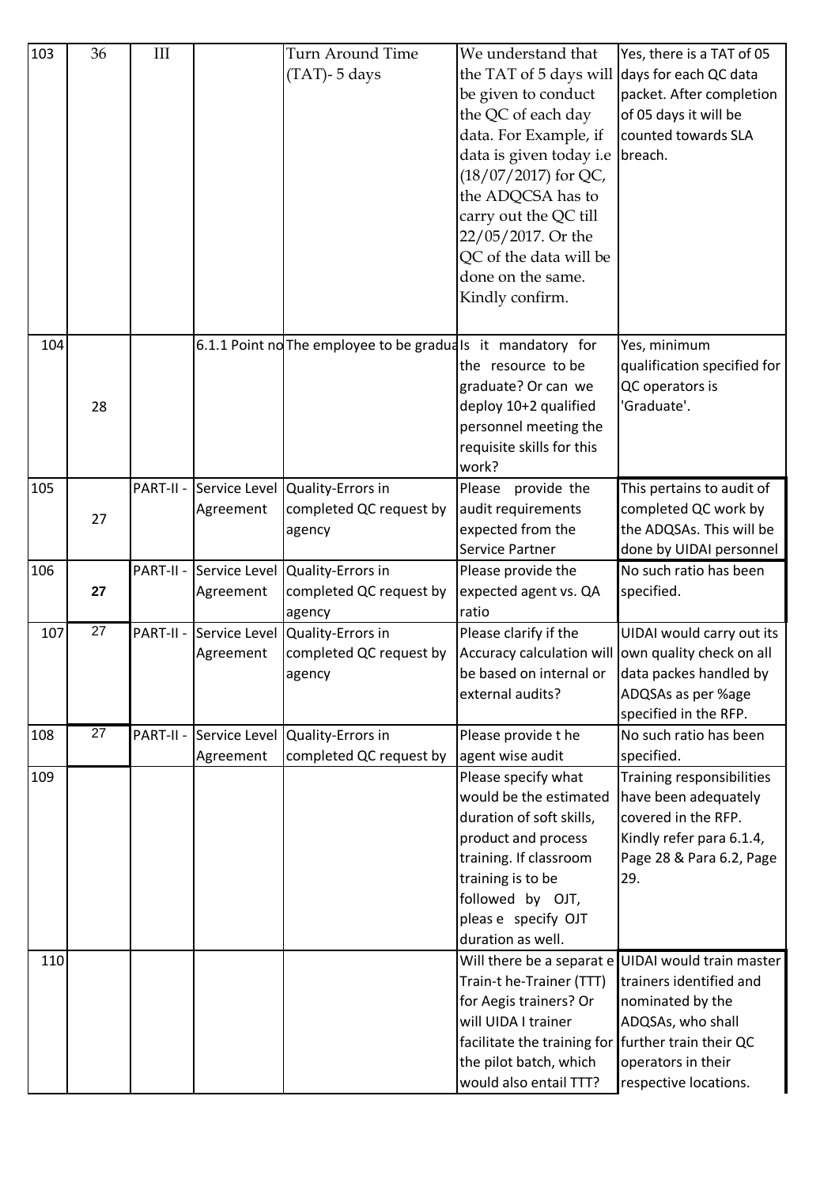| 103 | 36 | III | | Turn Around Time (TAT)- 5 days | We understand that the TAT of 5 days will be given to conduct the QC of each day data. For Example, if data is given today i.e (18/07/2017) for QC, the ADQCSA has to carry out the QC till 22/05/2017. Or the QC of the data will be done on the same. Kindly confirm. | Yes, there is a TAT of 05 days for each QC data packet. After completion of 05 days it will be counted towards SLA breach. |
|---|---|---|---|---|---|---|
| 104 | 28 | | 6.1.1 Point no | The employee to be gradua | Is it mandatory for the resource to be graduate? Or can we deploy 10+2 qualified personnel meeting the requisite skills for this work? | Yes, minimum qualification specified for QC operators is 'Graduate'. |
| 105 | 27 | PART-II - | Service Level Agreement | Quality-Errors in completed QC request by agency | Please provide the audit requirements expected from the Service Partner | This pertains to audit of completed QC work by the ADQSAs. This will be done by UIDAI personnel |
| 106 | **27** | PART-II - | Service Level Agreement | Quality-Errors in completed QC request by agency | Please provide the expected agent vs. QA ratio | No such ratio has been specified. |
| 107 | 27 | PART-II - | Service Level Agreement | Quality-Errors in completed QC request by agency | Please clarify if the Accuracy calculation will be based on internal or external audits? | UIDAI would carry out its own quality check on all data packes handled by ADQSAs as per %age specified in the RFP. |
| 108 | 27 | PART-II - | Service Level Agreement | Quality-Errors in completed QC request by | Please provide t he agent wise audit | No such ratio has been specified. |
| 109 | | | | | Please specify what would be the estimated duration of soft skills, product and process training. If classroom training is to be followed by OJT, pleas e specify OJT duration as well. | Training responsibilities have been adequately covered in the RFP. Kindly refer para 6.1.4, Page 28 & Para 6.2, Page 29. |
| 110 | | | | | Will there be a separat e Train-t he-Trainer (TTT) for Aegis trainers? Or will UIDA I trainer facilitate the training for the pilot batch, which would also entail TTT? | UIDAI would train master trainers identified and nominated by the ADQSAs, who shall further train their QC operators in their respective locations. |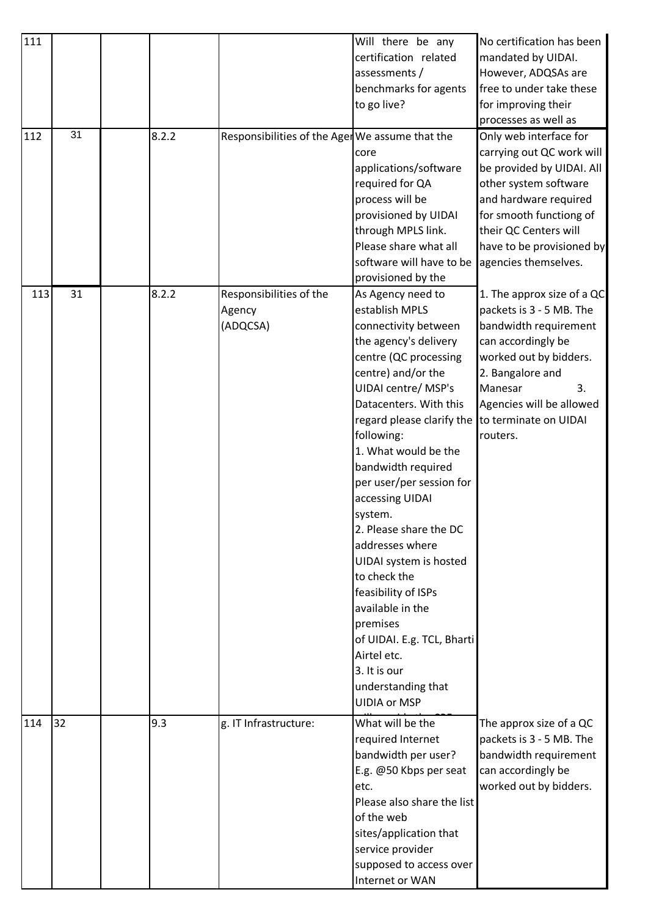| 111 | | | | | Will there be any certification related assessments / benchmarks for agents to go live? | No certification has been mandated by UIDAI. However, ADQSAs are free to under take these for improving their processes as well as |
|---|---|---|---|---|---|---|
| 112 | 31 | | 8.2.2 | Responsibilities of the Ager | We assume that the core applications/software required for QA process will be provisioned by UIDAI through MPLS link. Please share what all software will have to be provisioned by the | Only web interface for carrying out QC work will be provided by UIDAI. All other system software and hardware required for smooth functiong of their QC Centers will have to be provisioned by agencies themselves. |
| 113 | 31 | | 8.2.2 | Responsibilities of the Agency (ADQCSA) | As Agency need to establish MPLS connectivity between the agency's delivery centre (QC processing centre) and/or the UIDAI centre/ MSP's Datacenters. With this regard please clarify the following:<br>1. What would be the bandwidth required per user/per session for accessing UIDAI system.<br>2. Please share the DC addresses where UIDAI system is hosted to check the feasibility of ISPs available in the premises of UIDAI. E.g. TCL, Bharti Airtel etc.<br>3. It is our understanding that UIDIA or MSP | 1. The approx size of a QC packets is 3 - 5 MB. The bandwidth requirement can accordingly be worked out by bidders.<br>2. Bangalore and Manesar 3. Agencies will be allowed to terminate on UIDAI routers. |
| 114 | 32 | | 9.3 | g. IT Infrastructure: | What will be the required Internet bandwidth per user? E.g. @50 Kbps per seat etc.<br>Please also share the list of the web sites/application that service provider supposed to access over Internet or WAN | The approx size of a QC packets is 3 - 5 MB. The bandwidth requirement can accordingly be worked out by bidders. |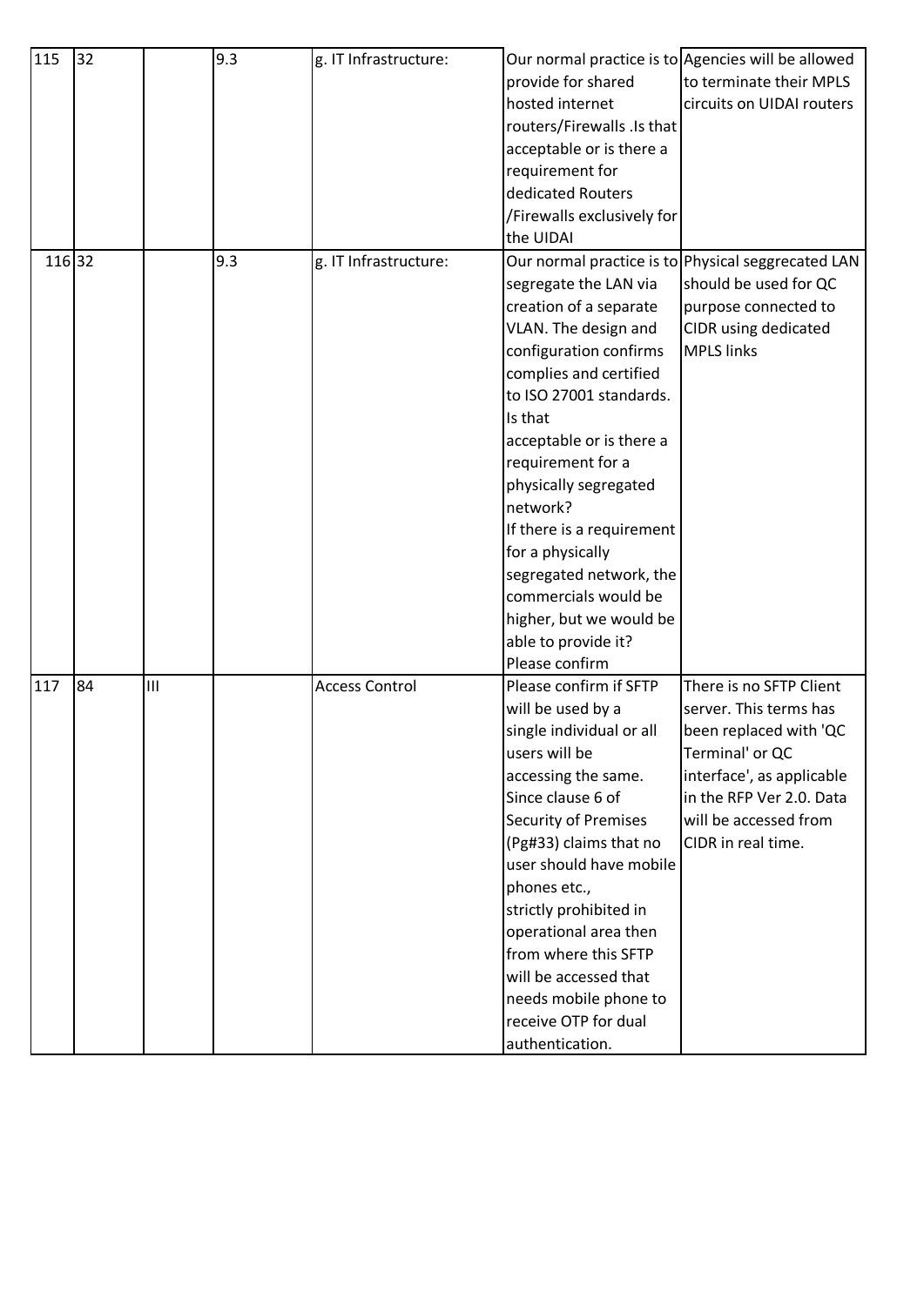| 115 | 32 | | 9.3 | g. IT Infrastructure: | Our normal practice is to provide for shared hosted internet routers/Firewalls .Is that acceptable or is there a requirement for dedicated Routers /Firewalls exclusively for the UIDAI | Agencies will be allowed to terminate their MPLS circuits on UIDAI routers |
|---|---|---|---|---|---|---|
| 116 | 32 | | 9.3 | g. IT Infrastructure: | Our normal practice is to segregate the LAN via creation of a separate VLAN. The design and configuration confirms complies and certified to ISO 27001 standards. Is that acceptable or is there a requirement for a physically segregated network? If there is a requirement for a physically segregated network, the commercials would be higher, but we would be able to provide it? Please confirm | Physical seggrecated LAN should be used for QC purpose connected to CIDR using dedicated MPLS links |
| 117 | 84 | III | | Access Control | Please confirm if SFTP will be used by a single individual or all users will be accessing the same. Since clause 6 of Security of Premises (Pg#33) claims that no user should have mobile phones etc., strictly prohibited in operational area then from where this SFTP will be accessed that needs mobile phone to receive OTP for dual authentication. | There is no SFTP Client server. This terms has been replaced with 'QC Terminal' or QC interface', as applicable in the RFP Ver 2.0. Data will be accessed from CIDR in real time. |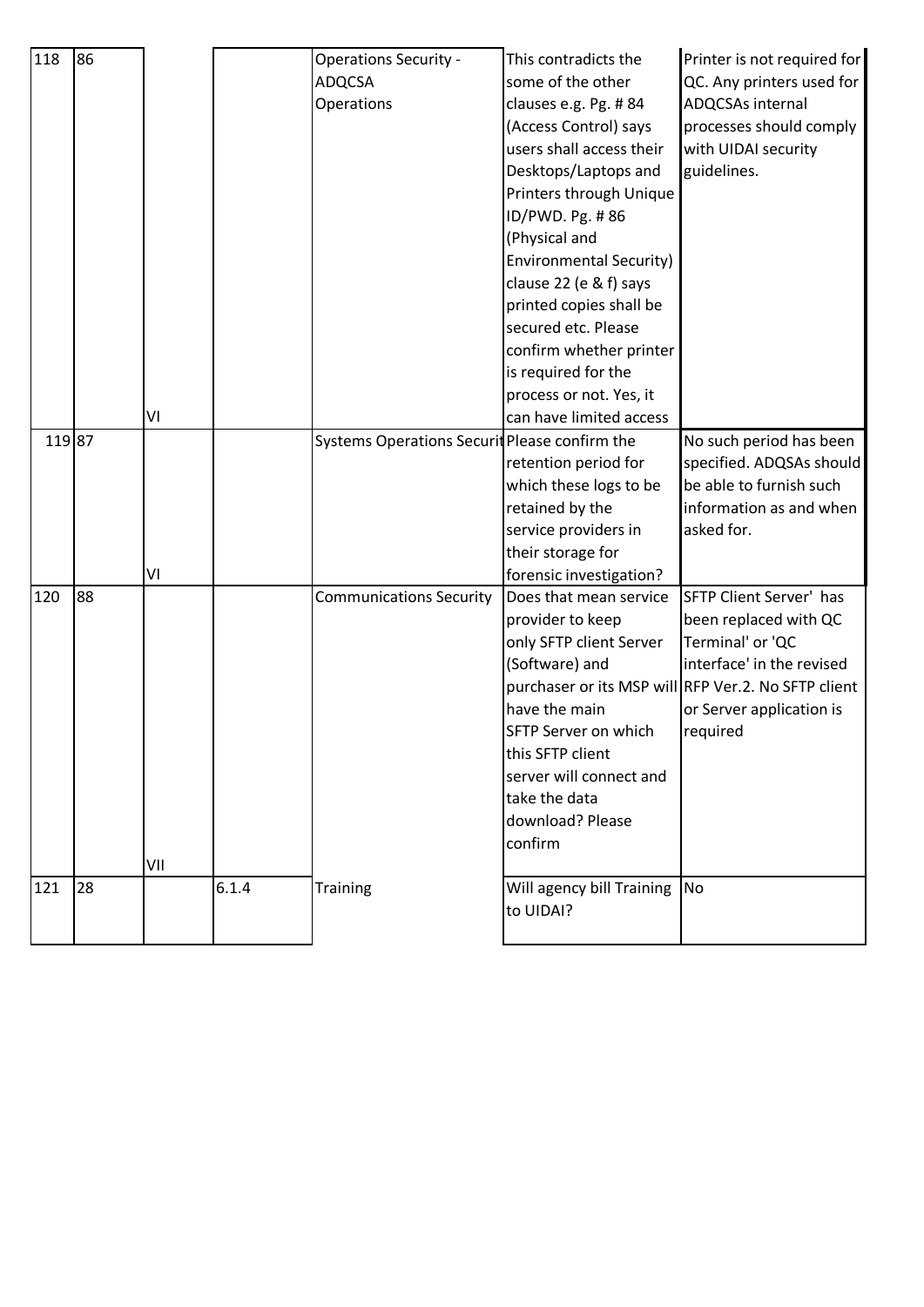| 118 | 86 | VI | | Operations Security - ADQCSA Operations | This contradicts the some of the other clauses e.g. Pg. # 84 (Access Control) says users shall access their Desktops/Laptops and Printers through Unique ID/PWD. Pg. # 86 (Physical and Environmental Security) clause 22 (e & f) says printed copies shall be secured etc. Please confirm whether printer is required for the process or not. Yes, it can have limited access | Printer is not required for QC. Any printers used for ADQCSAs internal processes should comply with UIDAI security guidelines. |
|---|---|---|---|---|---|---|
| 119 | 87 | VI | | Systems Operations Securit | Please confirm the retention period for which these logs to be retained by the service providers in their storage for forensic investigation? | No such period has been specified. ADQSAs should be able to furnish such information as and when asked for. |
| 120 | 88 | VII | | Communications Security | Does that mean service provider to keep only SFTP client Server (Software) and purchaser or its MSP will have the main SFTP Server on which this SFTP client server will connect and take the data download? Please confirm | SFTP Client Server' has been replaced with QC Terminal' or 'QC interface' in the revised RFP Ver.2. No SFTP client or Server application is required |
| 121 | 28 | | 6.1.4 | Training | Will agency bill Training to UIDAI? | No |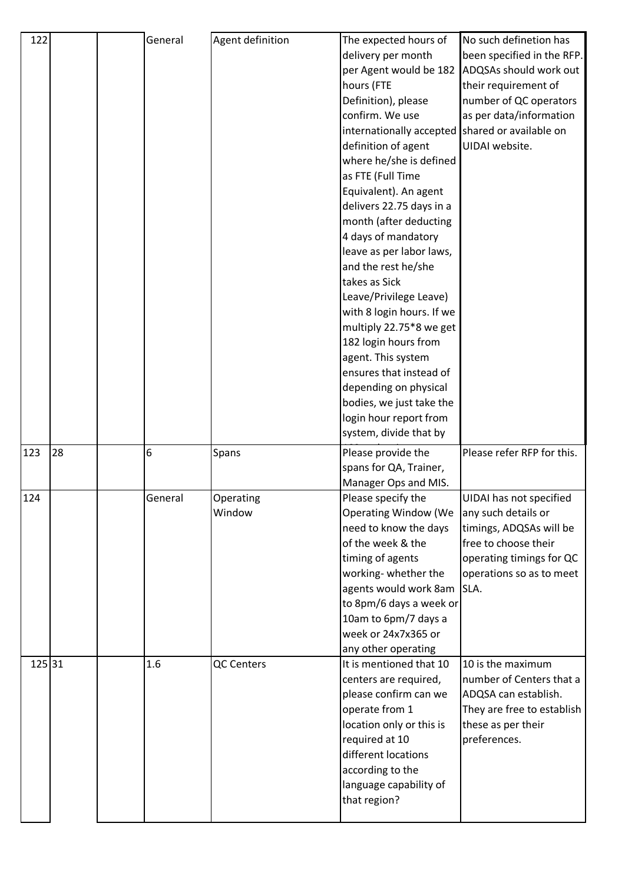| 122 | | | General | Agent definition | The expected hours of delivery per month per Agent would be 182 hours (FTE Definition), please confirm. We use internationally accepted definition of agent where he/she is defined as FTE (Full Time Equivalent). An agent delivers 22.75 days in a month (after deducting 4 days of mandatory leave as per labor laws, and the rest he/she takes as Sick Leave/Privilege Leave) with 8 login hours. If we multiply 22.75*8 we get 182 login hours from agent. This system ensures that instead of depending on physical bodies, we just take the login hour report from system, divide that by | No such defenetion has been specified in the RFP. ADQSAs should work out their requirement of number of QC operators as per data/information shared or available on UIDAI website. |
|---|---|---|---|---|---|---|
| 123 | 28 | | 6 | Spans | Please provide the spans for QA, Trainer, Manager Ops and MIS. | Please refer RFP for this. |
| 124 | | | General | Operating Window | Please specify the Operating Window (We need to know the days of the week & the timing of agents working- whether the agents would work 8am to 8pm/6 days a week or 10am to 6pm/7 days a week or 24x7x365 or any other operating | UIDAI has not specified any such details or timings, ADQSAs will be free to choose their operating timings for QC operations so as to meet SLA. |
| 125 | 31 | | 1.6 | QC Centers | It is mentioned that 10 centers are required, please confirm can we operate from 1 location only or this is required at 10 different locations according to the language capability of that region? | 10 is the maximum number of Centers that a ADQSA can establish. They are free to establish these as per their preferences. |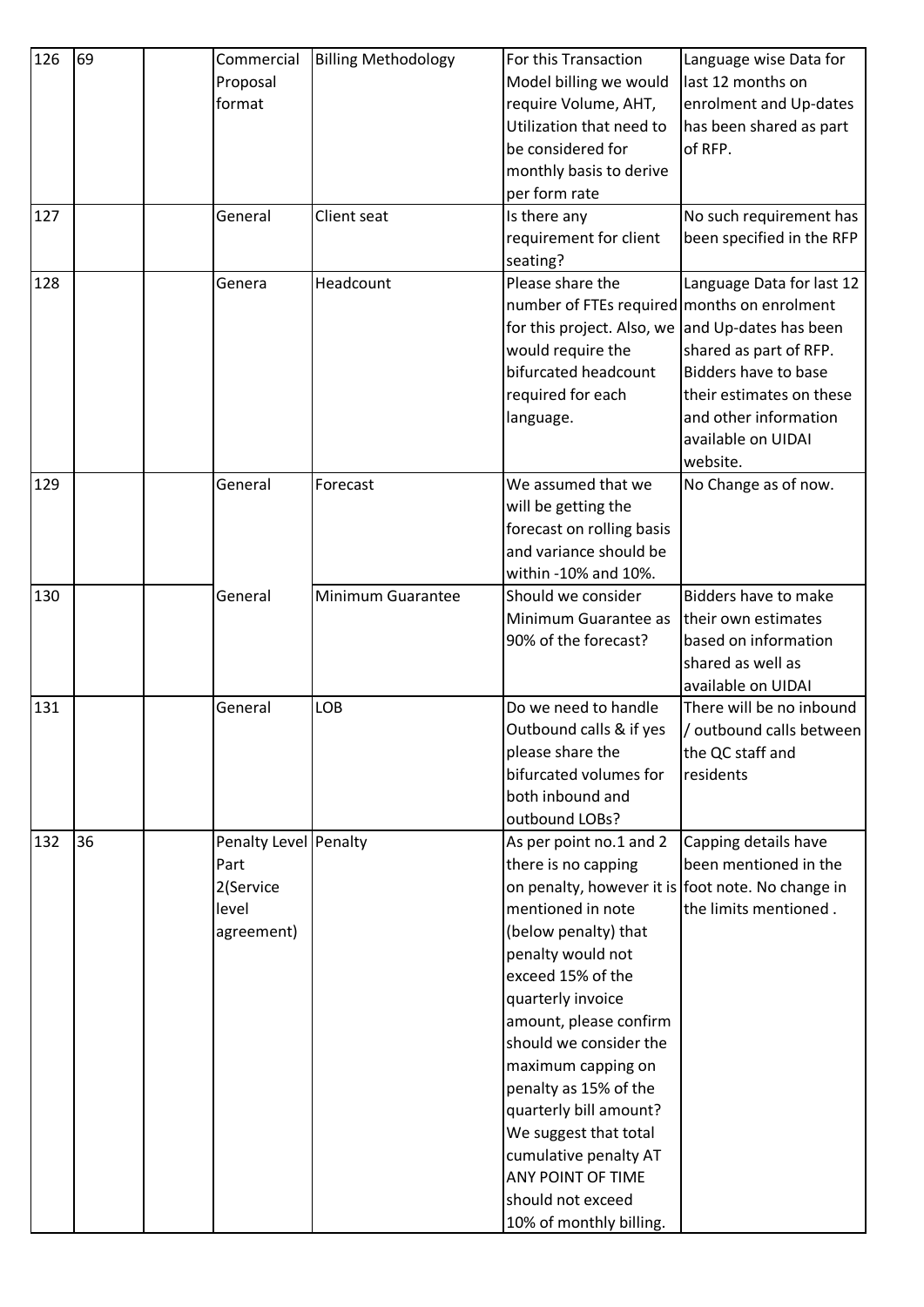| 126 | 69 | | Commercial Proposal format | Billing Methodology | For this Transaction Model billing we would require Volume, AHT, Utilization that need to be considered for monthly basis to derive per form rate | Language wise Data for last 12 months on enrolment and Up-dates has been shared as part of RFP. |
|---|---|---|---|---|---|---|
| 127 | | | General | Client seat | Is there any requirement for client seating? | No such requirement has been specified in the RFP |
| 128 | | | Genera | Headcount | Please share the number of FTEs required for this project. Also, we would require the bifurcated headcount required for each language. | Language Data for last 12 months on enrolment and Up-dates has been shared as part of RFP. Bidders have to base their estimates on these and other information available on UIDAI website. |
| 129 | | | General | Forecast | We assumed that we will be getting the forecast on rolling basis and variance should be within -10% and 10%. | No Change as of now. |
| 130 | | | General | Minimum Guarantee | Should we consider Minimum Guarantee as 90% of the forecast? | Bidders have to make their own estimates based on information shared as well as available on UIDAI |
| 131 | | | General | LOB | Do we need to handle Outbound calls & if yes please share the bifurcated volumes for both inbound and outbound LOBs? | There will be no inbound / outbound calls between the QC staff and residents |
| 132 | 36 | | Penalty Level Part 2(Service level agreement) | Penalty | As per point no.1 and 2 there is no capping on penalty, however it is mentioned in note (below penalty) that penalty would not exceed 15% of the quarterly invoice amount, please confirm should we consider the maximum capping on penalty as 15% of the quarterly bill amount? We suggest that total cumulative penalty AT ANY POINT OF TIME should not exceed 10% of monthly billing. | Capping details have been mentioned in the foot note. No change in the limits mentioned . |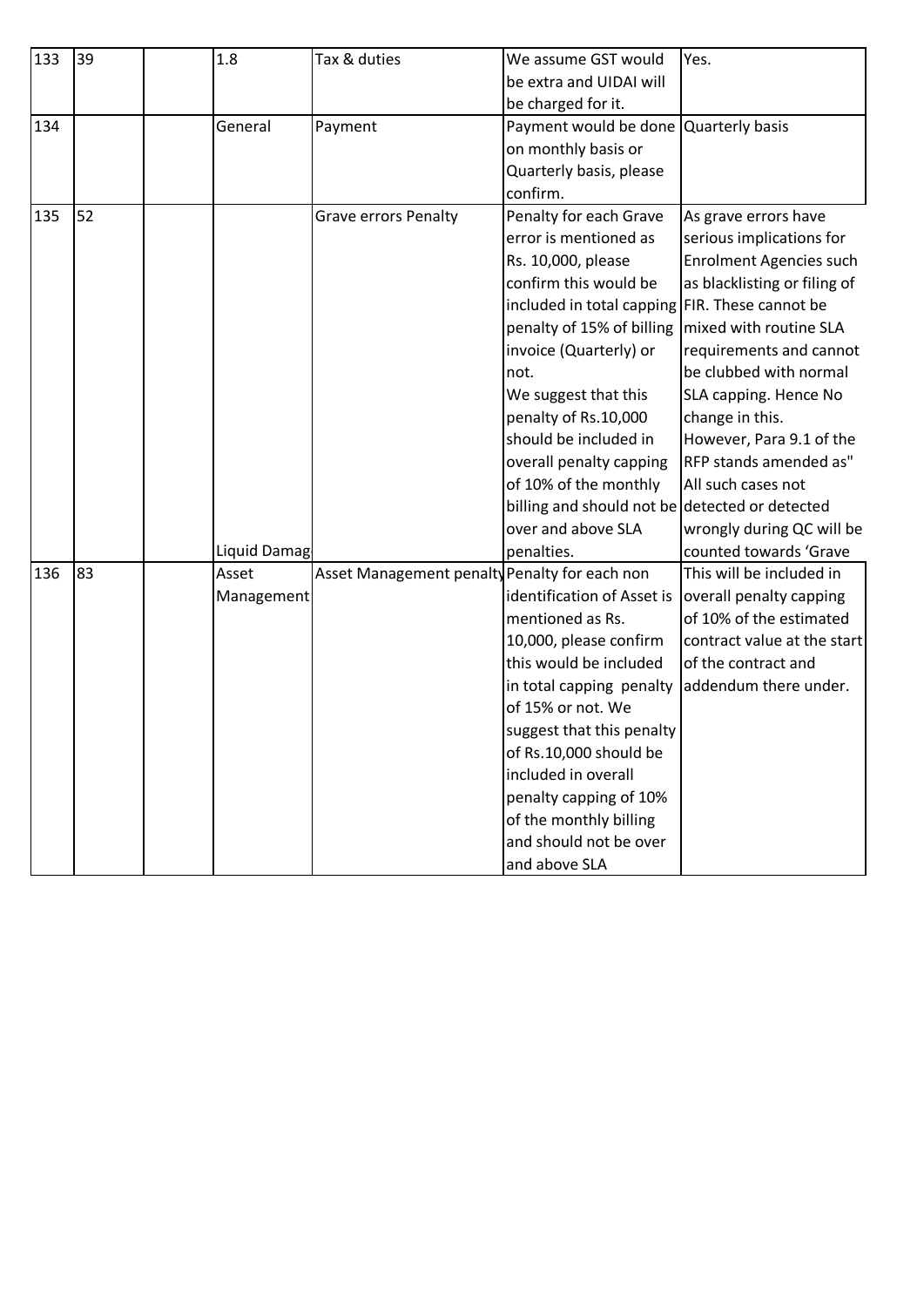| 133 | 39 | | 1.8 | Tax & duties | We assume GST would be extra and UIDAI will be charged for it. | Yes. |
|---|---|---|---|---|---|---|
| 134 | | | General | Payment | Payment would be done on monthly basis or Quarterly basis, please confirm. | Quarterly basis |
| 135 | 52 | | Liquid Damag | Grave errors Penalty | Penalty for each Grave error is mentioned as Rs. 10,000, please confirm this would be included in total capping penalty of 15% of billing invoice (Quarterly) or not.<br>We suggest that this penalty of Rs.10,000 should be included in overall penalty capping of 10% of the monthly billing and should not be over and above SLA penalties. | As grave errors have serious implications for Enrolment Agencies such as blacklisting or filing of FIR. These cannot be mixed with routine SLA requirements and cannot be clubbed with normal SLA capping. Hence No change in this.<br>However, Para 9.1 of the RFP stands amended as" All such cases not detected or detected wrongly during QC will be counted towards 'Grave |
| 136 | 83 | | Asset Management | Asset Management penalty | Penalty for each non identification of Asset is mentioned as Rs. 10,000, please confirm this would be included in total capping penalty of 15% or not. We suggest that this penalty of Rs.10,000 should be included in overall penalty capping of 10% of the monthly billing and should not be over and above SLA | This will be included in overall penalty capping of 10% of the estimated contract value at the start of the contract and addendum there under. |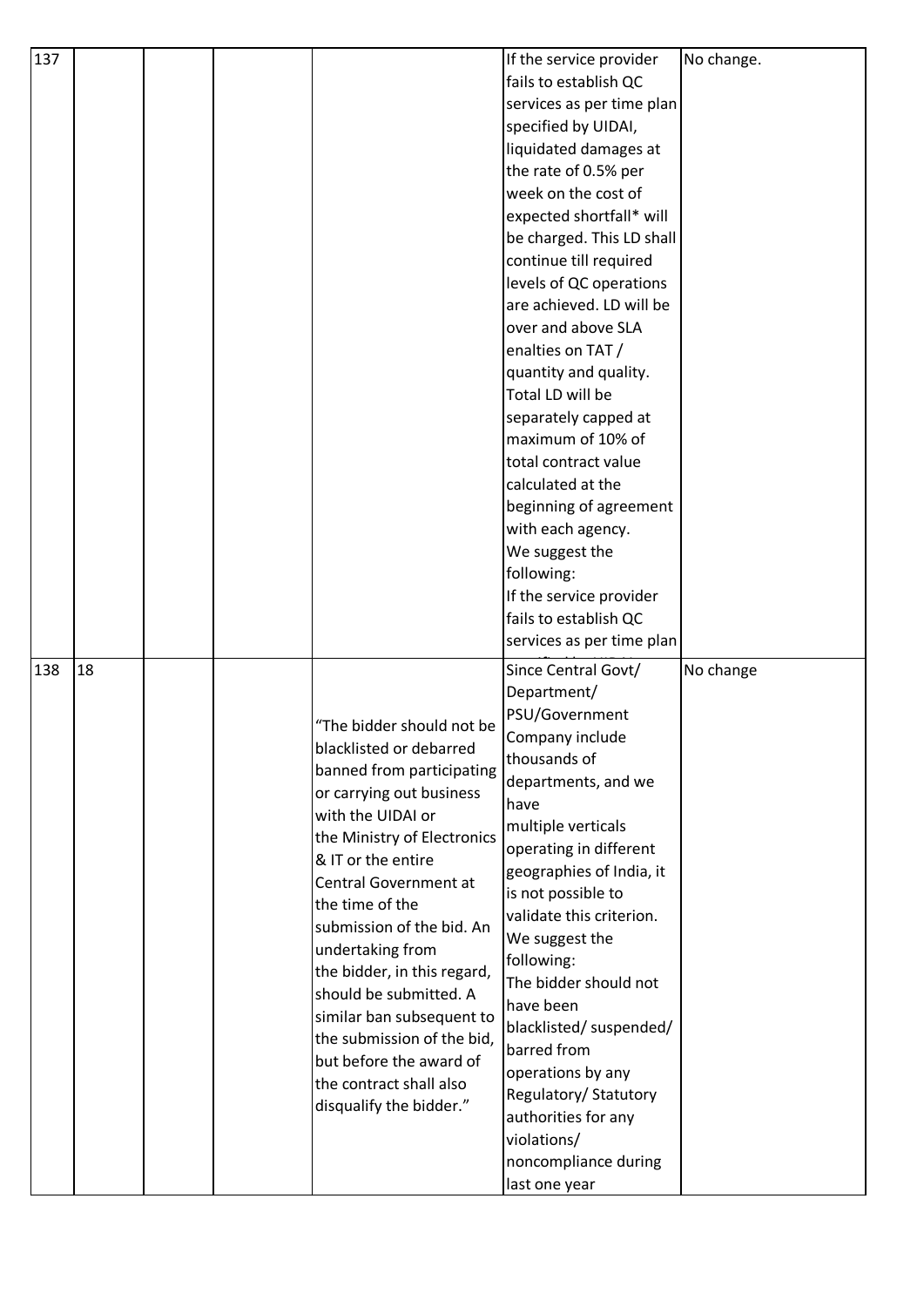| | | | | | | |
|---|---|---|---|---|---|---|
| 137 | | | | | If the service provider fails to establish QC services as per time plan specified by UIDAI, liquidated damages at the rate of 0.5% per week on the cost of expected shortfall* will be charged. This LD shall continue till required levels of QC operations are achieved. LD will be over and above SLA enalties on TAT / quantity and quality. Total LD will be separately capped at maximum of 10% of total contract value calculated at the beginning of agreement with each agency. We suggest the following: If the service provider fails to establish QC services as per time plan | No change. |
| 138 | 18 | | | "The bidder should not be blacklisted or debarred banned from participating or carrying out business with the UIDAI or the Ministry of Electronics & IT or the entire Central Government at the time of the submission of the bid. An undertaking from the bidder, in this regard, should be submitted. A similar ban subsequent to the submission of the bid, but before the award of the contract shall also disqualify the bidder." | Since Central Govt/ Department/ PSU/Government Company include thousands of departments, and we have multiple verticals operating in different geographies of India, it is not possible to validate this criterion. We suggest the following: The bidder should not have been blacklisted/ suspended/ barred from operations by any Regulatory/ Statutory authorities for any violations/ noncompliance during last one year | No change |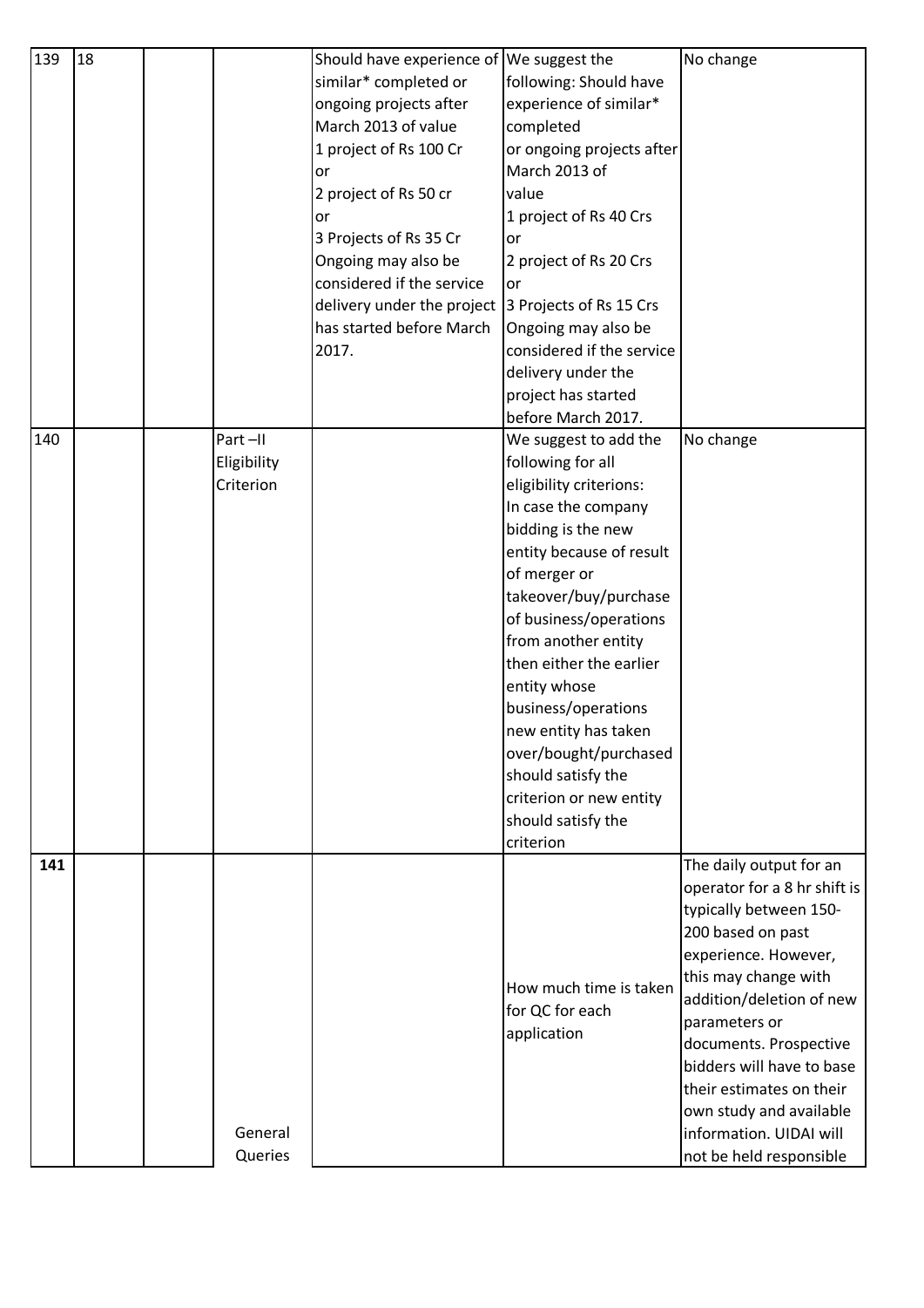| 139 | 18 | | | Should have experience of similar* completed or ongoing projects after March 2013 of value 1 project of Rs 100 Cr or 2 project of Rs 50 cr or 3 Projects of Rs 35 Cr Ongoing may also be considered if the service delivery under the project has started before March 2017. | We suggest the following: Should have experience of similar* completed or ongoing projects after March 2013 of value 1 project of Rs 40 Crs or 2 project of Rs 20 Crs or 3 Projects of Rs 15 Crs Ongoing may also be considered if the service delivery under the project has started before March 2017. | No change |
|---|---|---|---|---|---|---|
| 140 | | | Part –II Eligibility Criterion | | We suggest to add the following for all eligibility criterions: In case the company bidding is the new entity because of result of merger or takeover/buy/purchase of business/operations from another entity then either the earlier entity whose business/operations new entity has taken over/bought/purchased should satisfy the criterion or new entity should satisfy the criterion | No change |
| **141** | | | General Queries | | How much time is taken for QC for each application | The daily output for an operator for a 8 hr shift is typically between 150-200 based on past experience. However, this may change with addition/deletion of new parameters or documents. Prospective bidders will have to base their estimates on their own study and available information. UIDAI will not be held responsible |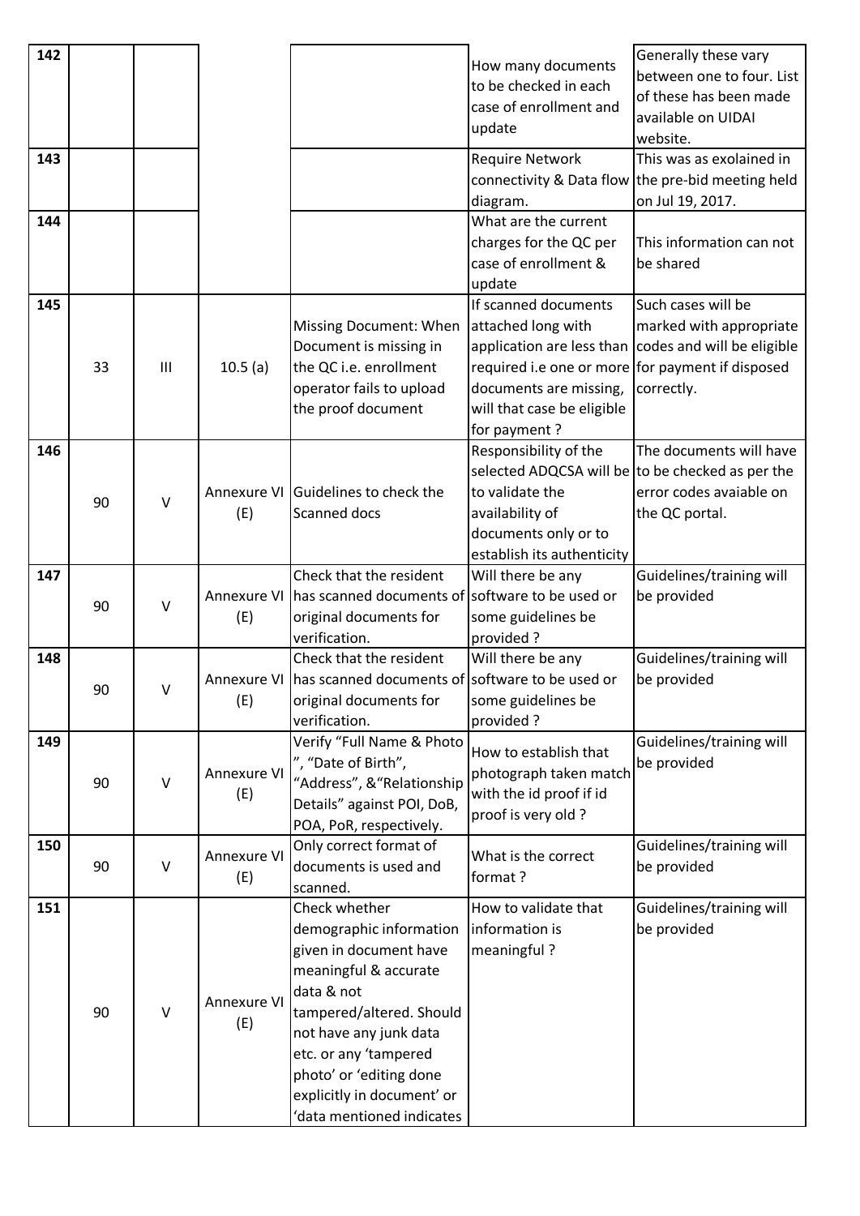| 142 | | | | | How many documents to be checked in each case of enrollment and update | Generally these vary between one to four. List of these has been made available on UIDAI website. |
|---|---|---|---|---|---|---|
| 143 | | | | | Require Network connectivity & Data flow diagram. | This was as exolained in the pre-bid meeting held on Jul 19, 2017. |
| 144 | | | | | What are the current charges for the QC per case of enrollment & update | This information can not be shared |
| 145 | 33 | III | 10.5 (a) | Missing Document: When Document is missing in the QC i.e. enrollment operator fails to upload the proof document | If scanned documents attached long with application are less than required i.e one or more documents are missing, will that case be eligible for payment ? | Such cases will be marked with appropriate codes and will be eligible for payment if disposed correctly. |
| 146 | 90 | V | Annexure VI (E) | Guidelines to check the Scanned docs | Responsibility of the selected ADQCSA will be to validate the availability of documents only or to establish its authenticity | The documents will have to be checked as per the error codes avaiable on the QC portal. |
| 147 | 90 | V | Annexure VI (E) | Check that the resident has scanned documents of original documents for verification. | Will there be any software to be used or some guidelines be provided ? | Guidelines/training will be provided |
| 148 | 90 | V | Annexure VI (E) | Check that the resident has scanned documents of original documents for verification. | Will there be any software to be used or some guidelines be provided ? | Guidelines/training will be provided |
| 149 | 90 | V | Annexure VI (E) | Verify "Full Name & Photo ", "Date of Birth", "Address", &"Relationship Details" against POI, DoB, POA, PoR, respectively. | How to establish that photograph taken match with the id proof if id proof is very old ? | Guidelines/training will be provided |
| 150 | 90 | V | Annexure VI (E) | Only correct format of documents is used and scanned. | What is the correct format ? | Guidelines/training will be provided |
| 151 | 90 | V | Annexure VI (E) | Check whether demographic information given in document have meaningful & accurate data & not tampered/altered. Should not have any junk data etc. or any 'tampered photo' or 'editing done explicitly in document' or 'data mentioned indicates | How to validate that information is meaningful ? | Guidelines/training will be provided |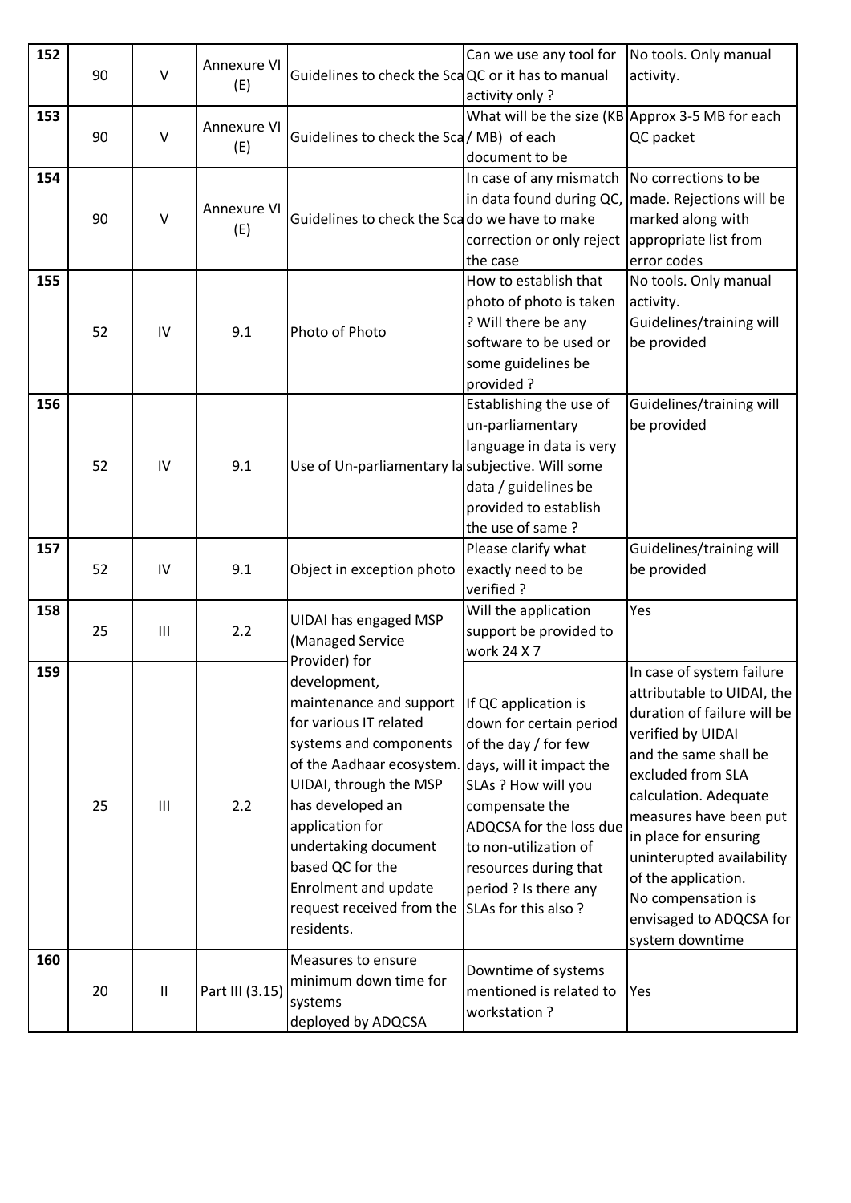| 152 | 90 | V | Annexure VI (E) | Guidelines to check the Sca | Can we use any tool for QC or it has to manual activity only ? | No tools. Only manual activity. |
|---|---|---|---|---|---|---|
| 153 | 90 | V | Annexure VI (E) | Guidelines to check the Sca | What will be the size (KB / MB) of each document to be | Approx 3-5 MB for each QC packet |
| 154 | 90 | V | Annexure VI (E) | Guidelines to check the Sca | In case of any mismatch in data found during QC, do we have to make correction or only reject the case | No corrections to be made. Rejections will be marked along with appropriate list from error codes |
| 155 | 52 | IV | 9.1 | Photo of Photo | How to establish that photo of photo is taken ? Will there be any software to be used or some guidelines be provided ? | No tools. Only manual activity. Guidelines/training will be provided |
| 156 | 52 | IV | 9.1 | Use of Un-parliamentary la | Establishing the use of un-parliamentary language in data is very subjective. Will some data / guidelines be provided to establish the use of same ? | Guidelines/training will be provided |
| 157 | 52 | IV | 9.1 | Object in exception photo | Please clarify what exactly need to be verified ? | Guidelines/training will be provided |
| 158 | 25 | III | 2.2 | UIDAI has engaged MSP (Managed Service Provider) for development, maintenance and support for various IT related systems and components of the Aadhaar ecosystem. UIDAI, through the MSP has developed an application for undertaking document based QC for the Enrolment and update request received from the residents. | Will the application support be provided to work 24 X 7 | Yes |
| 159 | 25 | III | 2.2 | | If QC application is down for certain period of the day / for few days, will it impact the SLAs ? How will you compensate the ADQCSA for the loss due to non-utilization of resources during that period ? Is there any SLAs for this also ? | In case of system failure attributable to UIDAI, the duration of failure will be verified by UIDAI and the same shall be excluded from SLA calculation. Adequate measures have been put in place for ensuring uninterrupted availability of the application. No compensation is envisaged to ADQCSA for system downtime |
| 160 | 20 | II | Part III (3.15) | Measures to ensure minimum down time for systems deployed by ADQCSA | Downtime of systems mentioned is related to workstation ? | Yes |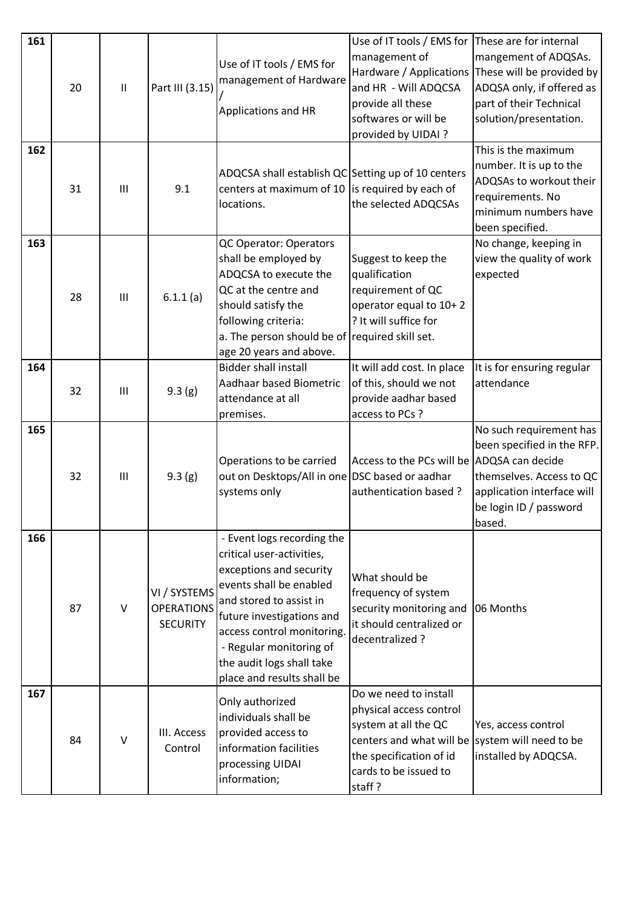| 161 | 20 | II | Part III (3.15) | Use of IT tools / EMS for management of Hardware / Applications and HR | Use of IT tools / EMS for management of Hardware / Applications and HR - Will ADQCSA provide all these softwares or will be provided by UIDAI ? | These are for internal mangement of ADQSAs. These will be provided by ADQSA only, if offered as part of their Technical solution/presentation. |
|---|---|---|---|---|---|---|
| 162 | 31 | III | 9.1 | ADQCSA shall establish QC centers at maximum of 10 locations. | Setting up of 10 centers is required by each of the selected ADQCSAs | This is the maximum number. It is up to the ADQSAs to workout their requirements. No minimum numbers have been specified. |
| 163 | 28 | III | 6.1.1 (a) | QC Operator: Operators shall be employed by ADQCSA to execute the QC at the centre and should satisfy the following criteria: a. The person should be of age 20 years and above. | Suggest to keep the qualification requirement of QC operator equal to 10+ 2 ? It will suffice for required skill set. | No change, keeping in view the quality of work expected |
| 164 | 32 | III | 9.3 (g) | Bidder shall install Aadhaar based Biometric attendance at all premises. | It will add cost. In place of this, should we not provide aadhar based access to PCs ? | It is for ensuring regular attendance |
| 165 | 32 | III | 9.3 (g) | Operations to be carried out on Desktops/All in one systems only | Access to the PCs will be DSC based or aadhar authentication based ? | No such requirement has been specified in the RFP. ADQSA can decide themselves. Access to QC application interface will be login ID / password based. |
| 166 | 87 | V | VI / SYSTEMS OPERATIONS SECURITY | - Event logs recording the critical user-activities, exceptions and security events shall be enabled and stored to assist in future investigations and access control monitoring. - Regular monitoring of the audit logs shall take place and results shall be | What should be frequency of system security monitoring and it should centralized or decentralized ? | 06 Months |
| 167 | 84 | V | III. Access Control | Only authorized individuals shall be provided access to information facilities processing UIDAI information; | Do we need to install physical access control system at all the QC centers and what will be the specification of id cards to be issued to staff ? | Yes, access control system will need to be installed by ADQCSA. |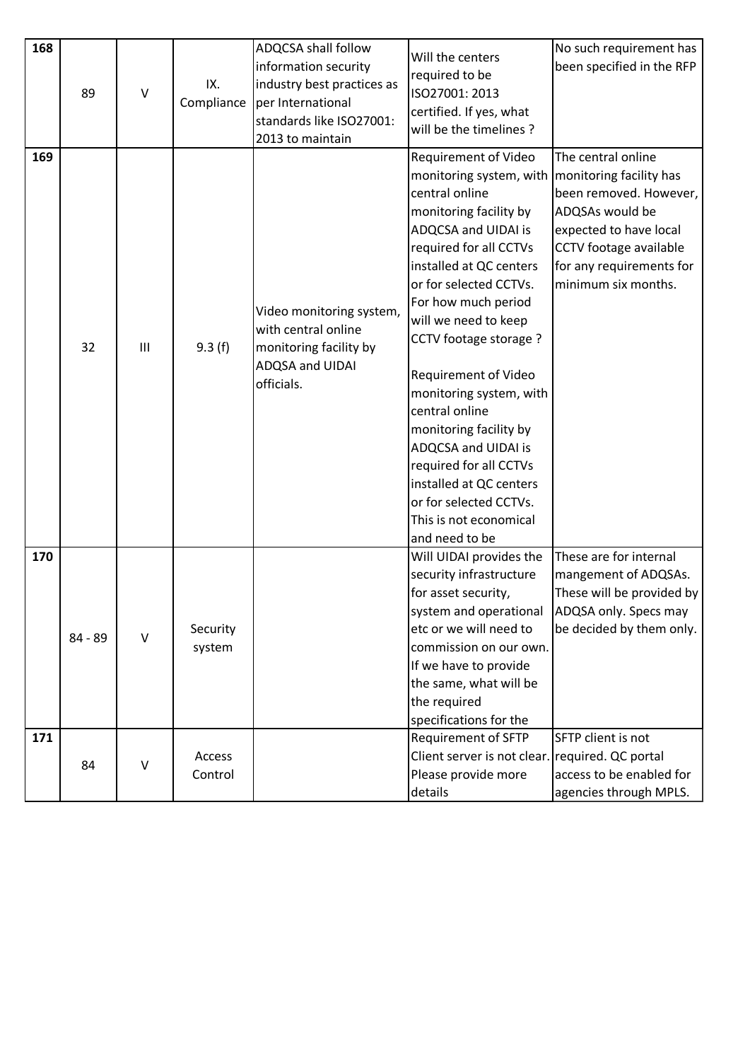| 168 | 89 | V | IX. Compliance | ADQCSA shall follow information security industry best practices as per International standards like ISO27001: 2013 to maintain | Will the centers required to be ISO27001: 2013 certified. If yes, what will be the timelines ? | No such requirement has been specified in the RFP |
|---|---|---|---|---|---|---|
| 169 | 32 | III | 9.3 (f) | Video monitoring system, with central online monitoring facility by ADQSA and UIDAI officials. | Requirement of Video monitoring system, with central online monitoring facility by ADQCSA and UIDAI is required for all CCTVs installed at QC centers or for selected CCTVs. For how much period will we need to keep CCTV footage storage ?<br><br>Requirement of Video monitoring system, with central online monitoring facility by ADQCSA and UIDAI is required for all CCTVs installed at QC centers or for selected CCTVs. This is not economical and need to be | The central online monitoring facility has been removed. However, ADQSAs would be expected to have local CCTV footage available for any requirements for minimum six months. |
| 170 | 84 - 89 | V | Security system | | Will UIDAI provides the security infrastructure for asset security, system and operational etc or we will need to commission on our own. If we have to provide the same, what will be the required specifications for the | These are for internal mangement of ADQSAs. These will be provided by ADQSA only. Specs may be decided by them only. |
| 171 | 84 | V | Access Control | | Requirement of SFTP Client server is not clear. Please provide more details | SFTP client is not required. QC portal access to be enabled for agencies through MPLS. |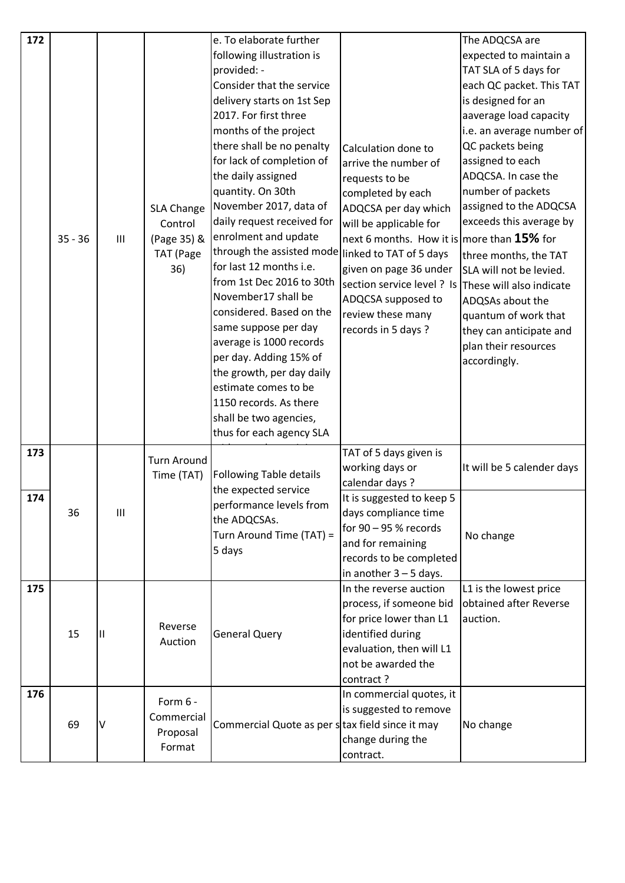| 172 | 35 - 36 | III | SLA Change Control (Page 35) & TAT (Page 36) | e. To elaborate further following illustration is provided: - Consider that the service delivery starts on 1st Sep 2017. For first three months of the project there shall be no penalty for lack of completion of the daily assigned quantity. On 30th November 2017, data of daily request received for enrolment and update through the assisted mode for last 12 months i.e. from 1st Dec 2016 to 30th November17 shall be considered. Based on the same suppose per day average is 1000 records per day. Adding 15% of the growth, per day daily estimate comes to be 1150 records. As there shall be two agencies, thus for each agency SLA | Calculation done to arrive the number of requests to be completed by each ADQCSA per day which will be applicable for next 6 months. How it is linked to TAT of 5 days given on page 36 under section service level ? Is ADQCSA supposed to review these many records in 5 days ? | The ADQCSA are expected to maintain a TAT SLA of 5 days for each QC packet. This TAT is designed for an aaverage load capacity i.e. an average number of QC packets being assigned to each ADQCSA. In case the number of packets assigned to the ADQCSA exceeds this average by more than **15%** for three months, the TAT SLA will not be levied. These will also indicate ADQSAs about the quantum of work that they can anticipate and plan their resources accordingly. |
|---|---|---|---|---|---|---|
| 173 | 36 | III | Turn Around Time (TAT) | Following Table details the expected service performance levels from the ADQCSAs. Turn Around Time (TAT) = 5 days | TAT of 5 days given is working days or calendar days ? | It will be 5 calender days |
| 174 | | | | | It is suggested to keep 5 days compliance time for 90 – 95 % records and for remaining records to be completed in another 3 – 5 days. | No change |
| 175 | 15 | II | Reverse Auction | General Query | In the reverse auction process, if someone bid for price lower than L1 identified during evaluation, then will L1 not be awarded the contract ? | L1 is the lowest price obtained after Reverse auction. |
| 176 | 69 | V | Form 6 - Commercial Proposal Format | Commercial Quote as per s | In commercial quotes, it is suggested to remove tax field since it may change during the contract. | No change |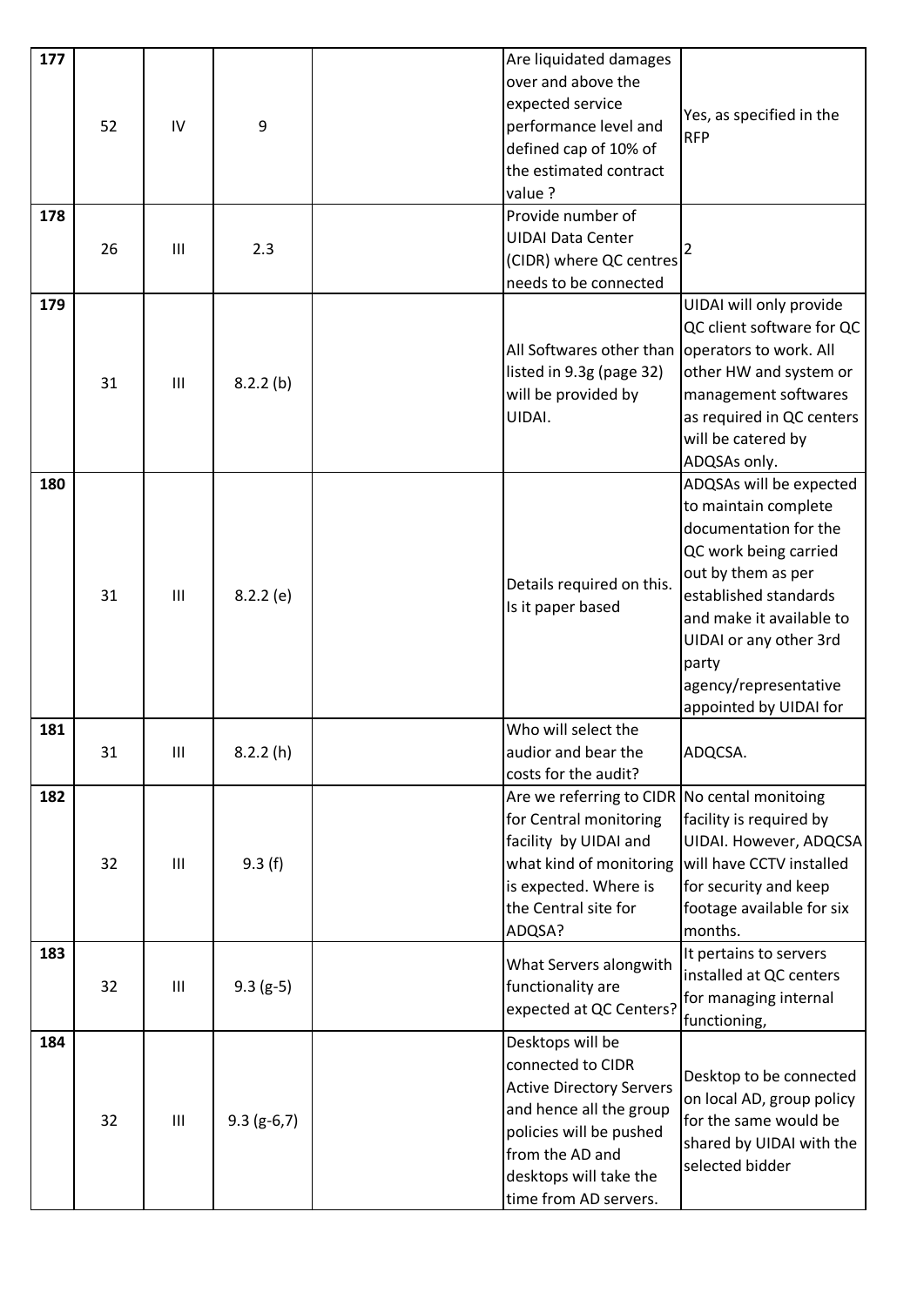| | | | | | | |
|---|---|---|---|---|---|---|
| **177** | 52 | IV | 9 | | Are liquidated damages over and above the expected service performance level and defined cap of 10% of the estimated contract value ? | Yes, as specified in the RFP |
| **178** | 26 | III | 2.3 | | Provide number of UIDAI Data Center (CIDR) where QC centres needs to be connected | 2 |
| **179** | 31 | III | 8.2.2 (b) | | All Softwares other than listed in 9.3g (page 32) will be provided by UIDAI. | UIDAI will only provide QC client software for QC operators to work. All other HW and system or management softwares as required in QC centers will be catered by ADQSAs only. |
| **180** | 31 | III | 8.2.2 (e) | | Details required on this. Is it paper based | ADQSAs will be expected to maintain complete documentation for the QC work being carried out by them as per established standards and make it available to UIDAI or any other 3rd party agency/representative appointed by UIDAI for |
| **181** | 31 | III | 8.2.2 (h) | | Who will select the audior and bear the costs for the audit? | ADQCSA. |
| **182** | 32 | III | 9.3 (f) | | Are we referring to CIDR for Central monitoring facility by UIDAI and what kind of monitoring is expected. Where is the Central site for ADQSA? | No cental monitoing facility is required by UIDAI. However, ADQCSA will have CCTV installed for security and keep footage available for six months. |
| **183** | 32 | III | 9.3 (g-5) | | What Servers alongwith functionality are expected at QC Centers? | It pertains to servers installed at QC centers for managing internal functioning, |
| **184** | 32 | III | 9.3 (g-6,7) | | Desktops will be connected to CIDR Active Directory Servers and hence all the group policies will be pushed from the AD and desktops will take the time from AD servers. | Desktop to be connected on local AD, group policy for the same would be shared by UIDAI with the selected bidder |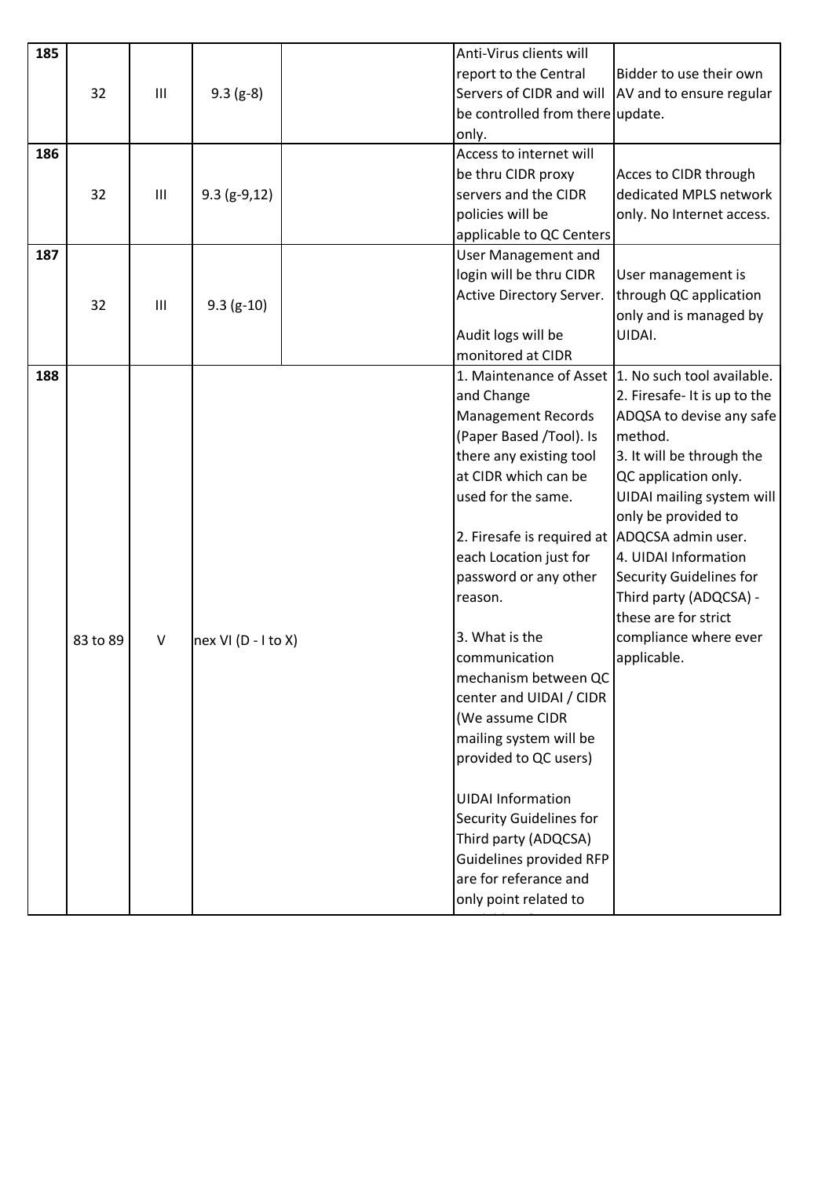| 185 | 32 | III | 9.3 (g-8) | | Anti-Virus clients will report to the Central Servers of CIDR and will be controlled from there only. | Bidder to use their own AV and to ensure regular update. |
|---|---|---|---|---|---|---|
| 186 | 32 | III | 9.3 (g-9,12) | | Access to internet will be thru CIDR proxy servers and the CIDR policies will be applicable to QC Centers | Acces to CIDR through dedicated MPLS network only. No Internet access. |
| 187 | 32 | III | 9.3 (g-10) | | User Management and login will be thru CIDR Active Directory Server.<br><br>Audit logs will be monitored at CIDR | User management is through QC application only and is managed by UIDAI. |
| 188 | 83 to 89 | V | nex VI (D - I to X) | | 1. Maintenance of Asset and Change Management Records (Paper Based /Tool). Is there any existing tool at CIDR which can be used for the same.<br><br>2. Firesafe is required at each Location just for password or any other reason.<br><br>3. What is the communication mechanism between QC center and UIDAI / CIDR (We assume CIDR mailing system will be provided to QC users)<br><br>UIDAI Information Security Guidelines for Third party (ADQCSA) Guidelines provided RFP are for referance and only point related to | 1. No such tool available.<br>2. Firesafe- It is up to the ADQSA to devise any safe method.<br>3. It will be through the QC application only. UIDAI mailing system will only be provided to ADQCSA admin user.<br>4. UIDAI Information Security Guidelines for Third party (ADQCSA) - these are for strict compliance where ever applicable. |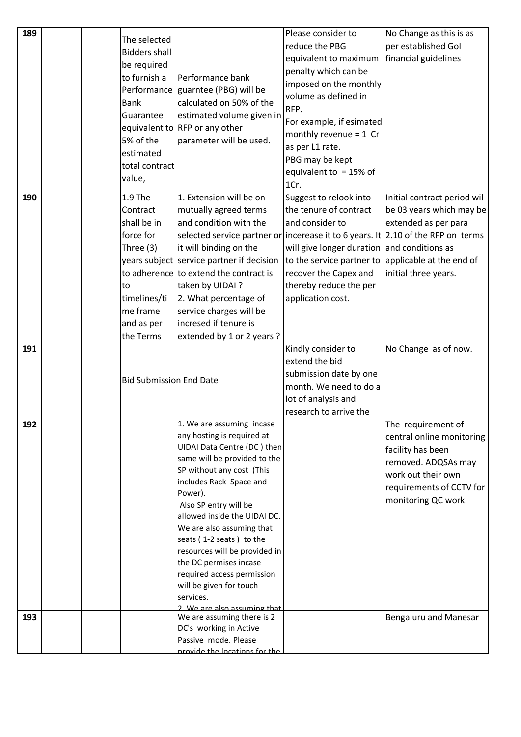| 189 | | | The selected Bidders shall be required to furnish a Performance Bank Guarantee equivalent to 5% of the estimated total contract value, | Performance bank guarntee (PBG) will be calculated on 50% of the estimated volume given in RFP or any other parameter will be used. | Please consider to reduce the PBG equivalent to maximum penalty which can be imposed on the monthly volume as defined in RFP. For example, if esimated monthly revenue = 1 Cr as per L1 rate. PBG may be kept equivalent to = 15% of 1Cr. | No Change as this is as per established GoI financial guidelines |
|---|---|---|---|---|---|---|
| 190 | | | 1.9 The Contract shall be in force for Three (3) years subject to adherence to timelines/time frame and as per the Terms | 1. Extension will be on mutually agreed terms and condition with the selected service partner or it will binding on the service partner if decision to extend the contract is taken by UIDAI ? 2. What percentage of service charges will be incresed if tenure is extended by 1 or 2 years ? | Suggest to relook into the tenure of contract and consider to incerease it to 6 years. It will give longer duration to the service partner to recover the Capex and thereby reduce the per application cost. | Initial contract period wil be 03 years which may be extended as per para 2.10 of the RFP on terms and conditions as applicable at the end of initial three years. |
| 191 | | | Bid Submission End Date | | Kindly consider to extend the bid submission date by one month. We need to do a lot of analysis and research to arrive the | No Change as of now. |
| 192 | | | | 1. We are assuming incase any hosting is required at UIDAI Data Centre (DC ) then same will be provided to the SP without any cost (This includes Rack Space and Power). Also SP entry will be allowed inside the UIDAI DC. We are also assuming that seats ( 1-2 seats ) to the resources will be provided in the DC permises incase required access permission will be given for touch services. 2. We are also assuming that | | The requirement of central online monitoring facility has been removed. ADQSAs may work out their own requirements of CCTV for monitoring QC work. |
| 193 | | | | We are assuming there is 2 DC's working in Active Passive mode. Please provide the locations for the | | Bengaluru and Manesar |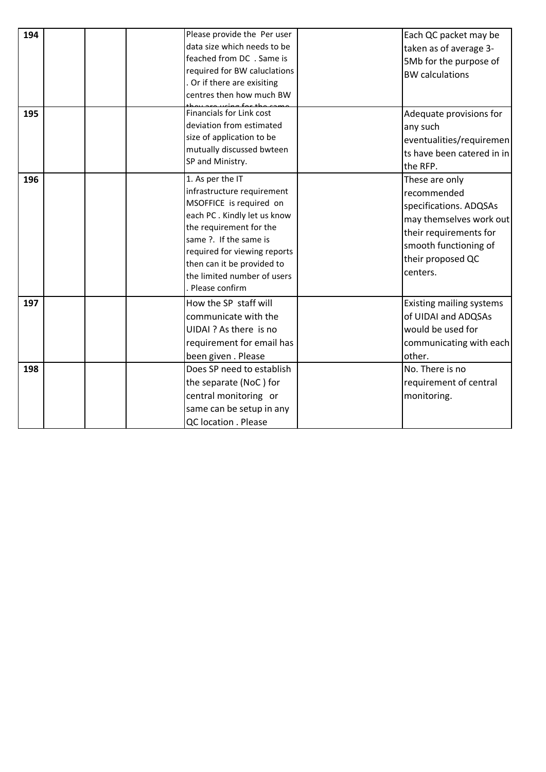| | | | | | | |
|---|---|---|---|---|---|---|
| 194 | | | | Please provide the Per user data size which needs to be feached from DC . Same is required for BW caluclations . Or if there are exisiting centres then how much BW they are using for the same | | Each QC packet may be taken as of average 3-5Mb for the purpose of BW calculations |
| 195 | | | | Financials for Link cost deviation from estimated size of application to be mutually discussed bwteen SP and Ministry. | | Adequate provisions for any such eventualities/requirements have been catered in in the RFP. |
| 196 | | | | 1. As per the IT infrastructure requirement MSOFFICE is required on each PC . Kindly let us know the requirement for the same ?. If the same is required for viewing reports then can it be provided to the limited number of users . Please confirm | | These are only recommended specifications. ADQSAs may themselves work out their requirements for smooth functioning of their proposed QC centers. |
| 197 | | | | How the SP staff will communicate with the UIDAI ? As there is no requirement for email has been given . Please | | Existing mailing systems of UIDAI and ADQSAs would be used for communicating with each other. |
| 198 | | | | Does SP need to establish the separate (NoC ) for central monitoring or same can be setup in any QC location . Please | | No. There is no requirement of central monitoring. |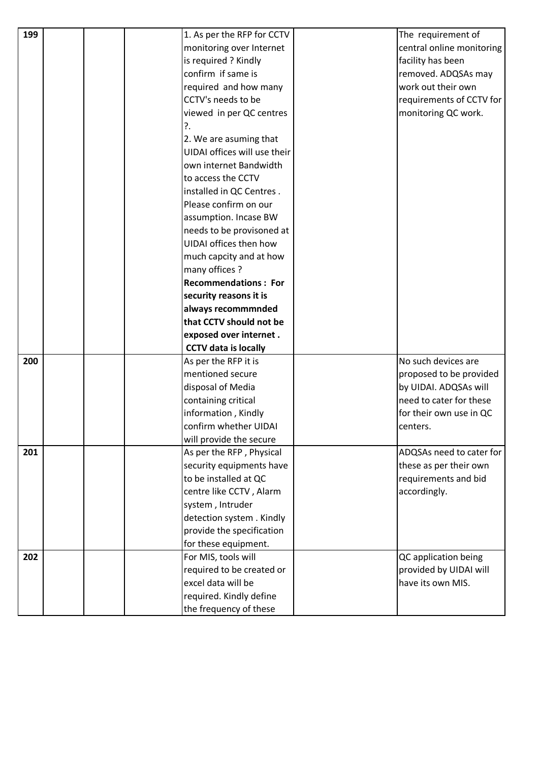| | | | | | | |
|---|---|---|---|---|---|---|
| 199 | | | | 1. As per the RFP for CCTV monitoring over Internet is required ? Kindly confirm if same is required and how many CCTV's needs to be viewed in per QC centres ?.<br>2. We are asuming that UIDAI offices will use their own internet Bandwidth to access the CCTV installed in QC Centres . Please confirm on our assumption. Incase BW needs to be provisoned at UIDAI offices then how much capcity and at how many offices ?<br>**Recommendations : For security reasons it is always recommmnded that CCTV should not be exposed over internet . CCTV data is locally** | | The requirement of central online monitoring facility has been removed. ADQSAs may work out their own requirements of CCTV for monitoring QC work. |
| 200 | | | | As per the RFP it is mentioned secure disposal of Media containing critical information , Kindly confirm whether UIDAI will provide the secure | | No such devices are proposed to be provided by UIDAI. ADQSAs will need to cater for these for their own use in QC centers. |
| 201 | | | | As per the RFP , Physical security equipments have to be installed at QC centre like CCTV , Alarm system , Intruder detection system . Kindly provide the specification for these equipment. | | ADQSAs need to cater for these as per their own requirements and bid accordingly. |
| 202 | | | | For MIS, tools will required to be created or excel data will be required. Kindly define the frequency of these | | QC application being provided by UIDAI will have its own MIS. |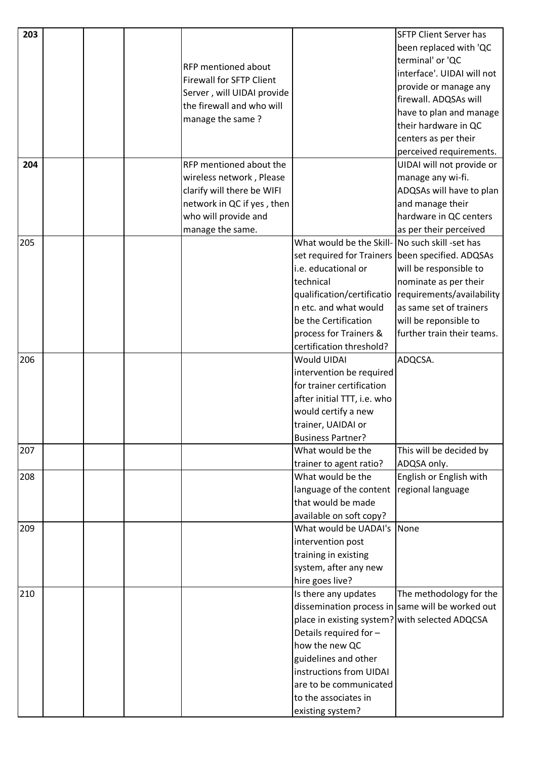| 203 | | | | RFP mentioned about Firewall for SFTP Client Server , will UIDAI provide the firewall and who will manage the same ? | | SFTP Client Server has been replaced with 'QC terminal' or 'QC interface'. UIDAI will not provide or manage any firewall. ADQSAs will have to plan and manage their hardware in QC centers as per their perceived requirements. |
|---|---|---|---|---|---|---|
| 204 | | | | RFP mentioned about the wireless network , Please clarify will there be WIFI network in QC if yes , then who will provide and manage the same. | | UIDAI will not provide or manage any wi-fi. ADQSAs will have to plan and manage their hardware in QC centers as per their perceived |
| 205 | | | | | What would be the Skill-set required for Trainers i.e. educational or technical qualification/certification etc. and what would be the Certification process for Trainers & certification threshold? | No such skill -set has been specified. ADQSAs will be responsible to nominate as per their requirements/availability as same set of trainers will be reponsible to further train their teams. |
| 206 | | | | | Would UIDAI intervention be required for trainer certification after initial TTT, i.e. who would certify a new trainer, UAIDAI or Business Partner? | ADQCSA. |
| 207 | | | | | What would be the trainer to agent ratio? | This will be decided by ADQSA only. |
| 208 | | | | | What would be the language of the content that would be made available on soft copy? | English or English with regional language |
| 209 | | | | | What would be UADAI's intervention post training in existing system, after any new hire goes live? | None |
| 210 | | | | | Is there any updates dissemination process in place in existing system? Details required for – how the new QC guidelines and other instructions from UIDAI are to be communicated to the associates in existing system? | The methodology for the same will be worked out with selected ADQCSA |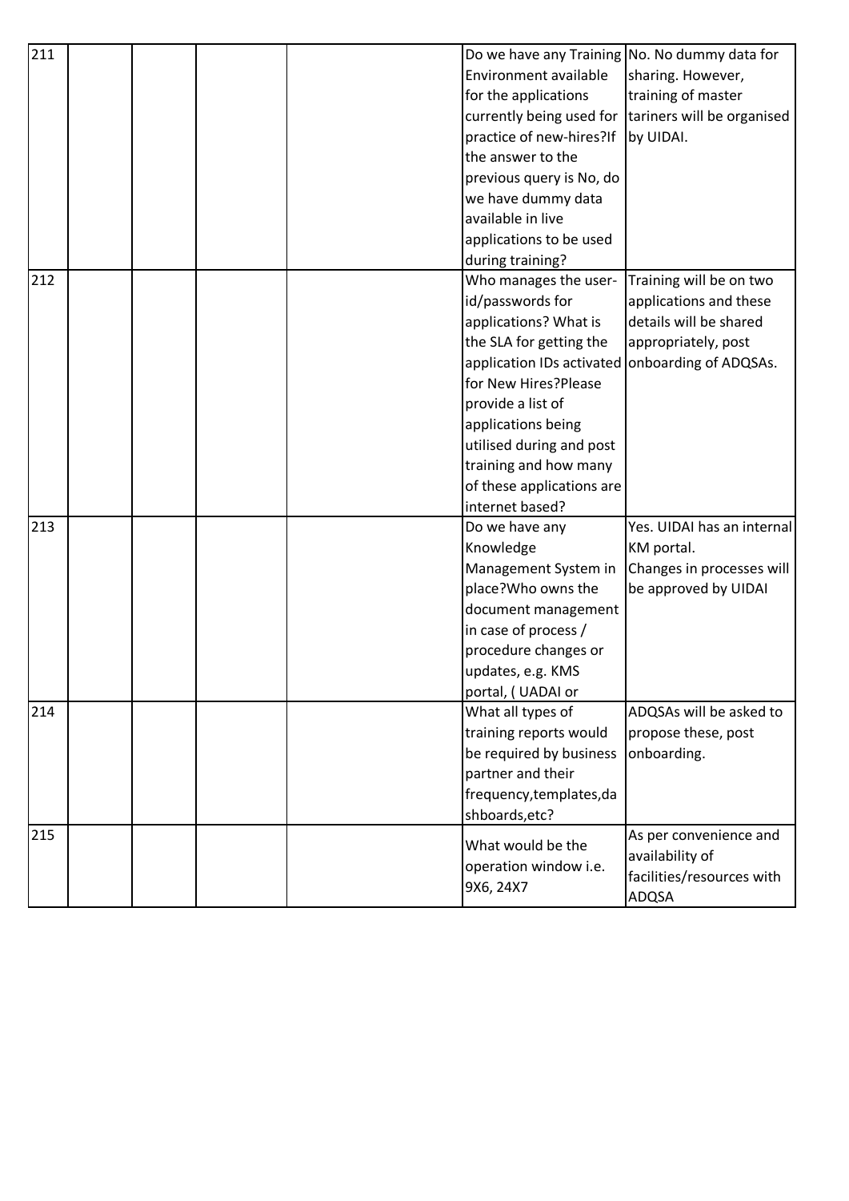| | | | | | | |
|---|---|---|---|---|---|---|
| 211 | | | | | Do we have any Training Environment available for the applications currently being used for practice of new-hires?If the answer to the previous query is No, do we have dummy data available in live applications to be used during training? | No. No dummy data for sharing. However, training of master tariners will be organised by UIDAI. |
| 212 | | | | | Who manages the user-id/passwords for applications? What is the SLA for getting the application IDs activated for New Hires?Please provide a list of applications being utilised during and post training and how many of these applications are internet based? | Training will be on two applications and these details will be shared appropriately, post onboarding of ADQSAs. |
| 213 | | | | | Do we have any Knowledge Management System in place?Who owns the document management in case of process / procedure changes or updates, e.g. KMS portal, ( UADAI or | Yes. UIDAI has an internal KM portal. Changes in processes will be approved by UIDAI |
| 214 | | | | | What all types of training reports would be required by business partner and their frequency,templates,dashboards,etc? | ADQSAs will be asked to propose these, post onboarding. |
| 215 | | | | | What would be the operation window i.e. 9X6, 24X7 | As per convenience and availability of facilities/resources with ADQSA |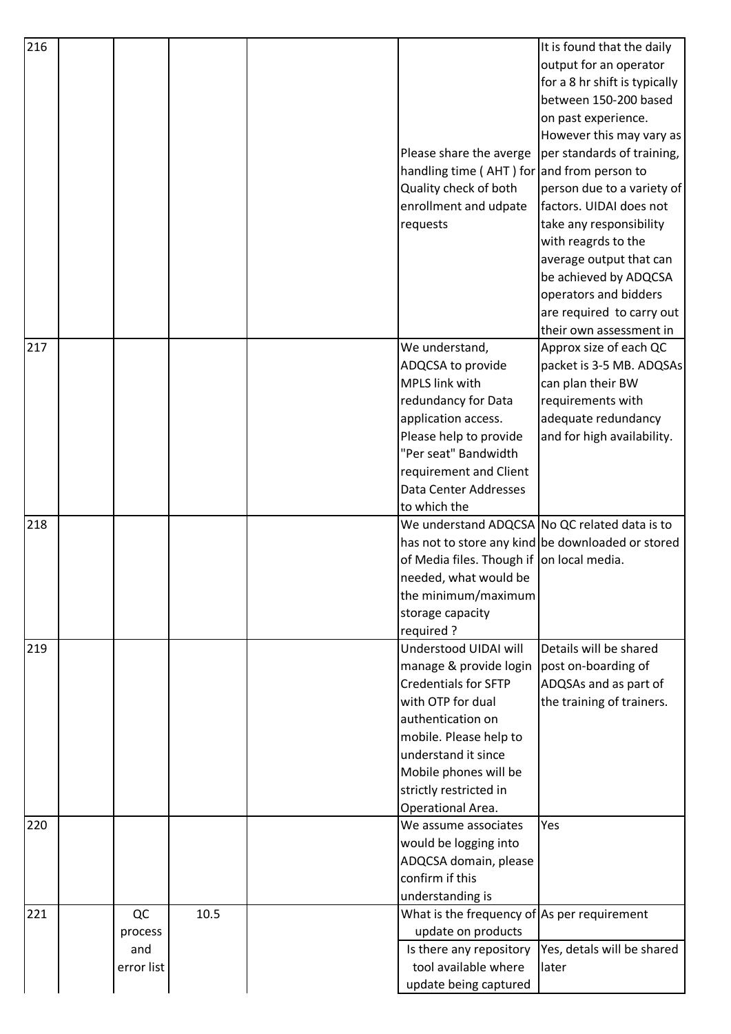| | | | | | | |
|---|---|---|---|---|---|---|
| 216 | | | | | Please share the averge handling time ( AHT ) for Quality check of both enrollment and udpate requests | It is found that the daily output for an operator for a 8 hr shift is typically between 150-200 based on past experience. However this may vary as per standards of training, and from person to person due to a variety of factors. UIDAI does not take any responsibility with reagrds to the average output that can be achieved by ADQCSA operators and bidders are required to carry out their own assessment in |
| 217 | | | | | We understand, ADQCSA to provide MPLS link with redundancy for Data application access. Please help to provide "Per seat" Bandwidth requirement and Client Data Center Addresses to which the | Approx size of each QC packet is 3-5 MB. ADQSAs can plan their BW requirements with adequate redundancy and for high availability. |
| 218 | | | | | We understand ADQCSA has not to store any kind of Media files. Though if needed, what would be the minimum/maximum storage capacity required ? | No QC related data is to be downloaded or stored on local media. |
| 219 | | | | | Understood UIDAI will manage & provide login Credentials for SFTP with OTP for dual authentication on mobile. Please help to understand it since Mobile phones will be strictly restricted in Operational Area. | Details will be shared post on-boarding of ADQSAs and as part of the training of trainers. |
| 220 | | | | | We assume associates would be logging into ADQCSA domain, please confirm if this understanding is | Yes |
| 221 | | QC process and error list | 10.5 | | What is the frequency of update on products | As per requirement |
| | | | | | Is there any repository tool available where update being captured | Yes, detals will be shared later |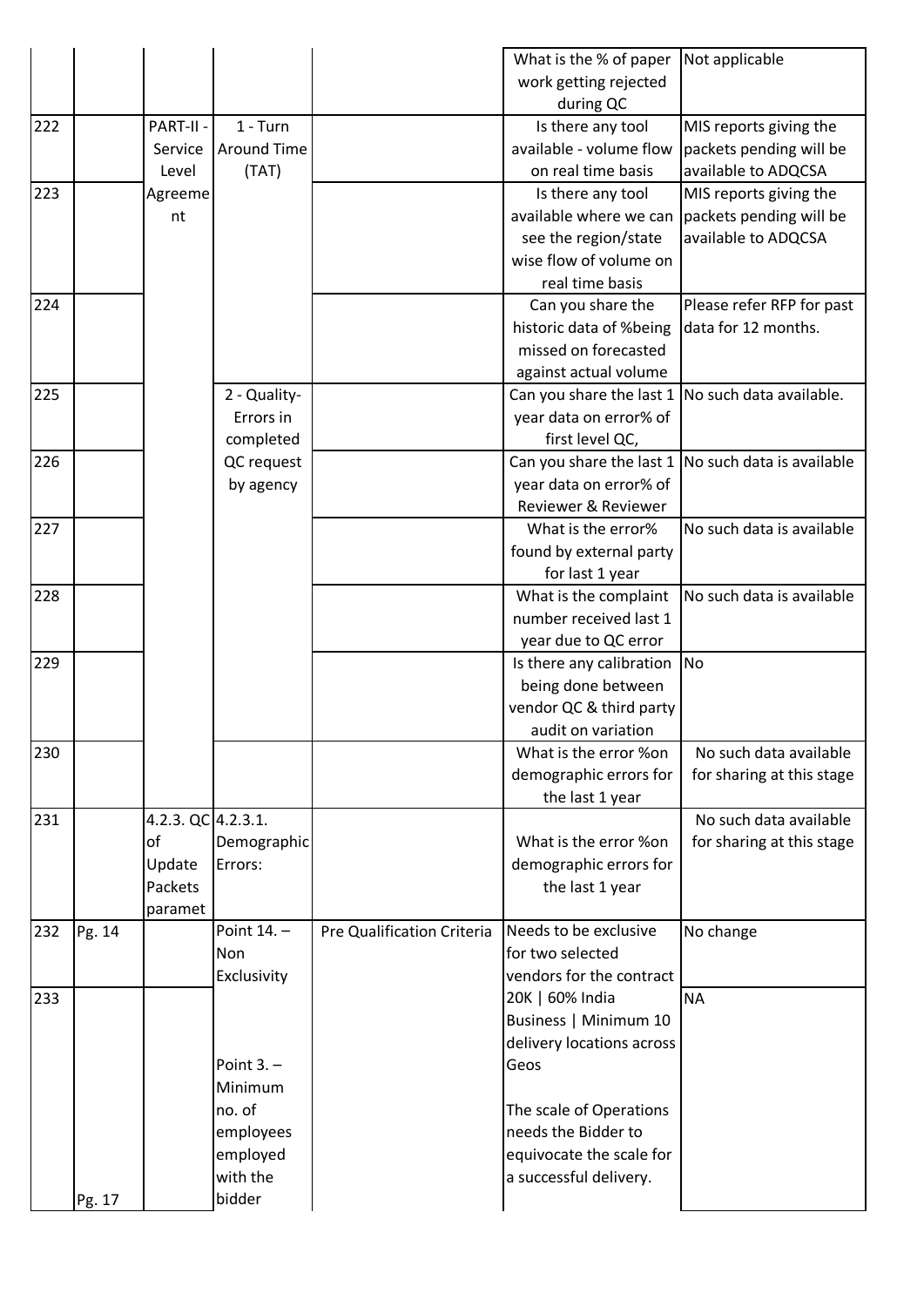| | | | | | | |
|---|---|---|---|---|---|---|
| | | | | | What is the % of paper work getting rejected during QC | Not applicable |
| 222 | | PART-II - Service Level Agreement | 1 - Turn Around Time (TAT) | | Is there any tool available - volume flow on real time basis | MIS reports giving the packets pending will be available to ADQCSA |
| 223 | | | | | Is there any tool available where we can see the region/state wise flow of volume on real time basis | MIS reports giving the packets pending will be available to ADQCSA |
| 224 | | | | | Can you share the historic data of %being missed on forecasted against actual volume | Please refer RFP for past data for 12 months. |
| 225 | | | 2 - Quality- Errors in completed QC request by agency | | Can you share the last 1 year data on error% of first level QC, | No such data available. |
| 226 | | | | | Can you share the last 1 year data on error% of Reviewer & Reviewer | No such data is available |
| 227 | | | | | What is the error% found by external party for last 1 year | No such data is available |
| 228 | | | | | What is the complaint number received last 1 year due to QC error | No such data is available |
| 229 | | | | | Is there any calibration being done between vendor QC & third party audit on variation | No |
| 230 | | | | | What is the error %on demographic errors for the last 1 year | No such data available for sharing at this stage |
| 231 | | 4.2.3. QC of Update Packets paramet | 4.2.3.1. Demographic Errors: | | What is the error %on demographic errors for the last 1 year | No such data available for sharing at this stage |
| 232 | Pg. 14 | | Point 14. – Non Exclusivity | Pre Qualification Criteria | Needs to be exclusive for two selected vendors for the contract | No change |
| 233 | Pg. 17 | | Point 3. – Minimum no. of employees employed with the bidder | | 20K \| 60% India Business \| Minimum 10 delivery locations across Geos<br><br>The scale of Operations needs the Bidder to equivocate the scale for a successful delivery. | NA |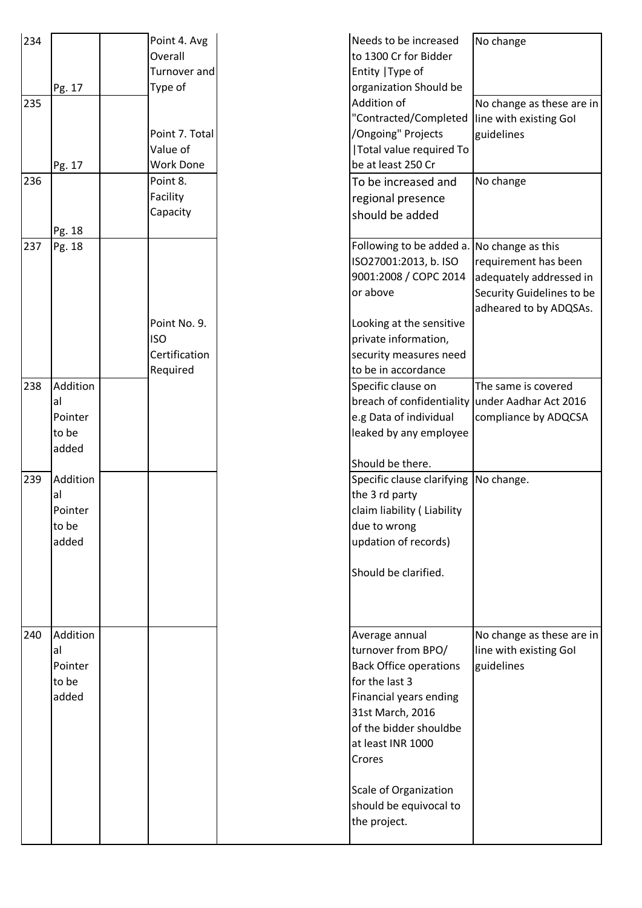| 234 | Pg. 17 | | Point 4. Avg Overall Turnover and Type of | | Needs to be increased to 1300 Cr for Bidder Entity \|Type of organization Should be | No change |
|---|---|---|---|---|---|---|
| 235 | Pg. 17 | | Point 7. Total Value of Work Done | | Addition of "Contracted/Completed /Ongoing" Projects \|Total value required To be at least 250 Cr | No change as these are in line with existing GoI guidelines |
| 236 | Pg. 18 | | Point 8. Facility Capacity | | To be increased and regional presence should be added | No change |
| 237 | Pg. 18 | | Point No. 9. ISO Certification Required | | Following to be added a. ISO27001:2013, b. ISO 9001:2008 / COPC 2014 or above<br><br>Looking at the sensitive private information, security measures need to be in accordance | No change as this requirement has been adequately addressed in Security Guidelines to be adheared to by ADQSAs. |
| 238 | Additional Pointer to be added | | | | Specific clause on breach of confidentiality e.g Data of individual leaked by any employee<br><br>Should be there. | The same is covered under Aadhar Act 2016 compliance by ADQCSA |
| 239 | Additional Pointer to be added | | | | Specific clause clarifying the 3 rd party claim liability ( Liability due to wrong updation of records)<br><br>Should be clarified. | No change. |
| 240 | Additional Pointer to be added | | | | Average annual turnover from BPO/ Back Office operations for the last 3 Financial years ending 31st March, 2016 of the bidder shouldbe at least INR 1000 Crores<br><br>Scale of Organization should be equivocal to the project. | No change as these are in line with existing GoI guidelines |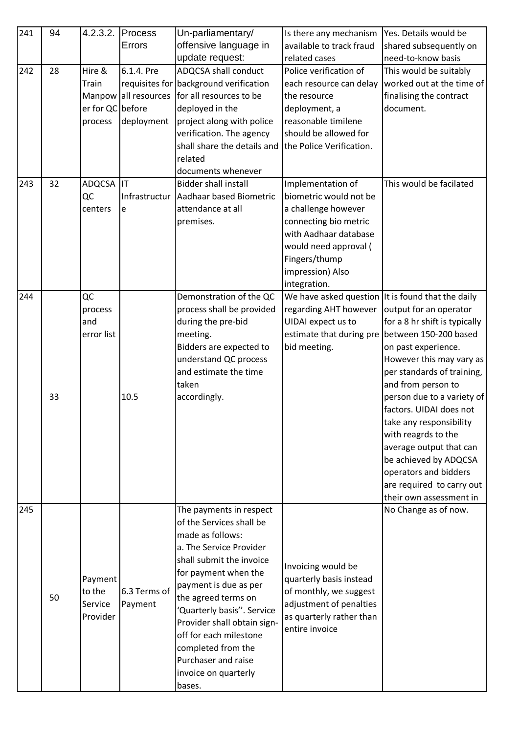| 241 | 94 | 4.2.3.2. | Process Errors | Un-parliamentary/ offensive language in update request: | Is there any mechanism available to track fraud related cases | Yes. Details would be shared subsequently on need-to-know basis |
|---|---|---|---|---|---|---|
| 242 | 28 | Hire & Train Manpower for QC process | 6.1.4. Pre requisites for all resources before deployment | ADQCSA shall conduct background verification for all resources to be deployed in the project along with police verification. The agency shall share the details and related documents whenever | Police verification of each resource can delay the resource deployment, a reasonable timilene should be allowed for the Police Verification. | This would be suitably worked out at the time of finalising the contract document. |
| 243 | 32 | ADQCSA QC centers | IT Infrastructure | Bidder shall install Aadhaar based Biometric attendance at all premises. | Implementation of biometric would not be a challenge however connecting bio metric with Aadhaar database would need approval ( Fingers/thump impression) Also integration. | This would be facilated |
| 244 | 33 | QC process and error list | 10.5 | Demonstration of the QC process shall be provided during the pre-bid meeting. Bidders are expected to understand QC process and estimate the time taken accordingly. | We have asked question regarding AHT however UIDAI expect us to estimate that during pre bid meeting. | It is found that the daily output for an operator for a 8 hr shift is typically between 150-200 based on past experience. However this may vary as per standards of training, and from person to person due to a variety of factors. UIDAI does not take any responsibility with reagrds to the average output that can be achieved by ADQCSA operators and bidders are required to carry out their own assessment in |
| 245 | 50 | Payment to the Service Provider | 6.3 Terms of Payment | The payments in respect of the Services shall be made as follows: a. The Service Provider shall submit the invoice for payment when the payment is due as per the agreed terms on 'Quarterly basis''. Service Provider shall obtain sign-off for each milestone completed from the Purchaser and raise invoice on quarterly bases. | Invoicing would be quarterly basis instead of monthly, we suggest adjustment of penalties as quarterly rather than entire invoice | No Change as of now. |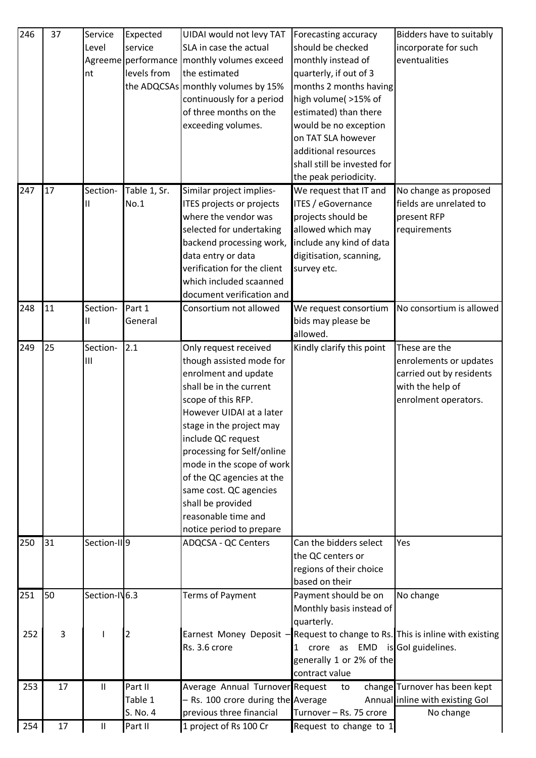| 246 | 37 | Service Level Agreement | Expected service performance levels from the ADQCSAs | UIDAI would not levy TAT SLA in case the actual monthly volumes exceed the estimated monthly volumes by 15% continuously for a period of three months on the exceeding volumes. | Forecasting accuracy should be checked monthly instead of quarterly, if out of 3 months 2 months having high volume( >15% of estimated) than there would be no exception on TAT SLA however additional resources shall still be invested for the peak periodicity. | Bidders have to suitably incorporate for such eventualities |
|---|---|---|---|---|---|---|
| 247 | 17 | Section-II | Table 1, Sr. No.1 | Similar project implies- ITES projects or projects where the vendor was selected for undertaking backend processing work, data entry or data verification for the client which included scaanned document verification and | We request that IT and ITES / eGovernance projects should be allowed which may include any kind of data digitisation, scanning, survey etc. | No change as proposed fields are unrelated to present RFP requirements |
| 248 | 11 | Section-II | Part 1 General | Consortium not allowed | We request consortium bids may please be allowed. | No consortium is allowed |
| 249 | 25 | Section-III | 2.1 | Only request received though assisted mode for enrolment and update shall be in the current scope of this RFP. However UIDAI at a later stage in the project may include QC request processing for Self/online mode in the scope of work of the QC agencies at the same cost. QC agencies shall be provided reasonable time and notice period to prepare | Kindly clarify this point | These are the enrolements or updates carried out by residents with the help of enrolment operators. |
| 250 | 31 | Section-II | 9 | ADQCSA - QC Centers | Can the bidders select the QC centers or regions of their choice based on their | Yes |
| 251 | 50 | Section-IV | 6.3 | Terms of Payment | Payment should be on Monthly basis instead of quarterly. | No change |
| 252 | 3 | I | 2 | Earnest Money Deposit – Rs. 3.6 crore | Request to change to Rs. 1 crore as EMD is generally 1 or 2% of the contract value | This is inline with existing GoI guidelines. |
| 253 | 17 | II | Part II Table 1 S. No. 4 | Average Annual Turnover – Rs. 100 crore during the previous three financial | Request to change Average Annual Turnover – Rs. 75 crore | Turnover has been kept inline with existing GoI No change |
| 254 | 17 | II | Part II | 1 project of Rs 100 Cr | Request to change to 1 | |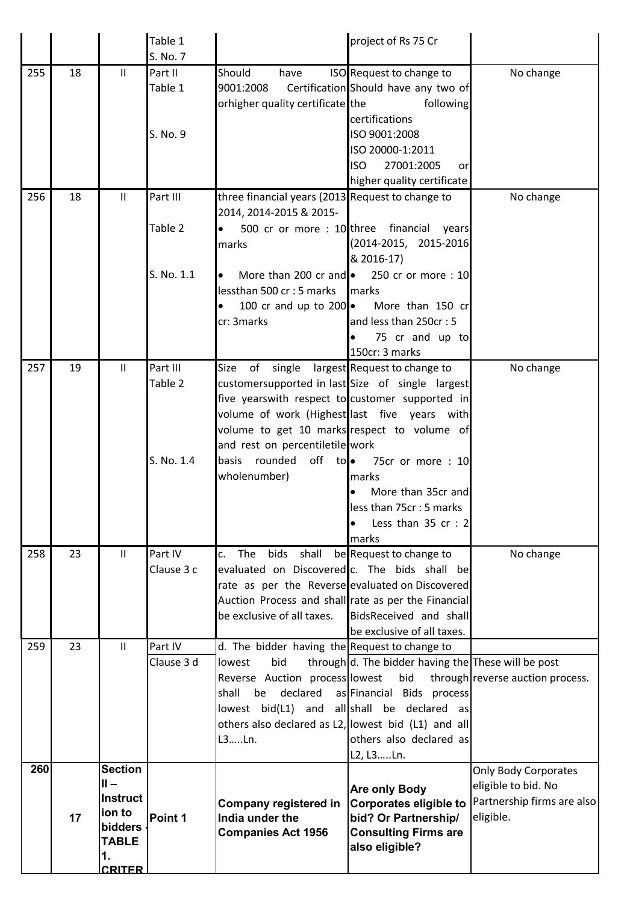|  |  |  | Table 1 S. No. 7 |  | project of Rs 75 Cr |  |
|---|---|---|---|---|---|---|
| 255 | 18 | II | Part II Table 1 S. No. 9 | Should have ISO 9001:2008 Certification orhigher quality certificate | Request to change to Should have any two of the following certifications ISO 9001:2008 ISO 20000-1:2011 ISO 27001:2005 or higher quality certificate | No change |
| 256 | 18 | II | Part III Table 2 S. No. 1.1 | three financial years (2013 2014, 2014-2015 & 2015- • 500 cr or more : 10 marks • More than 200 cr and lessthan 500 cr : 5 marks • 100 cr and up to 200 cr: 3marks | Request to change to three financial years (2014-2015, 2015-2016 & 2016-17) • 250 cr or more : 10 marks • More than 150 cr and less than 250cr : 5 • 75 cr and up to 150cr: 3 marks | No change |
| 257 | 19 | II | Part III Table 2 S. No. 1.4 | Size of single largest customersupported in last five yearswith respect to volume of work (Highest volume to get 10 marks and rest on percentiletile basis rounded off to wholenumber) | Request to change to Size of single largest customer supported in last five years with respect to volume of work • 75cr or more : 10 marks • More than 35cr and less than 75cr : 5 marks • Less than 35 cr : 2 marks | No change |
| 258 | 23 | II | Part IV Clause 3 c | c. The bids shall be evaluated on Discovered rate as per the Reverse Auction Process and shall be exclusive of all taxes. | Request to change to c. The bids shall be evaluated on Discovered rate as per the Financial BidsReceived and shall be exclusive of all taxes. | No change |
| 259 | 23 | II | Part IV Clause 3 d | d. The bidder having the lowest bid through Reverse Auction process shall be declared as lowest bid(L1) and all others also declared as L2, L3.....Ln. | Request to change to d. The bidder having the lowest bid through Financial Bids process shall be declared as lowest bid (L1) and all others also declared as L2, L3.....Ln. | These will be post reverse auction process. |
| **260** | **17** | **Section II – Instruct ion to bidders - TABLE 1. CRITER** | **Point 1** | **Company registered in India under the Companies Act 1956** | **Are only Body Corporates eligible to bid? Or Partnership/ Consulting Firms are also eligible?** | Only Body Corporates eligible to bid. No Partnership firms are also eligible. |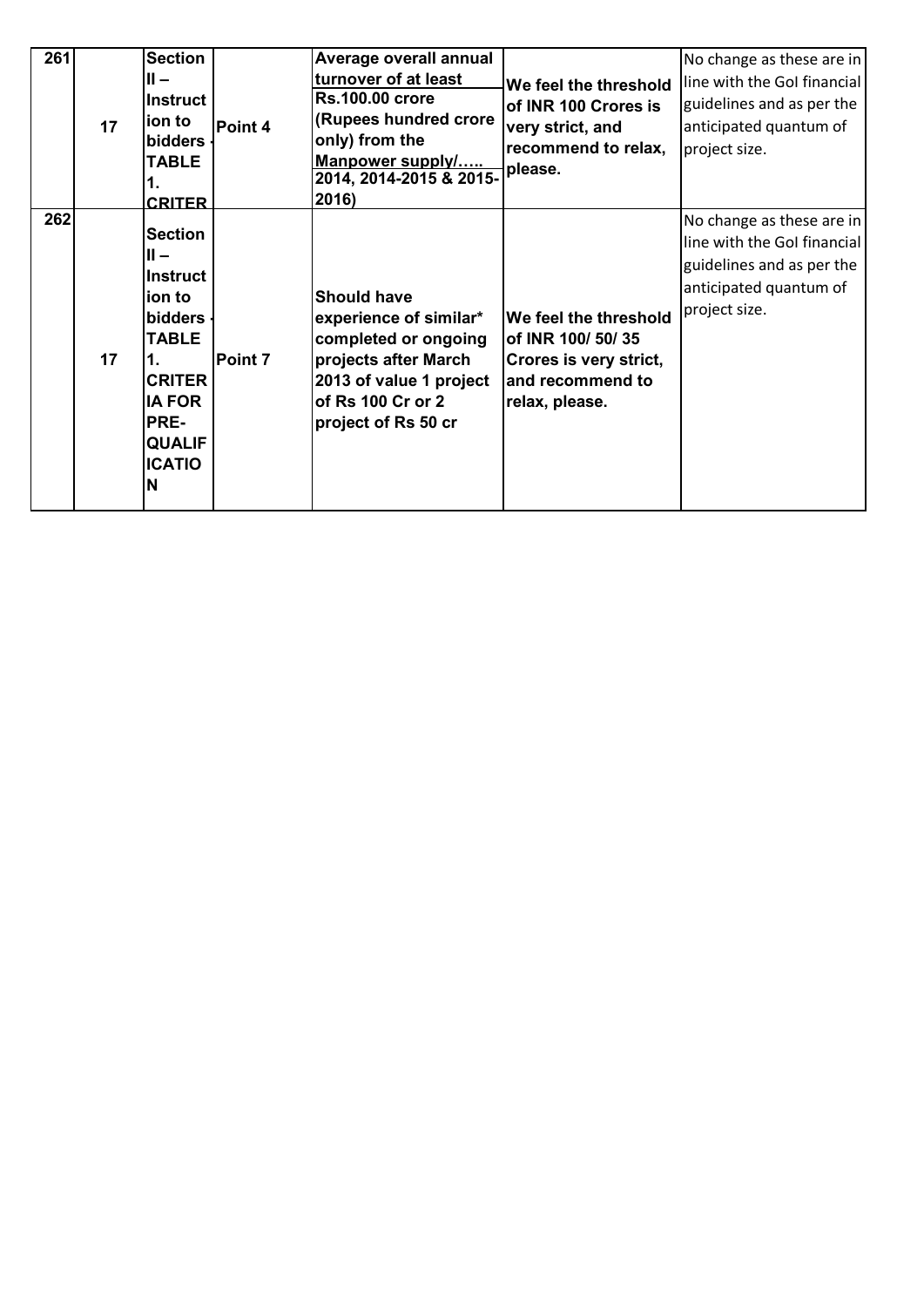| | | | | | | |
|---|---|---|---|---|---|---|
| **261** | **17** | **Section II – Instruction to bidders - TABLE 1. CRITER** | **Point 4** | **Average overall annual turnover of at least Rs.100.00 crore (Rupees hundred crore only) from the Manpower supply/….. 2014, 2014-2015 & 2015-2016)** | **We feel the threshold of INR 100 Crores is very strict, and recommend to relax, please.** | No change as these are in line with the GoI financial guidelines and as per the anticipated quantum of project size. |
| **262** | **17** | **Section II – Instruction to bidders - TABLE 1. CRITERIA FOR PRE-QUALIFICATION** | **Point 7** | **Should have experience of similar* completed or ongoing projects after March 2013 of value 1 project of Rs 100 Cr or 2 project of Rs 50 cr** | **We feel the threshold of INR 100/ 50/ 35 Crores is very strict, and recommend to relax, please.** | No change as these are in line with the GoI financial guidelines and as per the anticipated quantum of project size. |